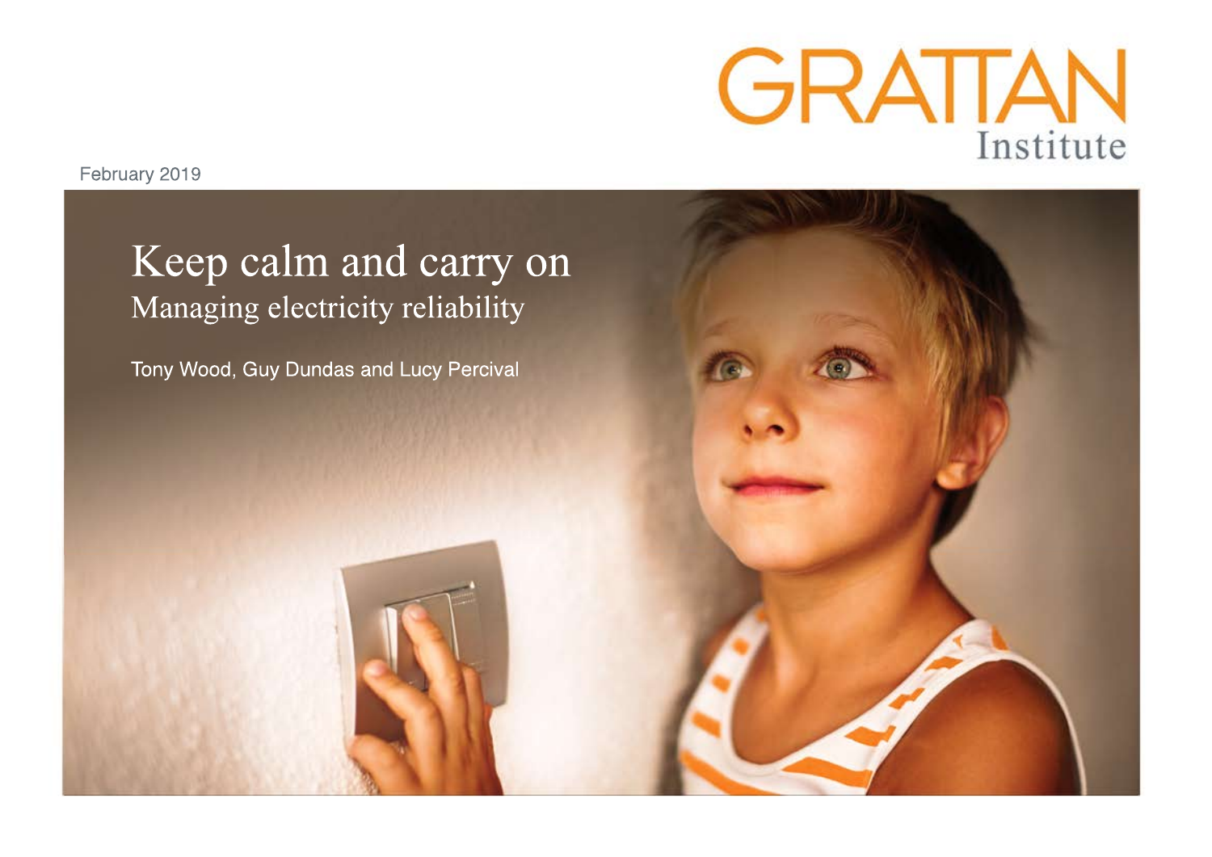GRATTAN Institute

February 2019

# Keep calm and carry on

## Managing electricity reliability

Tony Wood, Guy Dundas and Lucy Percival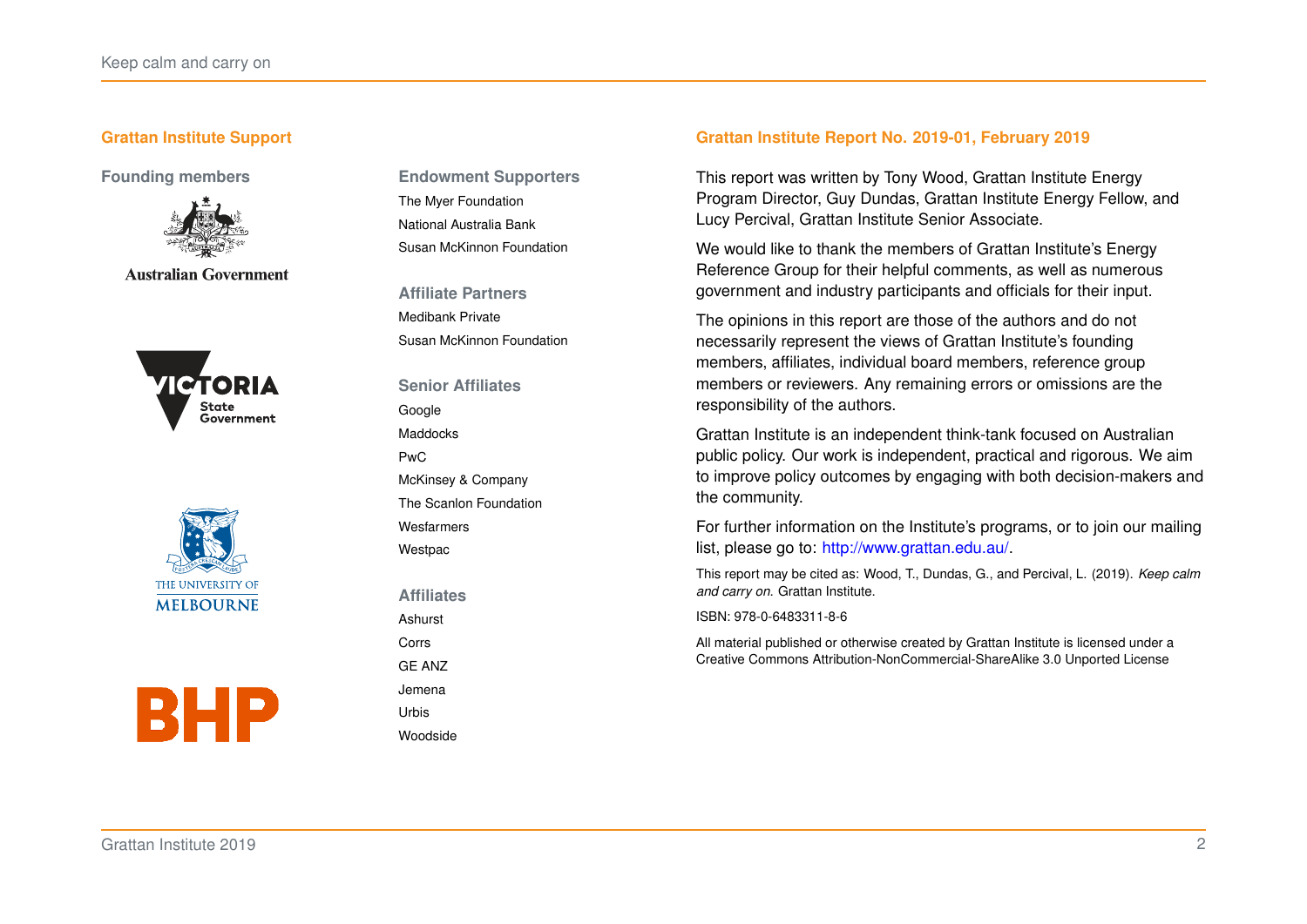## Grattan Institute Support

### Founding members

Australian Government

Victoria State Government

The University of Melbourne

BHP

### Endowment Supporters

The Myer Foundation

National Australia Bank

Susan McKinnon Foundation

### Affiliate Partners

Medibank Private

Susan McKinnon Foundation

### Senior Affiliates

Google

Maddocks

PwC

McKinsey & Company

The Scanlon Foundation

Wesfarmers

Westpac

### Affiliates

Ashurst

Corrs

GE ANZ

Jemena

Urbis

Woodside

## Grattan Institute Report No. 2019-01, February 2019

This report was written by Tony Wood, Grattan Institute Energy Program Director, Guy Dundas, Grattan Institute Energy Fellow, and Lucy Percival, Grattan Institute Senior Associate.

We would like to thank the members of Grattan Institute's Energy Reference Group for their helpful comments, as well as numerous government and industry participants and officials for their input.

The opinions in this report are those of the authors and do not necessarily represent the views of Grattan Institute's founding members, affiliates, individual board members, reference group members or reviewers. Any remaining errors or omissions are the responsibility of the authors.

Grattan Institute is an independent think-tank focused on Australian public policy. Our work is independent, practical and rigorous. We aim to improve policy outcomes by engaging with both decision-makers and the community.

For further information on the Institute's programs, or to join our mailing list, please go to: http://www.grattan.edu.au/.

This report may be cited as: Wood, T., Dundas, G., and Percival, L. (2019). *Keep calm and carry on*. Grattan Institute.

ISBN: 978-0-6483311-8-6

All material published or otherwise created by Grattan Institute is licensed under a Creative Commons Attribution-NonCommercial-ShareAlike 3.0 Unported License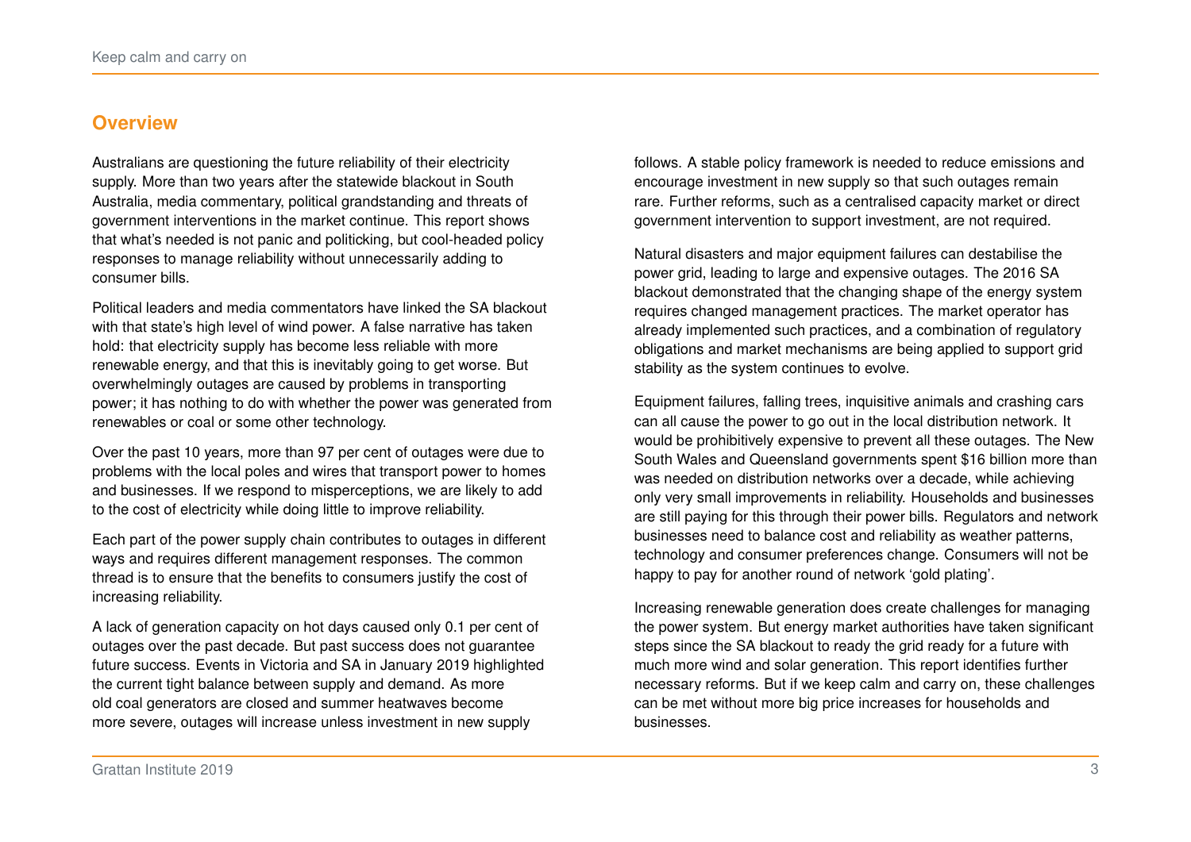## Overview

Australians are questioning the future reliability of their electricity supply. More than two years after the statewide blackout in South Australia, media commentary, political grandstanding and threats of government interventions in the market continue. This report shows that what's needed is not panic and politicking, but cool-headed policy responses to manage reliability without unnecessarily adding to consumer bills.

Political leaders and media commentators have linked the SA blackout with that state's high level of wind power. A false narrative has taken hold: that electricity supply has become less reliable with more renewable energy, and that this is inevitably going to get worse. But overwhelmingly outages are caused by problems in transporting power; it has nothing to do with whether the power was generated from renewables or coal or some other technology.

Over the past 10 years, more than 97 per cent of outages were due to problems with the local poles and wires that transport power to homes and businesses. If we respond to misperceptions, we are likely to add to the cost of electricity while doing little to improve reliability.

Each part of the power supply chain contributes to outages in different ways and requires different management responses. The common thread is to ensure that the benefits to consumers justify the cost of increasing reliability.

A lack of generation capacity on hot days caused only 0.1 per cent of outages over the past decade. But past success does not guarantee future success. Events in Victoria and SA in January 2019 highlighted the current tight balance between supply and demand. As more old coal generators are closed and summer heatwaves become more severe, outages will increase unless investment in new supply follows. A stable policy framework is needed to reduce emissions and encourage investment in new supply so that such outages remain rare. Further reforms, such as a centralised capacity market or direct government intervention to support investment, are not required.

Natural disasters and major equipment failures can destabilise the power grid, leading to large and expensive outages. The 2016 SA blackout demonstrated that the changing shape of the energy system requires changed management practices. The market operator has already implemented such practices, and a combination of regulatory obligations and market mechanisms are being applied to support grid stability as the system continues to evolve.

Equipment failures, falling trees, inquisitive animals and crashing cars can all cause the power to go out in the local distribution network. It would be prohibitively expensive to prevent all these outages. The New South Wales and Queensland governments spent $16 billion more than was needed on distribution networks over a decade, while achieving only very small improvements in reliability. Households and businesses are still paying for this through their power bills. Regulators and network businesses need to balance cost and reliability as weather patterns, technology and consumer preferences change. Consumers will not be happy to pay for another round of network 'gold plating'.

Increasing renewable generation does create challenges for managing the power system. But energy market authorities have taken significant steps since the SA blackout to ready the grid ready for a future with much more wind and solar generation. This report identifies further necessary reforms. But if we keep calm and carry on, these challenges can be met without more big price increases for households and businesses.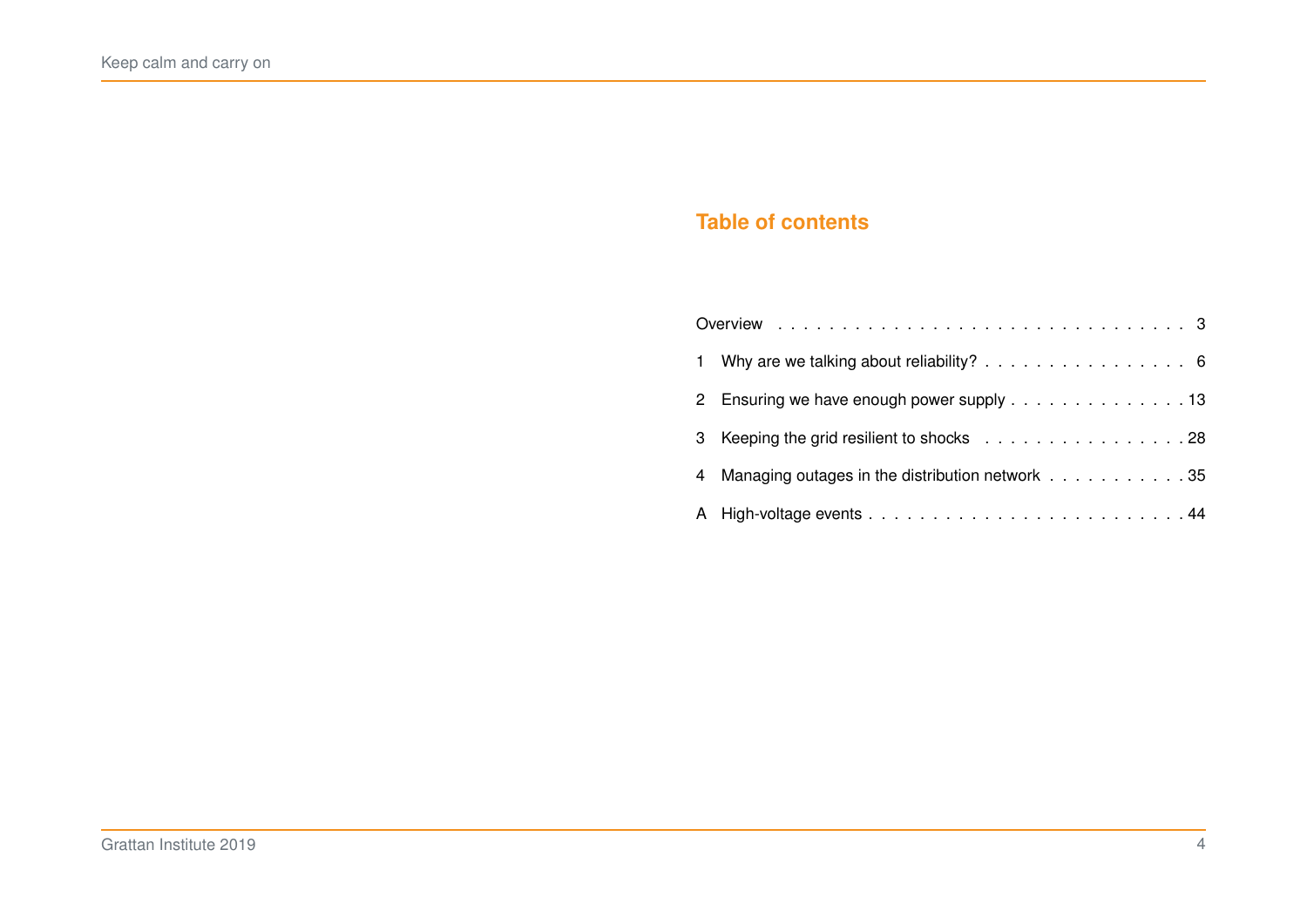## Table of contents

Overview . . . . . . . . . . . . . . . . . . . . . . . . . . . . . . . 3

1 Why are we talking about reliability? . . . . . . . . . . . . . . . . . 6

2 Ensuring we have enough power supply . . . . . . . . . . . . . . 13

3 Keeping the grid resilient to shocks . . . . . . . . . . . . . . . . . 28

4 Managing outages in the distribution network . . . . . . . . . . . 35

A High-voltage events . . . . . . . . . . . . . . . . . . . . . . . . . 44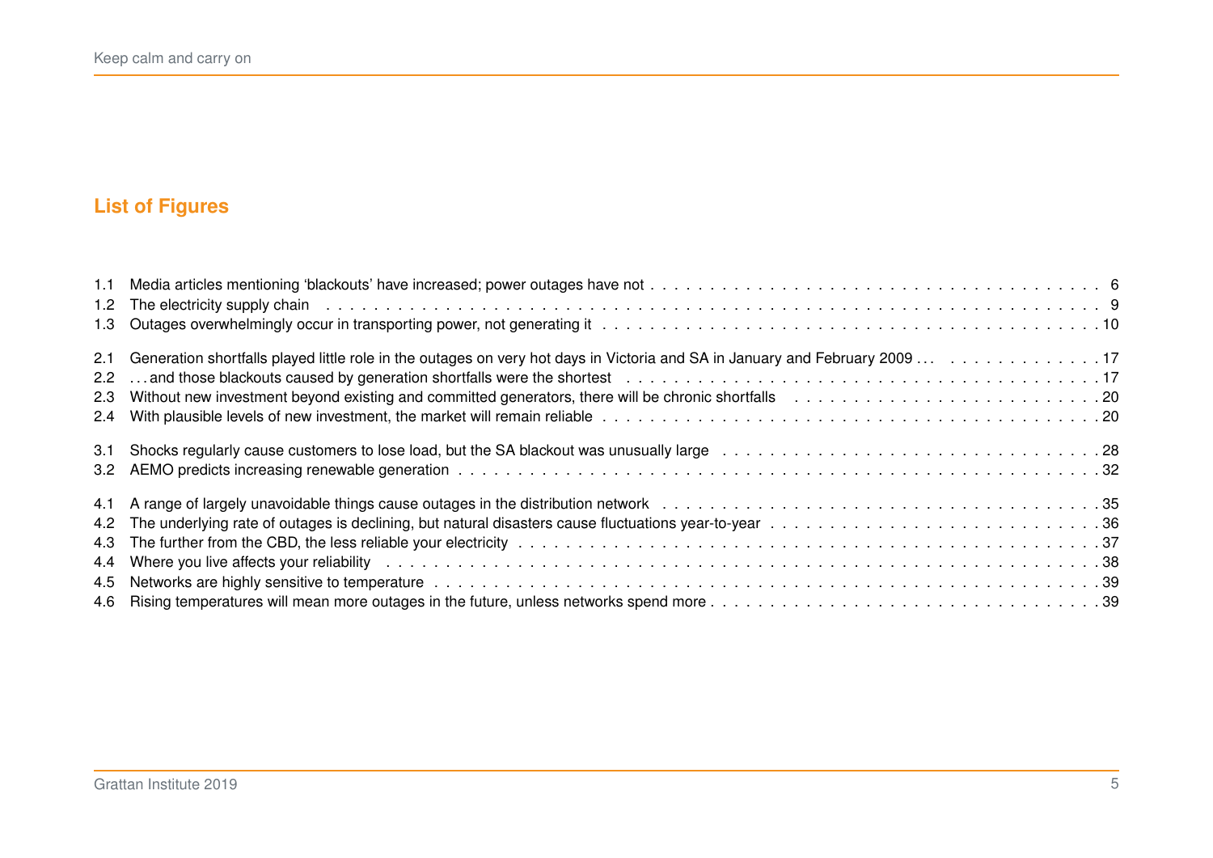## List of Figures

1.1 Media articles mentioning ‘blackouts’ have increased; power outages have not . . . 6
1.2 The electricity supply chain . . . 9
1.3 Outages overwhelmingly occur in transporting power, not generating it . . . 10

2.1 Generation shortfalls played little role in the outages on very hot days in Victoria and SA in January and February 2009 . . . 17
2.2 . . . and those blackouts caused by generation shortfalls were the shortest . . . 17
2.3 Without new investment beyond existing and committed generators, there will be chronic shortfalls . . . 20
2.4 With plausible levels of new investment, the market will remain reliable . . . 20

3.1 Shocks regularly cause customers to lose load, but the SA blackout was unusually large . . . 28
3.2 AEMO predicts increasing renewable generation . . . 32

4.1 A range of largely unavoidable things cause outages in the distribution network . . . 35
4.2 The underlying rate of outages is declining, but natural disasters cause fluctuations year-to-year . . . 36
4.3 The further from the CBD, the less reliable your electricity . . . 37
4.4 Where you live affects your reliability . . . 38
4.5 Networks are highly sensitive to temperature . . . 39
4.6 Rising temperatures will mean more outages in the future, unless networks spend more . . . 39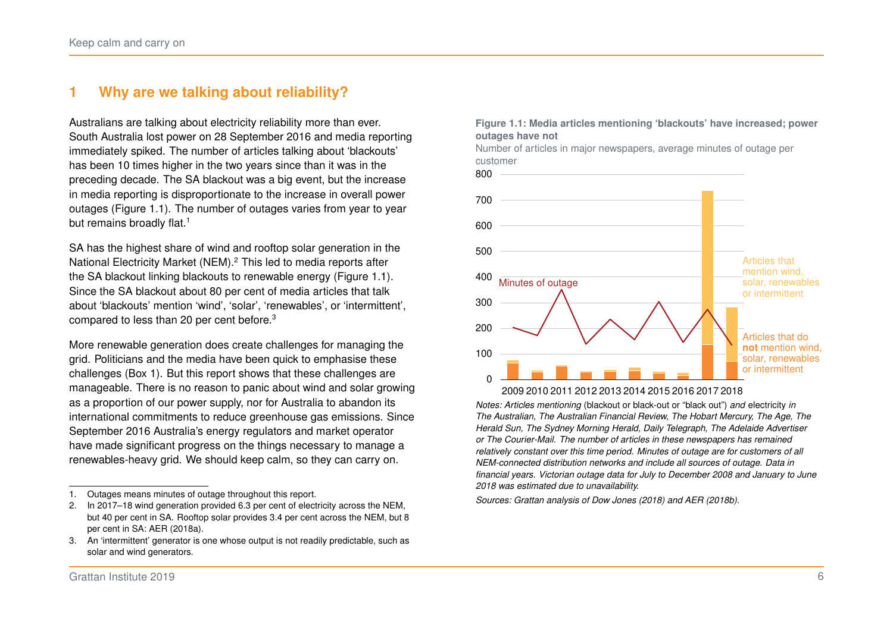# 1 Why are we talking about reliability?

Australians are talking about electricity reliability more than ever. South Australia lost power on 28 September 2016 and media reporting immediately spiked. The number of articles talking about 'blackouts' has been 10 times higher in the two years since than it was in the preceding decade. The SA blackout was a big event, but the increase in media reporting is disproportionate to the increase in overall power outages (Figure 1.1). The number of outages varies from year to year but remains broadly flat.[1]

SA has the highest share of wind and rooftop solar generation in the National Electricity Market (NEM).[2] This led to media reports after the SA blackout linking blackouts to renewable energy (Figure 1.1). Since the SA blackout about 80 per cent of media articles that talk about 'blackouts' mention 'wind', 'solar', 'renewables', or 'intermittent', compared to less than 20 per cent before.[3]

More renewable generation does create challenges for managing the grid. Politicians and the media have been quick to emphasise these challenges (Box 1). But this report shows that these challenges are manageable. There is no reason to panic about wind and solar growing as a proportion of our power supply, nor for Australia to abandon its international commitments to reduce greenhouse gas emissions. Since September 2016 Australia's energy regulators and market operator have made significant progress on the things necessary to manage a renewables-heavy grid. We should keep calm, so they can carry on.

**Figure 1.1: Media articles mentioning 'blackouts' have increased; power outages have not**

Number of articles in major newspapers, average minutes of outage per customer

*Notes: Articles mentioning* (blackout or black-out or "black out") *and* electricity *in The Australian, The Australian Financial Review, The Hobart Mercury, The Age, The Herald Sun, The Sydney Morning Herald, Daily Telegraph, The Adelaide Advertiser or The Courier-Mail. The number of articles in these newspapers has remained relatively constant over this time period. Minutes of outage are for customers of all NEM-connected distribution networks and include all sources of outage. Data in financial years. Victorian outage data for July to December 2008 and January to June 2018 was estimated due to unavailability.*

*Sources: Grattan analysis of Dow Jones (2018) and AER (2018b).*

---

1. Outages means minutes of outage throughout this report.
2. In 2017–18 wind generation provided 6.3 per cent of electricity across the NEM, but 40 per cent in SA. Rooftop solar provides 3.4 per cent across the NEM, but 8 per cent in SA: AER (2018a).
3. An 'intermittent' generator is one whose output is not readily predictable, such as solar and wind generators.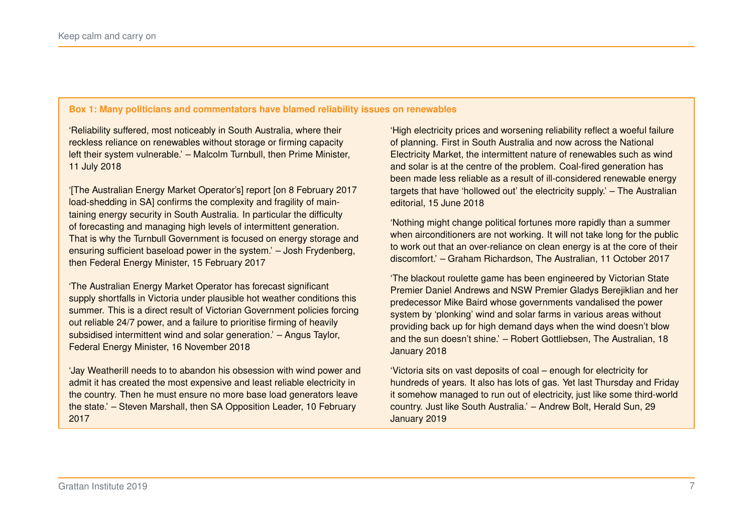**Box 1: Many politicians and commentators have blamed reliability issues on renewables**

'Reliability suffered, most noticeably in South Australia, where their reckless reliance on renewables without storage or firming capacity left their system vulnerable.' – Malcolm Turnbull, then Prime Minister, 11 July 2018

'[The Australian Energy Market Operator's] report [on 8 February 2017 load-shedding in SA] confirms the complexity and fragility of maintaining energy security in South Australia. In particular the difficulty of forecasting and managing high levels of intermittent generation. That is why the Turnbull Government is focused on energy storage and ensuring sufficient baseload power in the system.' – Josh Frydenberg, then Federal Energy Minister, 15 February 2017

'The Australian Energy Market Operator has forecast significant supply shortfalls in Victoria under plausible hot weather conditions this summer. This is a direct result of Victorian Government policies forcing out reliable 24/7 power, and a failure to prioritise firming of heavily subsidised intermittent wind and solar generation.' – Angus Taylor, Federal Energy Minister, 16 November 2018

'Jay Weatherill needs to to abandon his obsession with wind power and admit it has created the most expensive and least reliable electricity in the country. Then he must ensure no more base load generators leave the state.' – Steven Marshall, then SA Opposition Leader, 10 February 2017

'High electricity prices and worsening reliability reflect a woeful failure of planning. First in South Australia and now across the National Electricity Market, the intermittent nature of renewables such as wind and solar is at the centre of the problem. Coal-fired generation has been made less reliable as a result of ill-considered renewable energy targets that have 'hollowed out' the electricity supply.' – The Australian editorial, 15 June 2018

'Nothing might change political fortunes more rapidly than a summer when airconditioners are not working. It will not take long for the public to work out that an over-reliance on clean energy is at the core of their discomfort.' – Graham Richardson, The Australian, 11 October 2017

'The blackout roulette game has been engineered by Victorian State Premier Daniel Andrews and NSW Premier Gladys Berejiklian and her predecessor Mike Baird whose governments vandalised the power system by 'plonking' wind and solar farms in various areas without providing back up for high demand days when the wind doesn't blow and the sun doesn't shine.' – Robert Gottliebsen, The Australian, 18 January 2018

'Victoria sits on vast deposits of coal – enough for electricity for hundreds of years. It also has lots of gas. Yet last Thursday and Friday it somehow managed to run out of electricity, just like some third-world country. Just like South Australia.' – Andrew Bolt, Herald Sun, 29 January 2019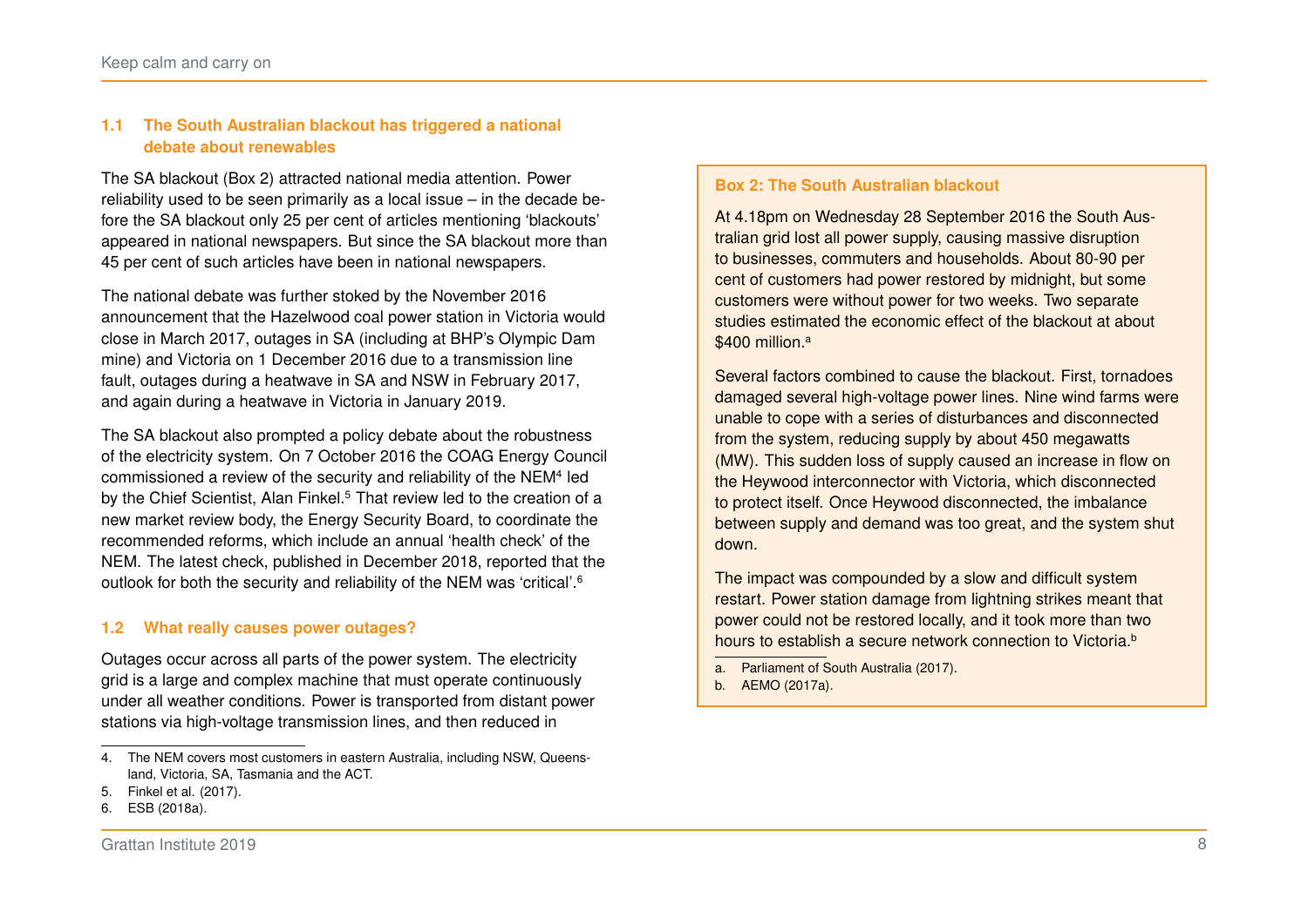### 1.1 The South Australian blackout has triggered a national debate about renewables

The SA blackout (Box 2) attracted national media attention. Power reliability used to be seen primarily as a local issue – in the decade before the SA blackout only 25 per cent of articles mentioning 'blackouts' appeared in national newspapers. But since the SA blackout more than 45 per cent of such articles have been in national newspapers.

The national debate was further stoked by the November 2016 announcement that the Hazelwood coal power station in Victoria would close in March 2017, outages in SA (including at BHP's Olympic Dam mine) and Victoria on 1 December 2016 due to a transmission line fault, outages during a heatwave in SA and NSW in February 2017, and again during a heatwave in Victoria in January 2019.

The SA blackout also prompted a policy debate about the robustness of the electricity system. On 7 October 2016 the COAG Energy Council commissioned a review of the security and reliability of the NEM[4] led by the Chief Scientist, Alan Finkel.[5] That review led to the creation of a new market review body, the Energy Security Board, to coordinate the recommended reforms, which include an annual 'health check' of the NEM. The latest check, published in December 2018, reported that the outlook for both the security and reliability of the NEM was 'critical'.[6]

### 1.2 What really causes power outages?

Outages occur across all parts of the power system. The electricity grid is a large and complex machine that must operate continuously under all weather conditions. Power is transported from distant power stations via high-voltage transmission lines, and then reduced in

4. The NEM covers most customers in eastern Australia, including NSW, Queensland, Victoria, SA, Tasmania and the ACT.
5. Finkel et al. (2017).
6. ESB (2018a).

**Box 2: The South Australian blackout**

At 4.18pm on Wednesday 28 September 2016 the South Australian grid lost all power supply, causing massive disruption to businesses, commuters and households. About 80-90 per cent of customers had power restored by midnight, but some customers were without power for two weeks. Two separate studies estimated the economic effect of the blackout at about $400 million.[a]

Several factors combined to cause the blackout. First, tornadoes damaged several high-voltage power lines. Nine wind farms were unable to cope with a series of disturbances and disconnected from the system, reducing supply by about 450 megawatts (MW). This sudden loss of supply caused an increase in flow on the Heywood interconnector with Victoria, which disconnected to protect itself. Once Heywood disconnected, the imbalance between supply and demand was too great, and the system shut down.

The impact was compounded by a slow and difficult system restart. Power station damage from lightning strikes meant that power could not be restored locally, and it took more than two hours to establish a secure network connection to Victoria.[b]

a. Parliament of South Australia (2017).
b. AEMO (2017a).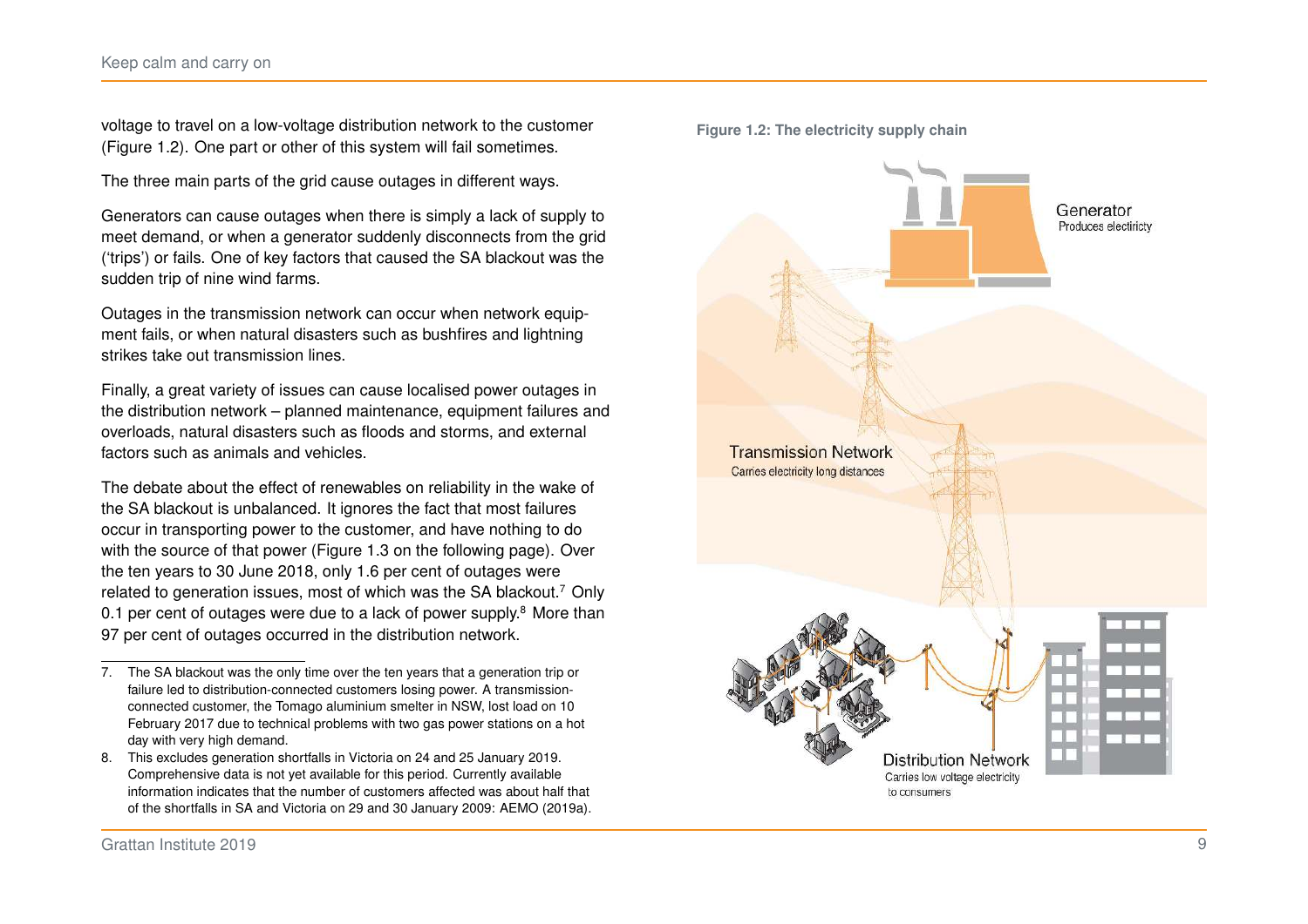voltage to travel on a low-voltage distribution network to the customer (Figure 1.2). One part or other of this system will fail sometimes.

The three main parts of the grid cause outages in different ways.

Generators can cause outages when there is simply a lack of supply to meet demand, or when a generator suddenly disconnects from the grid ('trips') or fails. One of key factors that caused the SA blackout was the sudden trip of nine wind farms.

Outages in the transmission network can occur when network equipment fails, or when natural disasters such as bushfires and lightning strikes take out transmission lines.

Finally, a great variety of issues can cause localised power outages in the distribution network – planned maintenance, equipment failures and overloads, natural disasters such as floods and storms, and external factors such as animals and vehicles.

The debate about the effect of renewables on reliability in the wake of the SA blackout is unbalanced. It ignores the fact that most failures occur in transporting power to the customer, and have nothing to do with the source of that power (Figure 1.3 on the following page). Over the ten years to 30 June 2018, only 1.6 per cent of outages were related to generation issues, most of which was the SA blackout.[7] Only 0.1 per cent of outages were due to a lack of power supply.[8] More than 97 per cent of outages occurred in the distribution network.

**Figure 1.2: The electricity supply chain**

Generator
Produces electiricty

Transmission Network
Carries electricity long distances

Distribution Network
Carries low voltage electricity to consumers

---

7. The SA blackout was the only time over the ten years that a generation trip or failure led to distribution-connected customers losing power. A transmission-connected customer, the Tomago aluminium smelter in NSW, lost load on 10 February 2017 due to technical problems with two gas power stations on a hot day with very high demand.
8. This excludes generation shortfalls in Victoria on 24 and 25 January 2019. Comprehensive data is not yet available for this period. Currently available information indicates that the number of customers affected was about half that of the shortfalls in SA and Victoria on 29 and 30 January 2009: AEMO (2019a).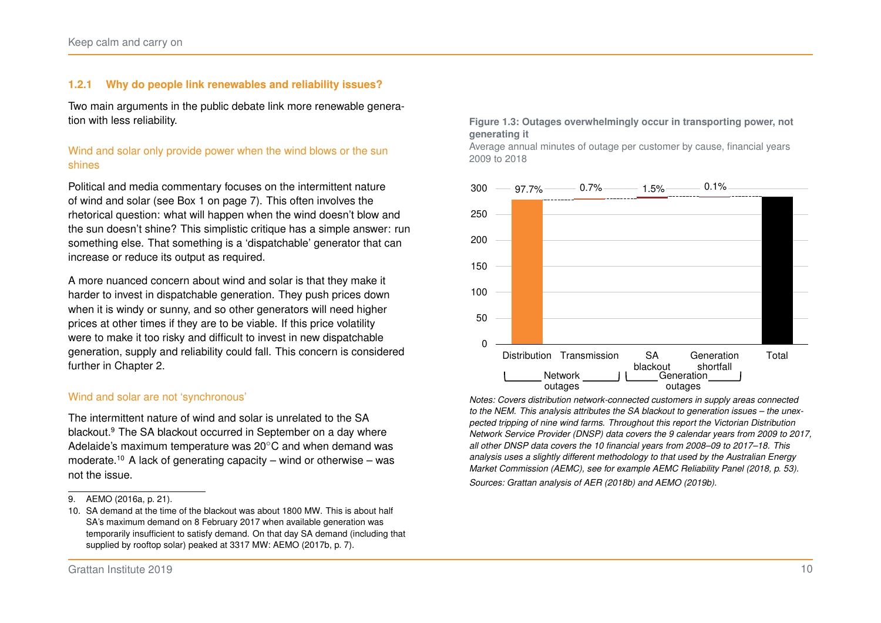### 1.2.1 Why do people link renewables and reliability issues?

Two main arguments in the public debate link more renewable generation with less reliability.

#### Wind and solar only provide power when the wind blows or the sun shines

Political and media commentary focuses on the intermittent nature of wind and solar (see Box 1 on page 7). This often involves the rhetorical question: what will happen when the wind doesn't blow and the sun doesn't shine? This simplistic critique has a simple answer: run something else. That something is a 'dispatchable' generator that can increase or reduce its output as required.

A more nuanced concern about wind and solar is that they make it harder to invest in dispatchable generation. They push prices down when it is windy or sunny, and so other generators will need higher prices at other times if they are to be viable. If this price volatility were to make it too risky and difficult to invest in new dispatchable generation, supply and reliability could fall. This concern is considered further in Chapter 2.

#### Wind and solar are not 'synchronous'

The intermittent nature of wind and solar is unrelated to the SA blackout.[9] The SA blackout occurred in September on a day where Adelaide's maximum temperature was 20°C and when demand was moderate.[10] A lack of generating capacity – wind or otherwise – was not the issue.

**Figure 1.3: Outages overwhelmingly occur in transporting power, not generating it**

Average annual minutes of outage per customer by cause, financial years 2009 to 2018

*Notes: Covers distribution network-connected customers in supply areas connected to the NEM. This analysis attributes the SA blackout to generation issues – the unexpected tripping of nine wind farms. Throughout this report the Victorian Distribution Network Service Provider (DNSP) data covers the 9 calendar years from 2009 to 2017, all other DNSP data covers the 10 financial years from 2008–09 to 2017–18. This analysis uses a slightly different methodology to that used by the Australian Energy Market Commission (AEMC), see for example AEMC Reliability Panel (2018, p. 53).*

*Sources: Grattan analysis of AER (2018b) and AEMO (2019b).*

---

9. AEMO (2016a, p. 21).
10. SA demand at the time of the blackout was about 1800 MW. This is about half SA's maximum demand on 8 February 2017 when available generation was temporarily insufficient to satisfy demand. On that day SA demand (including that supplied by rooftop solar) peaked at 3317 MW: AEMO (2017b, p. 7).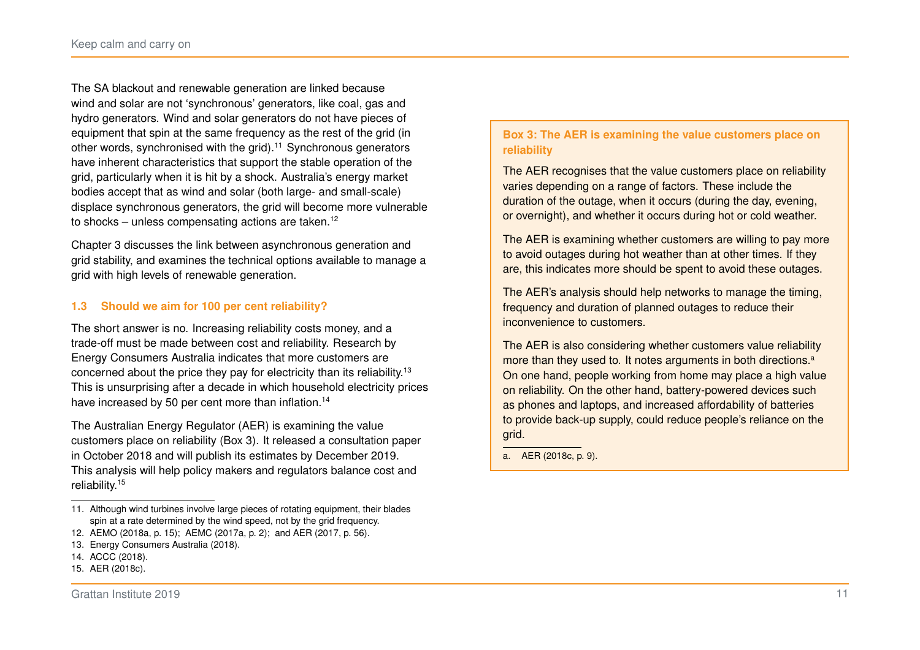The SA blackout and renewable generation are linked because wind and solar are not 'synchronous' generators, like coal, gas and hydro generators. Wind and solar generators do not have pieces of equipment that spin at the same frequency as the rest of the grid (in other words, synchronised with the grid).[11] Synchronous generators have inherent characteristics that support the stable operation of the grid, particularly when it is hit by a shock. Australia's energy market bodies accept that as wind and solar (both large- and small-scale) displace synchronous generators, the grid will become more vulnerable to shocks – unless compensating actions are taken.[12]

Chapter 3 discusses the link between asynchronous generation and grid stability, and examines the technical options available to manage a grid with high levels of renewable generation.

### 1.3 Should we aim for 100 per cent reliability?

The short answer is no. Increasing reliability costs money, and a trade-off must be made between cost and reliability. Research by Energy Consumers Australia indicates that more customers are concerned about the price they pay for electricity than its reliability.[13] This is unsurprising after a decade in which household electricity prices have increased by 50 per cent more than inflation.[14]

The Australian Energy Regulator (AER) is examining the value customers place on reliability (Box 3). It released a consultation paper in October 2018 and will publish its estimates by December 2019. This analysis will help policy makers and regulators balance cost and reliability.[15]

11. Although wind turbines involve large pieces of rotating equipment, their blades spin at a rate determined by the wind speed, not by the grid frequency.
12. AEMO (2018a, p. 15); AEMC (2017a, p. 2); and AER (2017, p. 56).
13. Energy Consumers Australia (2018).
14. ACCC (2018).
15. AER (2018c).

---

**Box 3: The AER is examining the value customers place on reliability**

The AER recognises that the value customers place on reliability varies depending on a range of factors. These include the duration of the outage, when it occurs (during the day, evening, or overnight), and whether it occurs during hot or cold weather.

The AER is examining whether customers are willing to pay more to avoid outages during hot weather than at other times. If they are, this indicates more should be spent to avoid these outages.

The AER's analysis should help networks to manage the timing, frequency and duration of planned outages to reduce their inconvenience to customers.

The AER is also considering whether customers value reliability more than they used to. It notes arguments in both directions.[a] On one hand, people working from home may place a high value on reliability. On the other hand, battery-powered devices such as phones and laptops, and increased affordability of batteries to provide back-up supply, could reduce people's reliance on the grid.

a. AER (2018c, p. 9).

---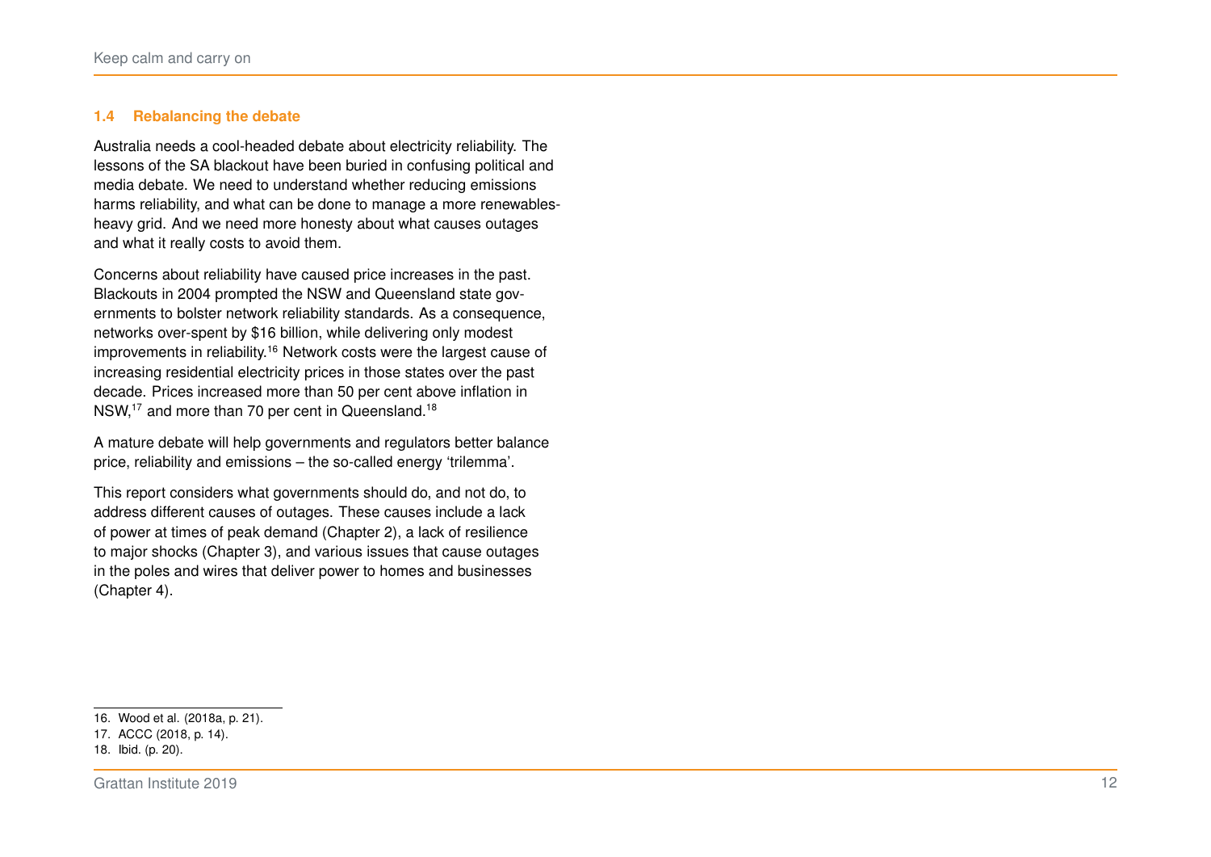### 1.4 Rebalancing the debate

Australia needs a cool-headed debate about electricity reliability. The lessons of the SA blackout have been buried in confusing political and media debate. We need to understand whether reducing emissions harms reliability, and what can be done to manage a more renewables-heavy grid. And we need more honesty about what causes outages and what it really costs to avoid them.

Concerns about reliability have caused price increases in the past. Blackouts in 2004 prompted the NSW and Queensland state governments to bolster network reliability standards. As a consequence, networks over-spent by $16 billion, while delivering only modest improvements in reliability.[16] Network costs were the largest cause of increasing residential electricity prices in those states over the past decade. Prices increased more than 50 per cent above inflation in NSW,[17] and more than 70 per cent in Queensland.[18]

A mature debate will help governments and regulators better balance price, reliability and emissions – the so-called energy 'trilemma'.

This report considers what governments should do, and not do, to address different causes of outages. These causes include a lack of power at times of peak demand (Chapter 2), a lack of resilience to major shocks (Chapter 3), and various issues that cause outages in the poles and wires that deliver power to homes and businesses (Chapter 4).

16. Wood et al. (2018a, p. 21).
17. ACCC (2018, p. 14).
18. Ibid. (p. 20).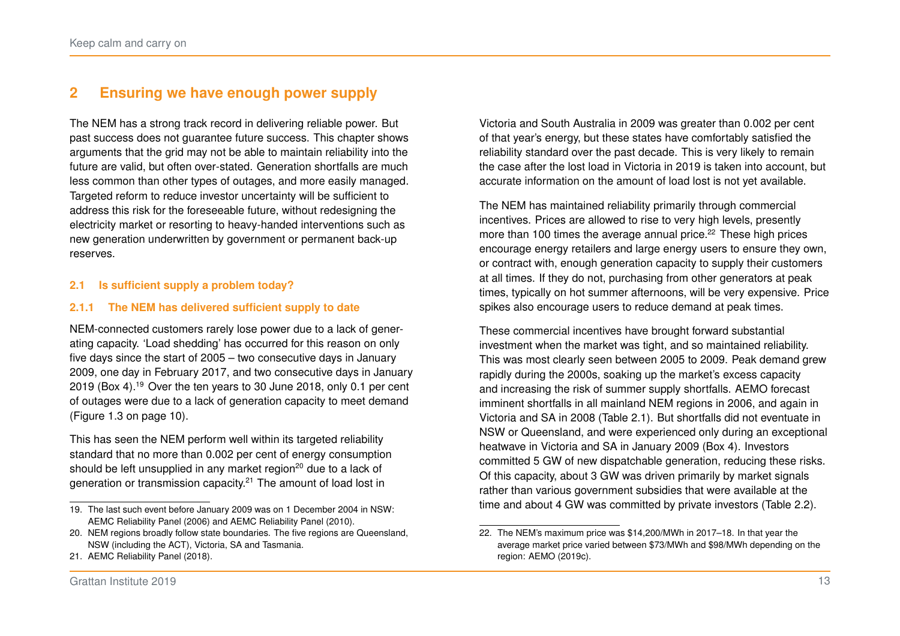# 2 Ensuring we have enough power supply

The NEM has a strong track record in delivering reliable power. But past success does not guarantee future success. This chapter shows arguments that the grid may not be able to maintain reliability into the future are valid, but often over-stated. Generation shortfalls are much less common than other types of outages, and more easily managed. Targeted reform to reduce investor uncertainty will be sufficient to address this risk for the foreseeable future, without redesigning the electricity market or resorting to heavy-handed interventions such as new generation underwritten by government or permanent back-up reserves.

## 2.1 Is sufficient supply a problem today?

### 2.1.1 The NEM has delivered sufficient supply to date

NEM-connected customers rarely lose power due to a lack of generating capacity. 'Load shedding' has occurred for this reason on only five days since the start of 2005 – two consecutive days in January 2009, one day in February 2017, and two consecutive days in January 2019 (Box 4).[19] Over the ten years to 30 June 2018, only 0.1 per cent of outages were due to a lack of generation capacity to meet demand (Figure 1.3 on page 10).

This has seen the NEM perform well within its targeted reliability standard that no more than 0.002 per cent of energy consumption should be left unsupplied in any market region[20] due to a lack of generation or transmission capacity.[21] The amount of load lost in Victoria and South Australia in 2009 was greater than 0.002 per cent of that year's energy, but these states have comfortably satisfied the reliability standard over the past decade. This is very likely to remain the case after the lost load in Victoria in 2019 is taken into account, but accurate information on the amount of load lost is not yet available.

The NEM has maintained reliability primarily through commercial incentives. Prices are allowed to rise to very high levels, presently more than 100 times the average annual price.[22] These high prices encourage energy retailers and large energy users to ensure they own, or contract with, enough generation capacity to supply their customers at all times. If they do not, purchasing from other generators at peak times, typically on hot summer afternoons, will be very expensive. Price spikes also encourage users to reduce demand at peak times.

These commercial incentives have brought forward substantial investment when the market was tight, and so maintained reliability. This was most clearly seen between 2005 to 2009. Peak demand grew rapidly during the 2000s, soaking up the market's excess capacity and increasing the risk of summer supply shortfalls. AEMO forecast imminent shortfalls in all mainland NEM regions in 2006, and again in Victoria and SA in 2008 (Table 2.1). But shortfalls did not eventuate in NSW or Queensland, and were experienced only during an exceptional heatwave in Victoria and SA in January 2009 (Box 4). Investors committed 5 GW of new dispatchable generation, reducing these risks. Of this capacity, about 3 GW was driven primarily by market signals rather than various government subsidies that were available at the time and about 4 GW was committed by private investors (Table 2.2).

---

19. The last such event before January 2009 was on 1 December 2004 in NSW: AEMC Reliability Panel (2006) and AEMC Reliability Panel (2010).
20. NEM regions broadly follow state boundaries. The five regions are Queensland, NSW (including the ACT), Victoria, SA and Tasmania.
21. AEMC Reliability Panel (2018).
22. The NEM's maximum price was $14,200/MWh in 2017–18. In that year the average market price varied between $73/MWh and $98/MWh depending on the region: AEMO (2019c).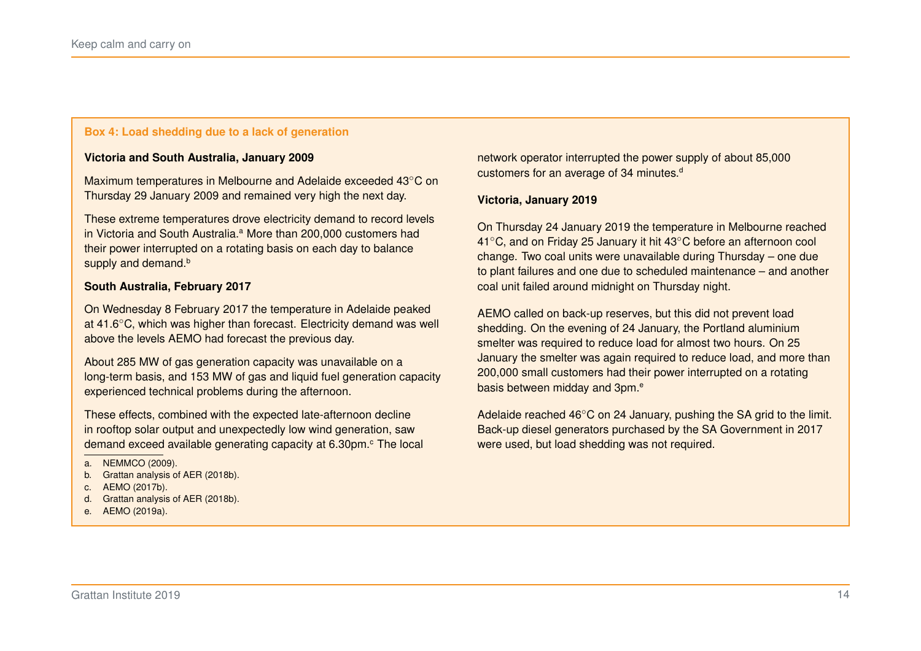## Box 4: Load shedding due to a lack of generation

**Victoria and South Australia, January 2009**

Maximum temperatures in Melbourne and Adelaide exceeded 43°C on Thursday 29 January 2009 and remained very high the next day.

These extreme temperatures drove electricity demand to record levels in Victoria and South Australia.[a] More than 200,000 customers had their power interrupted on a rotating basis on each day to balance supply and demand.[b]

**South Australia, February 2017**

On Wednesday 8 February 2017 the temperature in Adelaide peaked at 41.6°C, which was higher than forecast. Electricity demand was well above the levels AEMO had forecast the previous day.

About 285 MW of gas generation capacity was unavailable on a long-term basis, and 153 MW of gas and liquid fuel generation capacity experienced technical problems during the afternoon.

These effects, combined with the expected late-afternoon decline in rooftop solar output and unexpectedly low wind generation, saw demand exceed available generating capacity at 6.30pm.[c] The local network operator interrupted the power supply of about 85,000 customers for an average of 34 minutes.[d]

**Victoria, January 2019**

On Thursday 24 January 2019 the temperature in Melbourne reached 41°C, and on Friday 25 January it hit 43°C before an afternoon cool change. Two coal units were unavailable during Thursday – one due to plant failures and one due to scheduled maintenance – and another coal unit failed around midnight on Thursday night.

AEMO called on back-up reserves, but this did not prevent load shedding. On the evening of 24 January, the Portland aluminium smelter was required to reduce load for almost two hours. On 25 January the smelter was again required to reduce load, and more than 200,000 small customers had their power interrupted on a rotating basis between midday and 3pm.[e]

Adelaide reached 46°C on 24 January, pushing the SA grid to the limit. Back-up diesel generators purchased by the SA Government in 2017 were used, but load shedding was not required.

a. NEMMCO (2009).
b. Grattan analysis of AER (2018b).
c. AEMO (2017b).
d. Grattan analysis of AER (2018b).
e. AEMO (2019a).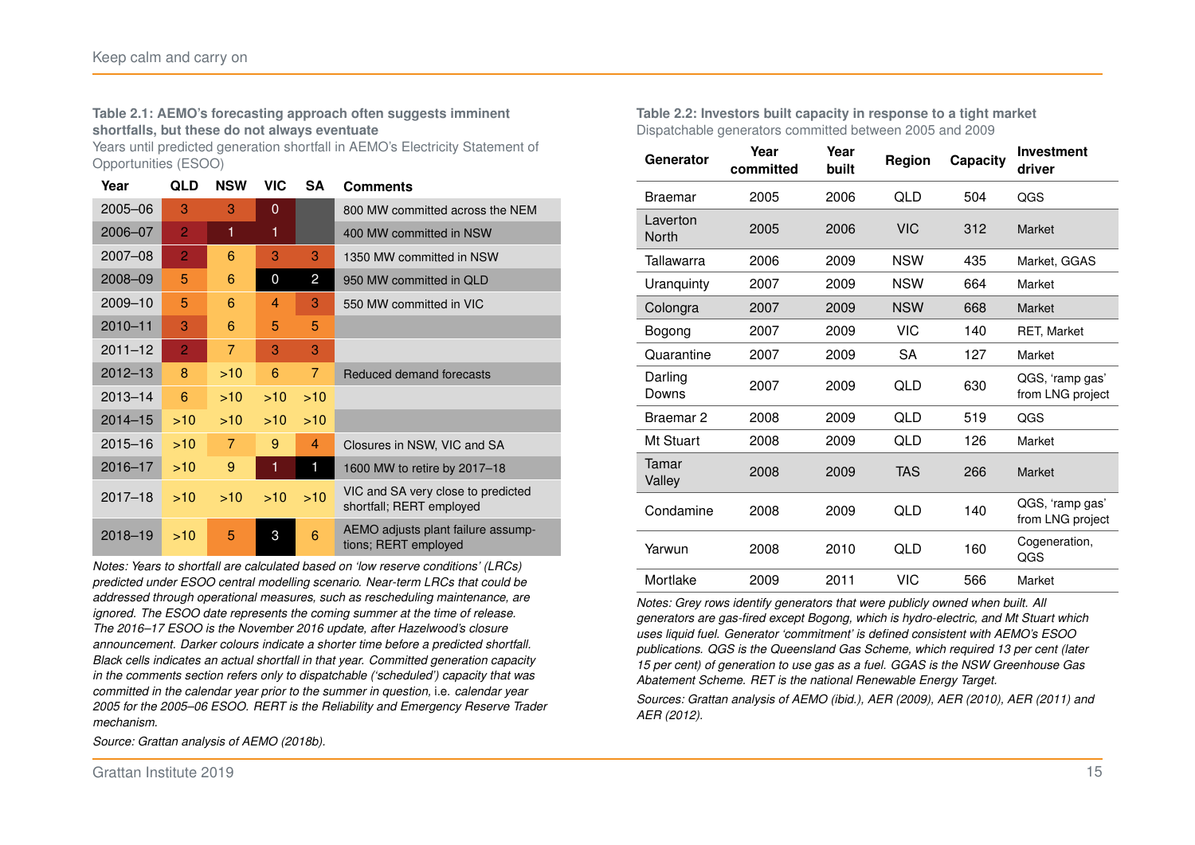**Table 2.1: AEMO's forecasting approach often suggests imminent shortfalls, but these do not always eventuate**

Years until predicted generation shortfall in AEMO's Electricity Statement of Opportunities (ESOO)

| Year | QLD | NSW | VIC | SA | Comments |
|---|---|---|---|---|---|
| 2005–06 | 3 | 3 | 0 | | 800 MW committed across the NEM |
| 2006–07 | 2 | 1 | 1 | | 400 MW committed in NSW |
| 2007–08 | 2 | 6 | 3 | 3 | 1350 MW committed in NSW |
| 2008–09 | 5 | 6 | 0 | 2 | 950 MW committed in QLD |
| 2009–10 | 5 | 6 | 4 | 3 | 550 MW committed in VIC |
| 2010–11 | 3 | 6 | 5 | 5 | |
| 2011–12 | 2 | 7 | 3 | 3 | |
| 2012–13 | 8 | >10 | 6 | 7 | Reduced demand forecasts |
| 2013–14 | 6 | >10 | >10 | >10 | |
| 2014–15 | >10 | >10 | >10 | >10 | |
| 2015–16 | >10 | 7 | 9 | 4 | Closures in NSW, VIC and SA |
| 2016–17 | >10 | 9 | 1 | 1 | 1600 MW to retire by 2017–18 |
| 2017–18 | >10 | >10 | >10 | >10 | VIC and SA very close to predicted shortfall; RERT employed |
| 2018–19 | >10 | 5 | 3 | 6 | AEMO adjusts plant failure assumptions; RERT employed |

*Notes: Years to shortfall are calculated based on 'low reserve conditions' (LRCs) predicted under ESOO central modelling scenario. Near-term LRCs that could be addressed through operational measures, such as rescheduling maintenance, are ignored. The ESOO date represents the coming summer at the time of release. The 2016–17 ESOO is the November 2016 update, after Hazelwood's closure announcement. Darker colours indicate a shorter time before a predicted shortfall. Black cells indicates an actual shortfall in that year. Committed generation capacity in the comments section refers only to dispatchable ('scheduled') capacity that was committed in the calendar year prior to the summer in question, i.e. calendar year 2005 for the 2005–06 ESOO. RERT is the Reliability and Emergency Reserve Trader mechanism.*

*Source: Grattan analysis of AEMO (2018b).*

**Table 2.2: Investors built capacity in response to a tight market**

Dispatchable generators committed between 2005 and 2009

| Generator | Year committed | Year built | Region | Capacity | Investment driver |
|---|---|---|---|---|---|
| Braemar | 2005 | 2006 | QLD | 504 | QGS |
| Laverton North | 2005 | 2006 | VIC | 312 | Market |
| Tallawarra | 2006 | 2009 | NSW | 435 | Market, GGAS |
| Uranquinty | 2007 | 2009 | NSW | 664 | Market |
| Colongra | 2007 | 2009 | NSW | 668 | Market |
| Bogong | 2007 | 2009 | VIC | 140 | RET, Market |
| Quarantine | 2007 | 2009 | SA | 127 | Market |
| Darling Downs | 2007 | 2009 | QLD | 630 | QGS, 'ramp gas' from LNG project |
| Braemar 2 | 2008 | 2009 | QLD | 519 | QGS |
| Mt Stuart | 2008 | 2009 | QLD | 126 | Market |
| Tamar Valley | 2008 | 2009 | TAS | 266 | Market |
| Condamine | 2008 | 2009 | QLD | 140 | QGS, 'ramp gas' from LNG project |
| Yarwun | 2008 | 2010 | QLD | 160 | Cogeneration, QGS |
| Mortlake | 2009 | 2011 | VIC | 566 | Market |

*Notes: Grey rows identify generators that were publicly owned when built. All generators are gas-fired except Bogong, which is hydro-electric, and Mt Stuart which uses liquid fuel. Generator 'commitment' is defined consistent with AEMO's ESOO publications. QGS is the Queensland Gas Scheme, which required 13 per cent (later 15 per cent) of generation to use gas as a fuel. GGAS is the NSW Greenhouse Gas Abatement Scheme. RET is the national Renewable Energy Target.*

*Sources: Grattan analysis of AEMO (ibid.), AER (2009), AER (2010), AER (2011) and AER (2012).*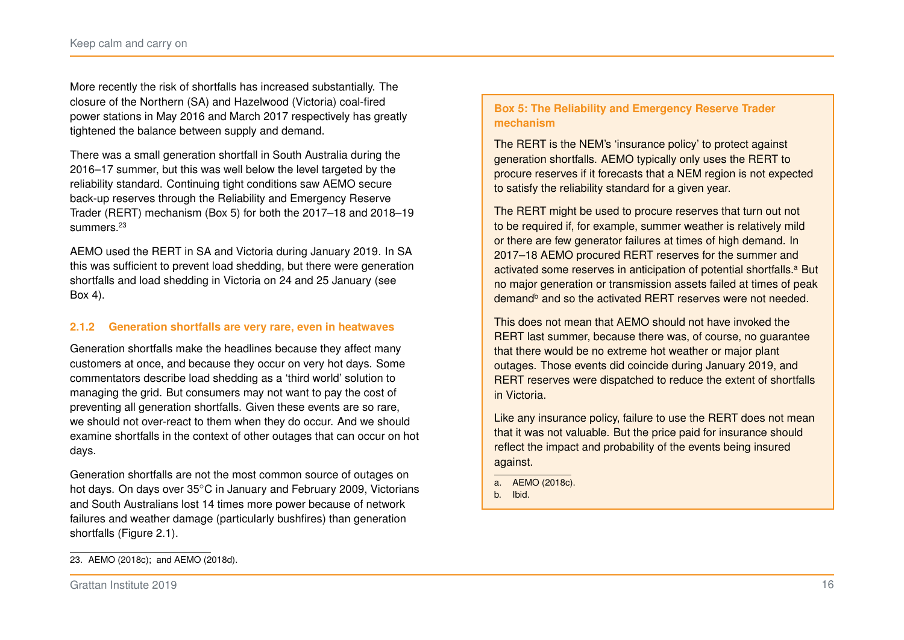More recently the risk of shortfalls has increased substantially. The closure of the Northern (SA) and Hazelwood (Victoria) coal-fired power stations in May 2016 and March 2017 respectively has greatly tightened the balance between supply and demand.

There was a small generation shortfall in South Australia during the 2016–17 summer, but this was well below the level targeted by the reliability standard. Continuing tight conditions saw AEMO secure back-up reserves through the Reliability and Emergency Reserve Trader (RERT) mechanism (Box 5) for both the 2017–18 and 2018–19 summers.[23]

AEMO used the RERT in SA and Victoria during January 2019. In SA this was sufficient to prevent load shedding, but there were generation shortfalls and load shedding in Victoria on 24 and 25 January (see Box 4).

### 2.1.2 Generation shortfalls are very rare, even in heatwaves

Generation shortfalls make the headlines because they affect many customers at once, and because they occur on very hot days. Some commentators describe load shedding as a 'third world' solution to managing the grid. But consumers may not want to pay the cost of preventing all generation shortfalls. Given these events are so rare, we should not over-react to them when they do occur. And we should examine shortfalls in the context of other outages that can occur on hot days.

Generation shortfalls are not the most common source of outages on hot days. On days over 35°C in January and February 2009, Victorians and South Australians lost 14 times more power because of network failures and weather damage (particularly bushfires) than generation shortfalls (Figure 2.1).

23. AEMO (2018c); and AEMO (2018d).

**Box 5: The Reliability and Emergency Reserve Trader mechanism**

The RERT is the NEM's 'insurance policy' to protect against generation shortfalls. AEMO typically only uses the RERT to procure reserves if it forecasts that a NEM region is not expected to satisfy the reliability standard for a given year.

The RERT might be used to procure reserves that turn out not to be required if, for example, summer weather is relatively mild or there are few generator failures at times of high demand. In 2017–18 AEMO procured RERT reserves for the summer and activated some reserves in anticipation of potential shortfalls.[a] But no major generation or transmission assets failed at times of peak demand[b] and so the activated RERT reserves were not needed.

This does not mean that AEMO should not have invoked the RERT last summer, because there was, of course, no guarantee that there would be no extreme hot weather or major plant outages. Those events did coincide during January 2019, and RERT reserves were dispatched to reduce the extent of shortfalls in Victoria.

Like any insurance policy, failure to use the RERT does not mean that it was not valuable. But the price paid for insurance should reflect the impact and probability of the events being insured against.

a. AEMO (2018c).
b. Ibid.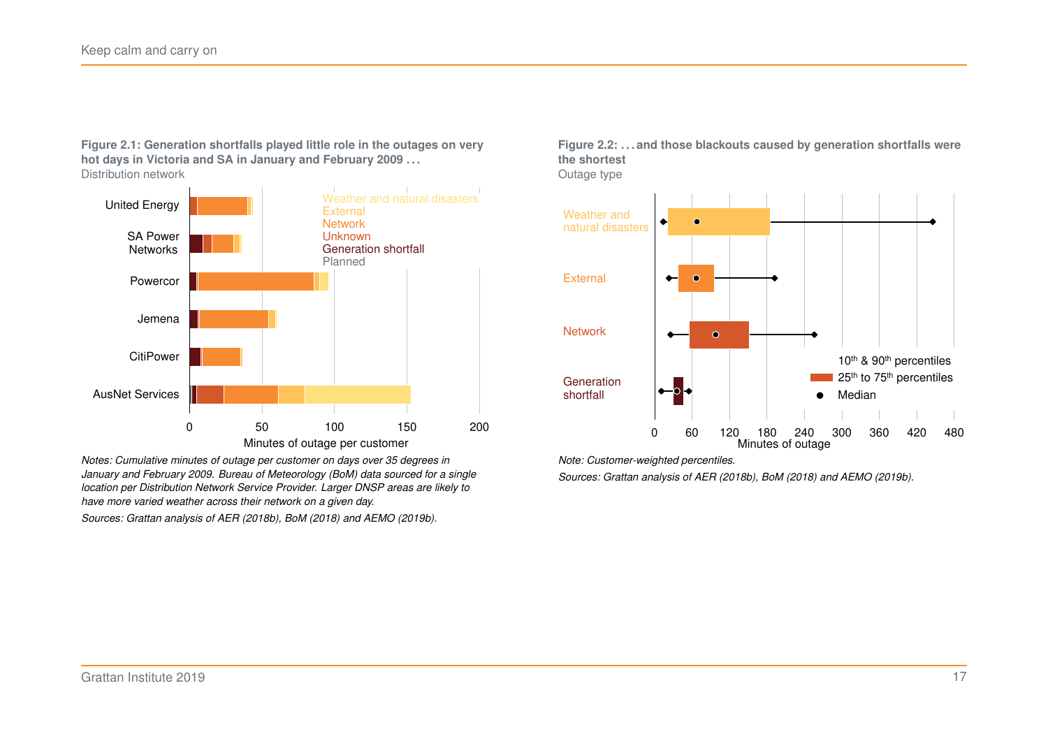**Figure 2.1: Generation shortfalls played little role in the outages on very hot days in Victoria and SA in January and February 2009 . . .**

Distribution network

*Notes: Cumulative minutes of outage per customer on days over 35 degrees in January and February 2009. Bureau of Meteorology (BoM) data sourced for a single location per Distribution Network Service Provider. Larger DNSP areas are likely to have more varied weather across their network on a given day.*

*Sources: Grattan analysis of AER (2018b), BoM (2018) and AEMO (2019b).*

**Figure 2.2: . . . and those blackouts caused by generation shortfalls were the shortest**

Outage type

*Note: Customer-weighted percentiles.*

*Sources: Grattan analysis of AER (2018b), BoM (2018) and AEMO (2019b).*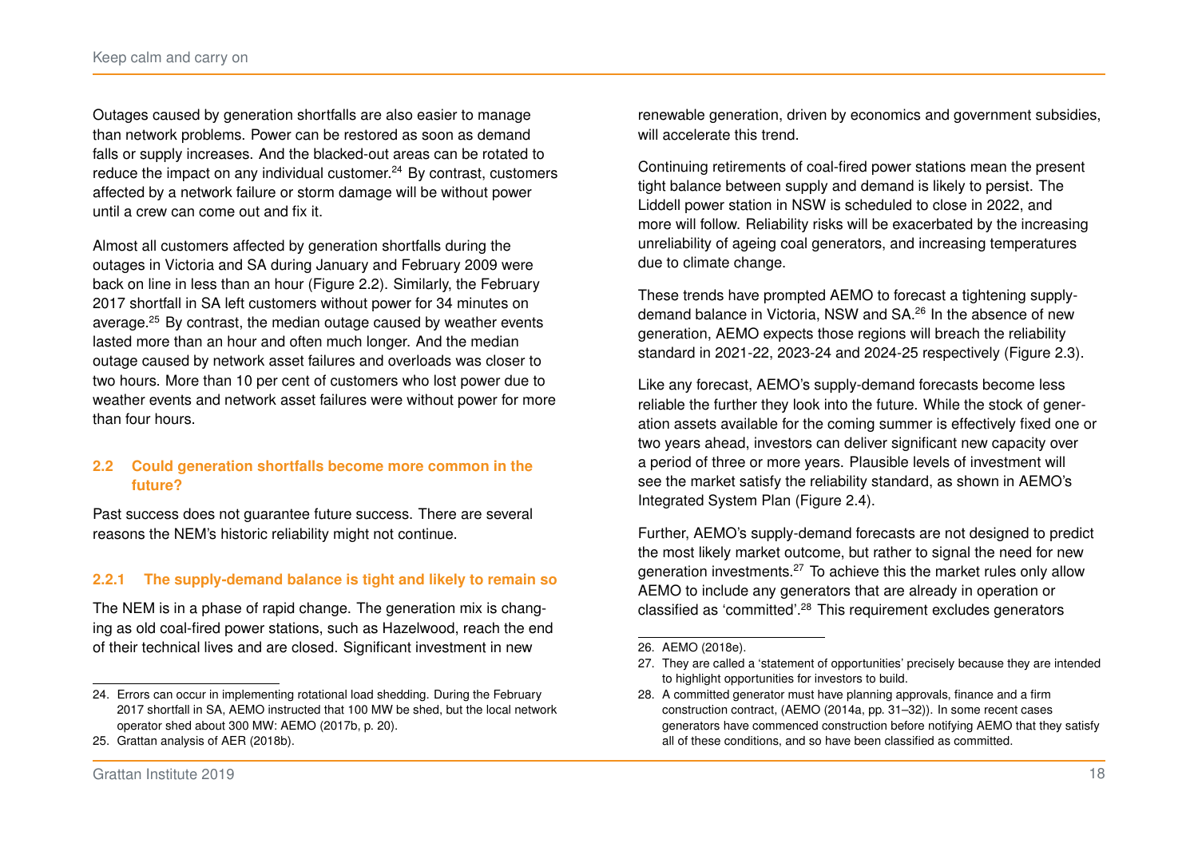Outages caused by generation shortfalls are also easier to manage than network problems. Power can be restored as soon as demand falls or supply increases. And the blacked-out areas can be rotated to reduce the impact on any individual customer.[24] By contrast, customers affected by a network failure or storm damage will be without power until a crew can come out and fix it.

Almost all customers affected by generation shortfalls during the outages in Victoria and SA during January and February 2009 were back on line in less than an hour (Figure 2.2). Similarly, the February 2017 shortfall in SA left customers without power for 34 minutes on average.[25] By contrast, the median outage caused by weather events lasted more than an hour and often much longer. And the median outage caused by network asset failures and overloads was closer to two hours. More than 10 per cent of customers who lost power due to weather events and network asset failures were without power for more than four hours.

## 2.2 Could generation shortfalls become more common in the future?

Past success does not guarantee future success. There are several reasons the NEM's historic reliability might not continue.

### 2.2.1 The supply-demand balance is tight and likely to remain so

The NEM is in a phase of rapid change. The generation mix is changing as old coal-fired power stations, such as Hazelwood, reach the end of their technical lives and are closed. Significant investment in new renewable generation, driven by economics and government subsidies, will accelerate this trend.

Continuing retirements of coal-fired power stations mean the present tight balance between supply and demand is likely to persist. The Liddell power station in NSW is scheduled to close in 2022, and more will follow. Reliability risks will be exacerbated by the increasing unreliability of ageing coal generators, and increasing temperatures due to climate change.

These trends have prompted AEMO to forecast a tightening supply-demand balance in Victoria, NSW and SA.[26] In the absence of new generation, AEMO expects those regions will breach the reliability standard in 2021-22, 2023-24 and 2024-25 respectively (Figure 2.3).

Like any forecast, AEMO's supply-demand forecasts become less reliable the further they look into the future. While the stock of generation assets available for the coming summer is effectively fixed one or two years ahead, investors can deliver significant new capacity over a period of three or more years. Plausible levels of investment will see the market satisfy the reliability standard, as shown in AEMO's Integrated System Plan (Figure 2.4).

Further, AEMO's supply-demand forecasts are not designed to predict the most likely market outcome, but rather to signal the need for new generation investments.[27] To achieve this the market rules only allow AEMO to include any generators that are already in operation or classified as 'committed'.[28] This requirement excludes generators

---

24. Errors can occur in implementing rotational load shedding. During the February 2017 shortfall in SA, AEMO instructed that 100 MW be shed, but the local network operator shed about 300 MW: AEMO (2017b, p. 20).

25. Grattan analysis of AER (2018b).

26. AEMO (2018e).

27. They are called a 'statement of opportunities' precisely because they are intended to highlight opportunities for investors to build.

28. A committed generator must have planning approvals, finance and a firm construction contract, (AEMO (2014a, pp. 31–32)). In some recent cases generators have commenced construction before notifying AEMO that they satisfy all of these conditions, and so have been classified as committed.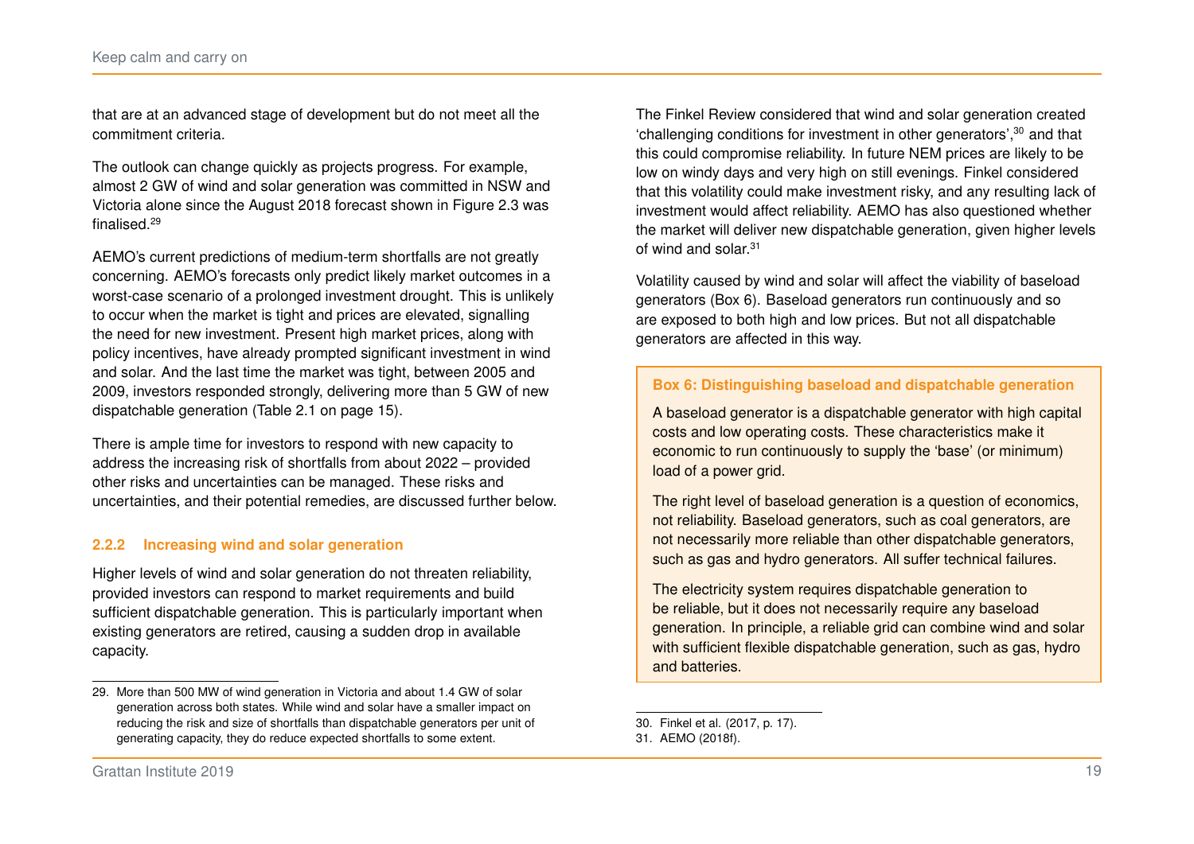that are at an advanced stage of development but do not meet all the commitment criteria.

The outlook can change quickly as projects progress. For example, almost 2 GW of wind and solar generation was committed in NSW and Victoria alone since the August 2018 forecast shown in Figure 2.3 was finalised.[29]

AEMO's current predictions of medium-term shortfalls are not greatly concerning. AEMO's forecasts only predict likely market outcomes in a worst-case scenario of a prolonged investment drought. This is unlikely to occur when the market is tight and prices are elevated, signalling the need for new investment. Present high market prices, along with policy incentives, have already prompted significant investment in wind and solar. And the last time the market was tight, between 2005 and 2009, investors responded strongly, delivering more than 5 GW of new dispatchable generation (Table 2.1 on page 15).

There is ample time for investors to respond with new capacity to address the increasing risk of shortfalls from about 2022 – provided other risks and uncertainties can be managed. These risks and uncertainties, and their potential remedies, are discussed further below.

### 2.2.2 Increasing wind and solar generation

Higher levels of wind and solar generation do not threaten reliability, provided investors can respond to market requirements and build sufficient dispatchable generation. This is particularly important when existing generators are retired, causing a sudden drop in available capacity.

The Finkel Review considered that wind and solar generation created 'challenging conditions for investment in other generators',[30] and that this could compromise reliability. In future NEM prices are likely to be low on windy days and very high on still evenings. Finkel considered that this volatility could make investment risky, and any resulting lack of investment would affect reliability. AEMO has also questioned whether the market will deliver new dispatchable generation, given higher levels of wind and solar.[31]

Volatility caused by wind and solar will affect the viability of baseload generators (Box 6). Baseload generators run continuously and so are exposed to both high and low prices. But not all dispatchable generators are affected in this way.

> **Box 6: Distinguishing baseload and dispatchable generation**
>
> A baseload generator is a dispatchable generator with high capital costs and low operating costs. These characteristics make it economic to run continuously to supply the 'base' (or minimum) load of a power grid.
>
> The right level of baseload generation is a question of economics, not reliability. Baseload generators, such as coal generators, are not necessarily more reliable than other dispatchable generators, such as gas and hydro generators. All suffer technical failures.
>
> The electricity system requires dispatchable generation to be reliable, but it does not necessarily require any baseload generation. In principle, a reliable grid can combine wind and solar with sufficient flexible dispatchable generation, such as gas, hydro and batteries.

---

29. More than 500 MW of wind generation in Victoria and about 1.4 GW of solar generation across both states. While wind and solar have a smaller impact on reducing the risk and size of shortfalls than dispatchable generators per unit of generating capacity, they do reduce expected shortfalls to some extent.

30. Finkel et al. (2017, p. 17).

31. AEMO (2018f).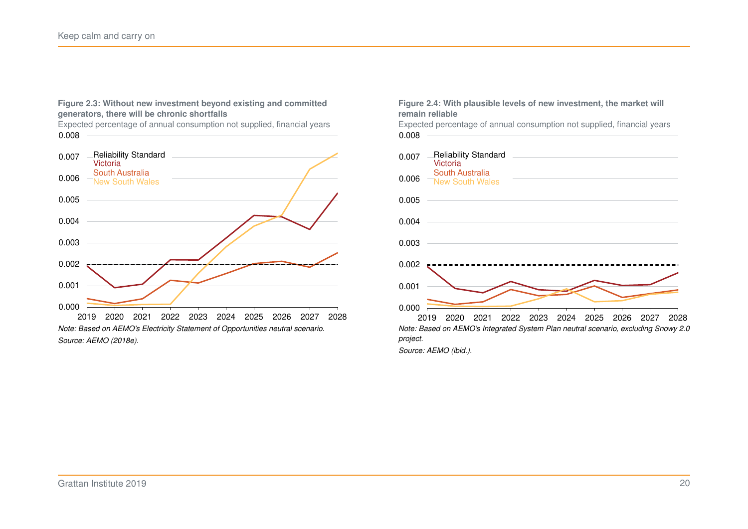**Figure 2.3: Without new investment beyond existing and committed generators, there will be chronic shortfalls**

Expected percentage of annual consumption not supplied, financial years

*Note: Based on AEMO's Electricity Statement of Opportunities neutral scenario.*

*Source: AEMO (2018e).*

**Figure 2.4: With plausible levels of new investment, the market will remain reliable**

Expected percentage of annual consumption not supplied, financial years

*Note: Based on AEMO's Integrated System Plan neutral scenario, excluding Snowy 2.0 project.*

*Source: AEMO (ibid.).*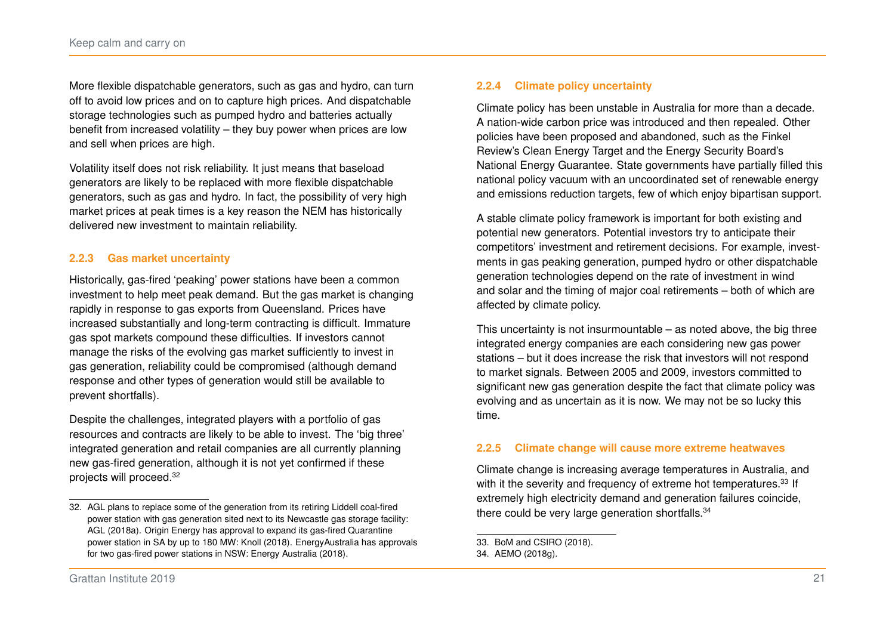More flexible dispatchable generators, such as gas and hydro, can turn off to avoid low prices and on to capture high prices. And dispatchable storage technologies such as pumped hydro and batteries actually benefit from increased volatility – they buy power when prices are low and sell when prices are high.

Volatility itself does not risk reliability. It just means that baseload generators are likely to be replaced with more flexible dispatchable generators, such as gas and hydro. In fact, the possibility of very high market prices at peak times is a key reason the NEM has historically delivered new investment to maintain reliability.

### 2.2.3 Gas market uncertainty

Historically, gas-fired 'peaking' power stations have been a common investment to help meet peak demand. But the gas market is changing rapidly in response to gas exports from Queensland. Prices have increased substantially and long-term contracting is difficult. Immature gas spot markets compound these difficulties. If investors cannot manage the risks of the evolving gas market sufficiently to invest in gas generation, reliability could be compromised (although demand response and other types of generation would still be available to prevent shortfalls).

Despite the challenges, integrated players with a portfolio of gas resources and contracts are likely to be able to invest. The 'big three' integrated generation and retail companies are all currently planning new gas-fired generation, although it is not yet confirmed if these projects will proceed.[32]

32. AGL plans to replace some of the generation from its retiring Liddell coal-fired power station with gas generation sited next to its Newcastle gas storage facility: AGL (2018a). Origin Energy has approval to expand its gas-fired Quarantine power station in SA by up to 180 MW: Knoll (2018). EnergyAustralia has approvals for two gas-fired power stations in NSW: Energy Australia (2018).

### 2.2.4 Climate policy uncertainty

Climate policy has been unstable in Australia for more than a decade. A nation-wide carbon price was introduced and then repealed. Other policies have been proposed and abandoned, such as the Finkel Review's Clean Energy Target and the Energy Security Board's National Energy Guarantee. State governments have partially filled this national policy vacuum with an uncoordinated set of renewable energy and emissions reduction targets, few of which enjoy bipartisan support.

A stable climate policy framework is important for both existing and potential new generators. Potential investors try to anticipate their competitors' investment and retirement decisions. For example, investments in gas peaking generation, pumped hydro or other dispatchable generation technologies depend on the rate of investment in wind and solar and the timing of major coal retirements – both of which are affected by climate policy.

This uncertainty is not insurmountable – as noted above, the big three integrated energy companies are each considering new gas power stations – but it does increase the risk that investors will not respond to market signals. Between 2005 and 2009, investors committed to significant new gas generation despite the fact that climate policy was evolving and as uncertain as it is now. We may not be so lucky this time.

### 2.2.5 Climate change will cause more extreme heatwaves

Climate change is increasing average temperatures in Australia, and with it the severity and frequency of extreme hot temperatures.[33] If extremely high electricity demand and generation failures coincide, there could be very large generation shortfalls.[34]

33. BoM and CSIRO (2018).
34. AEMO (2018g).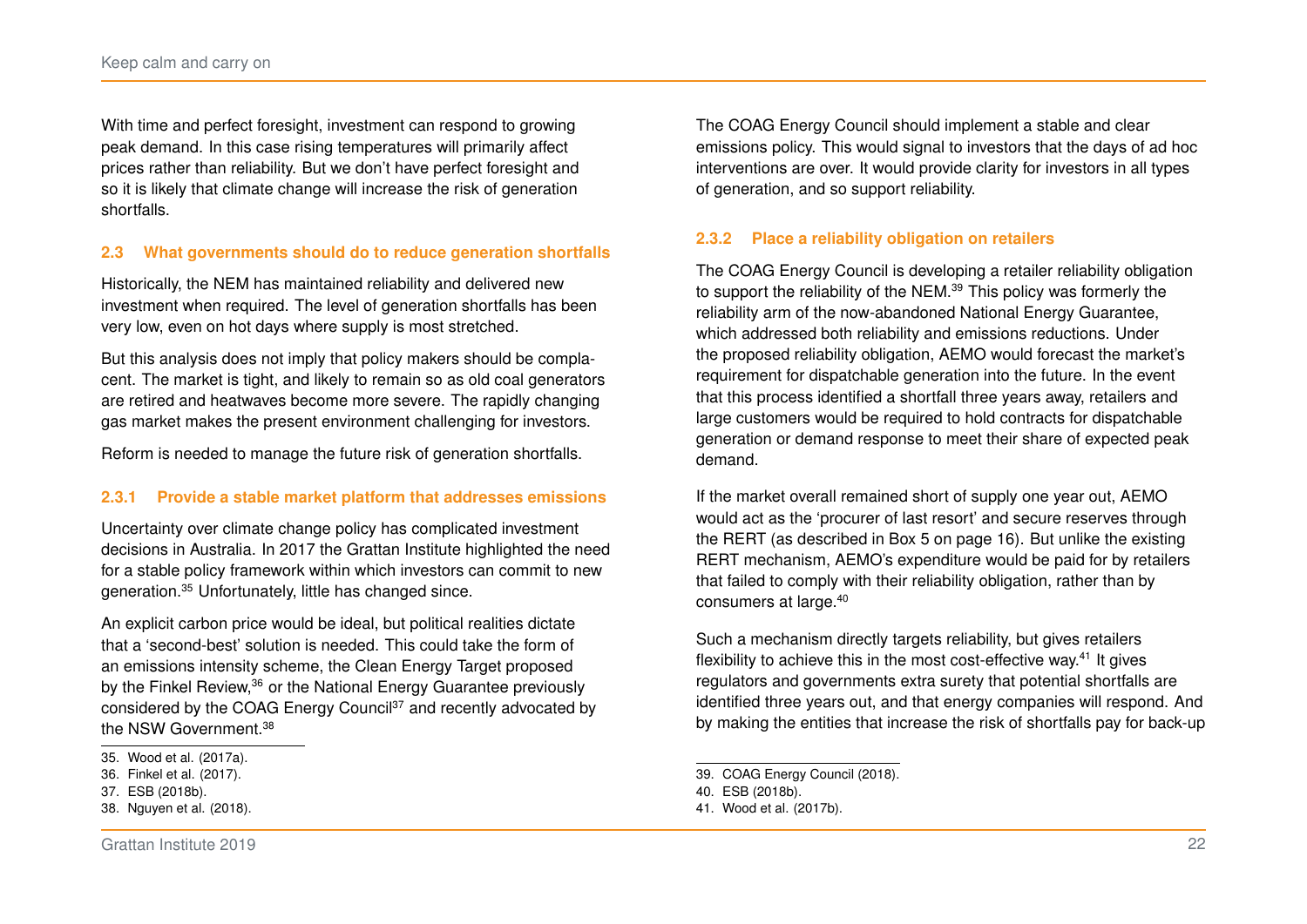With time and perfect foresight, investment can respond to growing peak demand. In this case rising temperatures will primarily affect prices rather than reliability. But we don't have perfect foresight and so it is likely that climate change will increase the risk of generation shortfalls.

### 2.3 What governments should do to reduce generation shortfalls

Historically, the NEM has maintained reliability and delivered new investment when required. The level of generation shortfalls has been very low, even on hot days where supply is most stretched.

But this analysis does not imply that policy makers should be complacent. The market is tight, and likely to remain so as old coal generators are retired and heatwaves become more severe. The rapidly changing gas market makes the present environment challenging for investors.

Reform is needed to manage the future risk of generation shortfalls.

#### 2.3.1 Provide a stable market platform that addresses emissions

Uncertainty over climate change policy has complicated investment decisions in Australia. In 2017 the Grattan Institute highlighted the need for a stable policy framework within which investors can commit to new generation.[35] Unfortunately, little has changed since.

An explicit carbon price would be ideal, but political realities dictate that a 'second-best' solution is needed. This could take the form of an emissions intensity scheme, the Clean Energy Target proposed by the Finkel Review,[36] or the National Energy Guarantee previously considered by the COAG Energy Council[37] and recently advocated by the NSW Government.[38]

35. Wood et al. (2017a).
36. Finkel et al. (2017).
37. ESB (2018b).
38. Nguyen et al. (2018).

The COAG Energy Council should implement a stable and clear emissions policy. This would signal to investors that the days of ad hoc interventions are over. It would provide clarity for investors in all types of generation, and so support reliability.

#### 2.3.2 Place a reliability obligation on retailers

The COAG Energy Council is developing a retailer reliability obligation to support the reliability of the NEM.[39] This policy was formerly the reliability arm of the now-abandoned National Energy Guarantee, which addressed both reliability and emissions reductions. Under the proposed reliability obligation, AEMO would forecast the market's requirement for dispatchable generation into the future. In the event that this process identified a shortfall three years away, retailers and large customers would be required to hold contracts for dispatchable generation or demand response to meet their share of expected peak demand.

If the market overall remained short of supply one year out, AEMO would act as the 'procurer of last resort' and secure reserves through the RERT (as described in Box 5 on page 16). But unlike the existing RERT mechanism, AEMO's expenditure would be paid for by retailers that failed to comply with their reliability obligation, rather than by consumers at large.[40]

Such a mechanism directly targets reliability, but gives retailers flexibility to achieve this in the most cost-effective way.[41] It gives regulators and governments extra surety that potential shortfalls are identified three years out, and that energy companies will respond. And by making the entities that increase the risk of shortfalls pay for back-up

39. COAG Energy Council (2018).
40. ESB (2018b).
41. Wood et al. (2017b).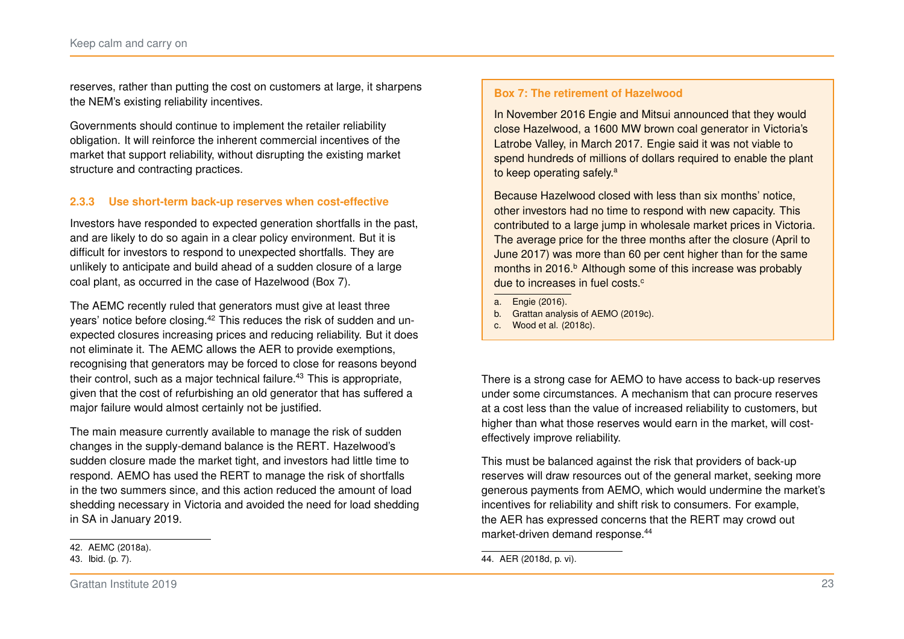reserves, rather than putting the cost on customers at large, it sharpens the NEM's existing reliability incentives.

Governments should continue to implement the retailer reliability obligation. It will reinforce the inherent commercial incentives of the market that support reliability, without disrupting the existing market structure and contracting practices.

### 2.3.3 Use short-term back-up reserves when cost-effective

Investors have responded to expected generation shortfalls in the past, and are likely to do so again in a clear policy environment. But it is difficult for investors to respond to unexpected shortfalls. They are unlikely to anticipate and build ahead of a sudden closure of a large coal plant, as occurred in the case of Hazelwood (Box 7).

The AEMC recently ruled that generators must give at least three years' notice before closing.[42] This reduces the risk of sudden and unexpected closures increasing prices and reducing reliability. But it does not eliminate it. The AEMC allows the AER to provide exemptions, recognising that generators may be forced to close for reasons beyond their control, such as a major technical failure.[43] This is appropriate, given that the cost of refurbishing an old generator that has suffered a major failure would almost certainly not be justified.

The main measure currently available to manage the risk of sudden changes in the supply-demand balance is the RERT. Hazelwood's sudden closure made the market tight, and investors had little time to respond. AEMO has used the RERT to manage the risk of shortfalls in the two summers since, and this action reduced the amount of load shedding necessary in Victoria and avoided the need for load shedding in SA in January 2019.

42. AEMC (2018a).

43. Ibid. (p. 7).

**Box 7: The retirement of Hazelwood**

In November 2016 Engie and Mitsui announced that they would close Hazelwood, a 1600 MW brown coal generator in Victoria's Latrobe Valley, in March 2017. Engie said it was not viable to spend hundreds of millions of dollars required to enable the plant to keep operating safely.[a]

Because Hazelwood closed with less than six months' notice, other investors had no time to respond with new capacity. This contributed to a large jump in wholesale market prices in Victoria. The average price for the three months after the closure (April to June 2017) was more than 60 per cent higher than for the same months in 2016.[b] Although some of this increase was probably due to increases in fuel costs.[c]

a. Engie (2016).

b. Grattan analysis of AEMO (2019c).

c. Wood et al. (2018c).

There is a strong case for AEMO to have access to back-up reserves under some circumstances. A mechanism that can procure reserves at a cost less than the value of increased reliability to customers, but higher than what those reserves would earn in the market, will cost-effectively improve reliability.

This must be balanced against the risk that providers of back-up reserves will draw resources out of the general market, seeking more generous payments from AEMO, which would undermine the market's incentives for reliability and shift risk to consumers. For example, the AER has expressed concerns that the RERT may crowd out market-driven demand response.[44]

44. AER (2018d, p. vi).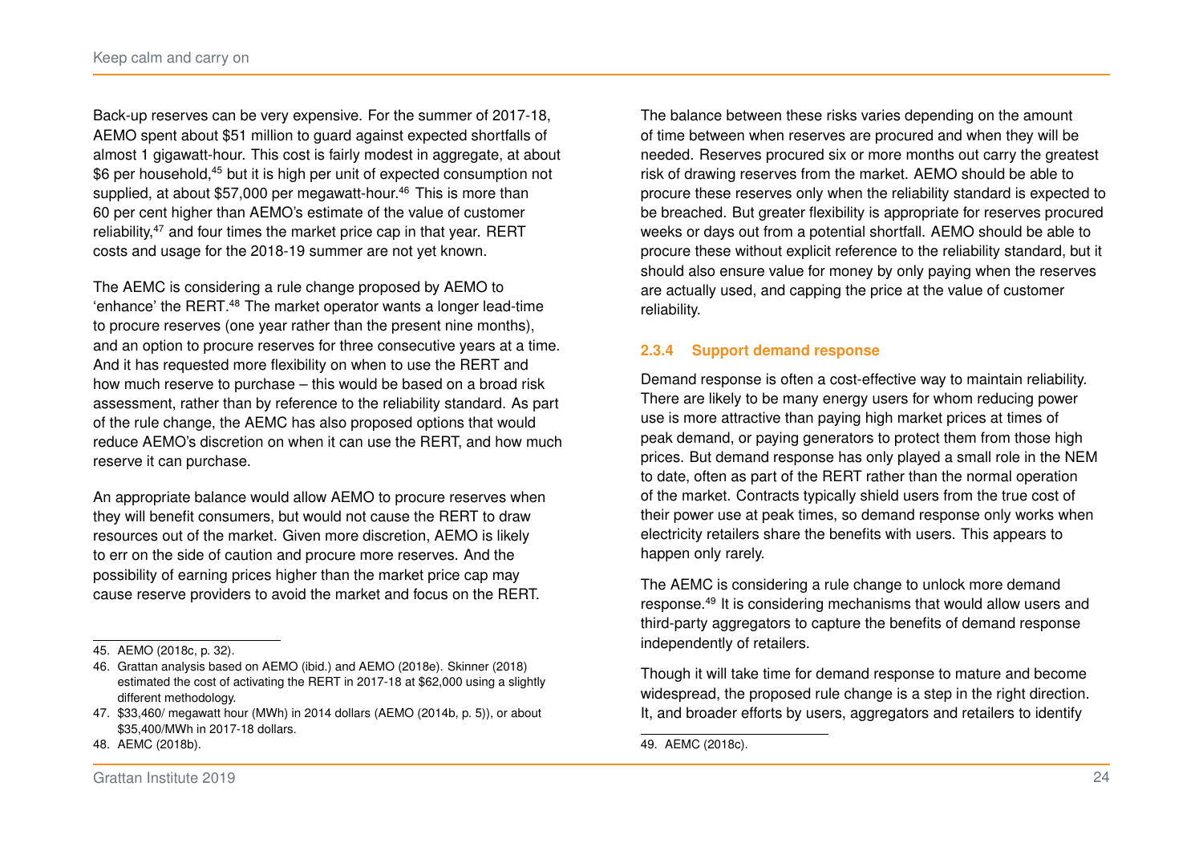Back-up reserves can be very expensive. For the summer of 2017-18, AEMO spent about $51 million to guard against expected shortfalls of almost 1 gigawatt-hour. This cost is fairly modest in aggregate, at about $6 per household,[45] but it is high per unit of expected consumption not supplied, at about $57,000 per megawatt-hour.[46] This is more than 60 per cent higher than AEMO's estimate of the value of customer reliability,[47] and four times the market price cap in that year. RERT costs and usage for the 2018-19 summer are not yet known.

The AEMC is considering a rule change proposed by AEMO to 'enhance' the RERT.[48] The market operator wants a longer lead-time to procure reserves (one year rather than the present nine months), and an option to procure reserves for three consecutive years at a time. And it has requested more flexibility on when to use the RERT and how much reserve to purchase – this would be based on a broad risk assessment, rather than by reference to the reliability standard. As part of the rule change, the AEMC has also proposed options that would reduce AEMO's discretion on when it can use the RERT, and how much reserve it can purchase.

An appropriate balance would allow AEMO to procure reserves when they will benefit consumers, but would not cause the RERT to draw resources out of the market. Given more discretion, AEMO is likely to err on the side of caution and procure more reserves. And the possibility of earning prices higher than the market price cap may cause reserve providers to avoid the market and focus on the RERT.

45. AEMO (2018c, p. 32).

46. Grattan analysis based on AEMO (ibid.) and AEMO (2018e). Skinner (2018) estimated the cost of activating the RERT in 2017-18 at $62,000 using a slightly different methodology.

47. $33,460/ megawatt hour (MWh) in 2014 dollars (AEMO (2014b, p. 5)), or about $35,400/MWh in 2017-18 dollars.

48. AEMC (2018b).

The balance between these risks varies depending on the amount of time between when reserves are procured and when they will be needed. Reserves procured six or more months out carry the greatest risk of drawing reserves from the market. AEMO should be able to procure these reserves only when the reliability standard is expected to be breached. But greater flexibility is appropriate for reserves procured weeks or days out from a potential shortfall. AEMO should be able to procure these without explicit reference to the reliability standard, but it should also ensure value for money by only paying when the reserves are actually used, and capping the price at the value of customer reliability.

### 2.3.4 Support demand response

Demand response is often a cost-effective way to maintain reliability. There are likely to be many energy users for whom reducing power use is more attractive than paying high market prices at times of peak demand, or paying generators to protect them from those high prices. But demand response has only played a small role in the NEM to date, often as part of the RERT rather than the normal operation of the market. Contracts typically shield users from the true cost of their power use at peak times, so demand response only works when electricity retailers share the benefits with users. This appears to happen only rarely.

The AEMC is considering a rule change to unlock more demand response.[49] It is considering mechanisms that would allow users and third-party aggregators to capture the benefits of demand response independently of retailers.

Though it will take time for demand response to mature and become widespread, the proposed rule change is a step in the right direction. It, and broader efforts by users, aggregators and retailers to identify

49. AEMC (2018c).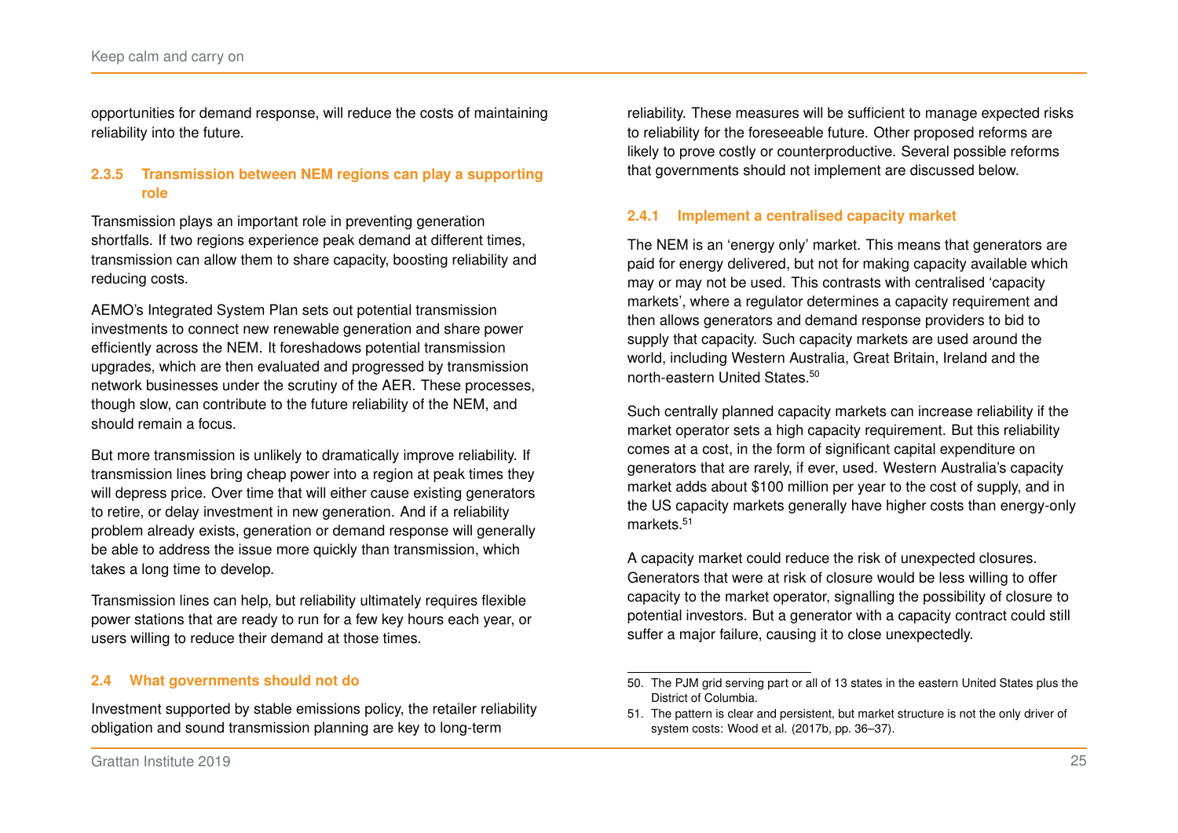opportunities for demand response, will reduce the costs of maintaining reliability into the future.

### 2.3.5 Transmission between NEM regions can play a supporting role

Transmission plays an important role in preventing generation shortfalls. If two regions experience peak demand at different times, transmission can allow them to share capacity, boosting reliability and reducing costs.

AEMO's Integrated System Plan sets out potential transmission investments to connect new renewable generation and share power efficiently across the NEM. It foreshadows potential transmission upgrades, which are then evaluated and progressed by transmission network businesses under the scrutiny of the AER. These processes, though slow, can contribute to the future reliability of the NEM, and should remain a focus.

But more transmission is unlikely to dramatically improve reliability. If transmission lines bring cheap power into a region at peak times they will depress price. Over time that will either cause existing generators to retire, or delay investment in new generation. And if a reliability problem already exists, generation or demand response will generally be able to address the issue more quickly than transmission, which takes a long time to develop.

Transmission lines can help, but reliability ultimately requires flexible power stations that are ready to run for a few key hours each year, or users willing to reduce their demand at those times.

## 2.4 What governments should not do

Investment supported by stable emissions policy, the retailer reliability obligation and sound transmission planning are key to long-term reliability. These measures will be sufficient to manage expected risks to reliability for the foreseeable future. Other proposed reforms are likely to prove costly or counterproductive. Several possible reforms that governments should not implement are discussed below.

### 2.4.1 Implement a centralised capacity market

The NEM is an 'energy only' market. This means that generators are paid for energy delivered, but not for making capacity available which may or may not be used. This contrasts with centralised 'capacity markets', where a regulator determines a capacity requirement and then allows generators and demand response providers to bid to supply that capacity. Such capacity markets are used around the world, including Western Australia, Great Britain, Ireland and the north-eastern United States.[50]

Such centrally planned capacity markets can increase reliability if the market operator sets a high capacity requirement. But this reliability comes at a cost, in the form of significant capital expenditure on generators that are rarely, if ever, used. Western Australia's capacity market adds about $100 million per year to the cost of supply, and in the US capacity markets generally have higher costs than energy-only markets.[51]

A capacity market could reduce the risk of unexpected closures. Generators that were at risk of closure would be less willing to offer capacity to the market operator, signalling the possibility of closure to potential investors. But a generator with a capacity contract could still suffer a major failure, causing it to close unexpectedly.

---

50. The PJM grid serving part or all of 13 states in the eastern United States plus the District of Columbia.

51. The pattern is clear and persistent, but market structure is not the only driver of system costs: Wood et al. (2017b, pp. 36–37).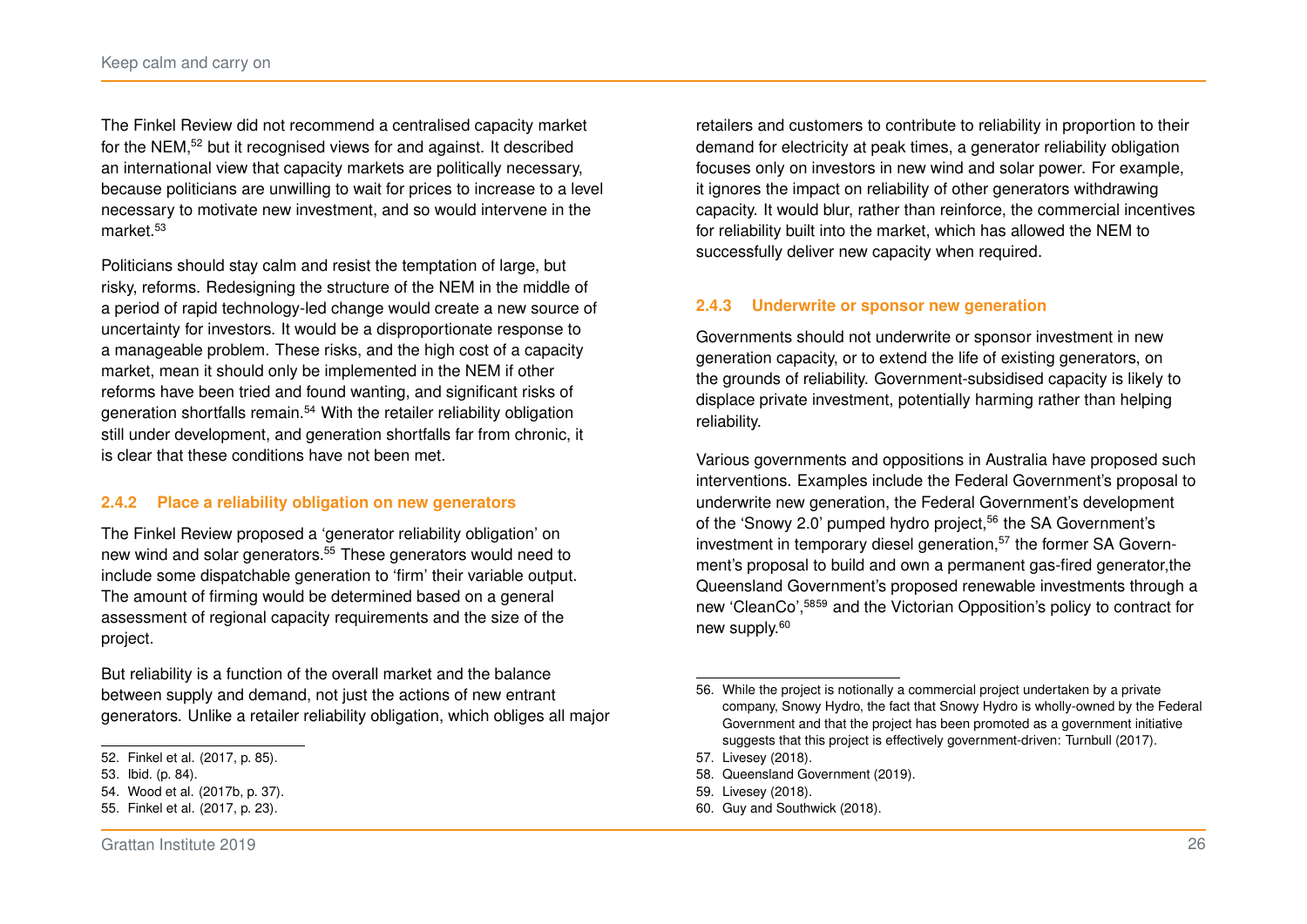The Finkel Review did not recommend a centralised capacity market for the NEM,[52] but it recognised views for and against. It described an international view that capacity markets are politically necessary, because politicians are unwilling to wait for prices to increase to a level necessary to motivate new investment, and so would intervene in the market.[53]

Politicians should stay calm and resist the temptation of large, but risky, reforms. Redesigning the structure of the NEM in the middle of a period of rapid technology-led change would create a new source of uncertainty for investors. It would be a disproportionate response to a manageable problem. These risks, and the high cost of a capacity market, mean it should only be implemented in the NEM if other reforms have been tried and found wanting, and significant risks of generation shortfalls remain.[54] With the retailer reliability obligation still under development, and generation shortfalls far from chronic, it is clear that these conditions have not been met.

### 2.4.2 Place a reliability obligation on new generators

The Finkel Review proposed a 'generator reliability obligation' on new wind and solar generators.[55] These generators would need to include some dispatchable generation to 'firm' their variable output. The amount of firming would be determined based on a general assessment of regional capacity requirements and the size of the project.

But reliability is a function of the overall market and the balance between supply and demand, not just the actions of new entrant generators. Unlike a retailer reliability obligation, which obliges all major retailers and customers to contribute to reliability in proportion to their demand for electricity at peak times, a generator reliability obligation focuses only on investors in new wind and solar power. For example, it ignores the impact on reliability of other generators withdrawing capacity. It would blur, rather than reinforce, the commercial incentives for reliability built into the market, which has allowed the NEM to successfully deliver new capacity when required.

### 2.4.3 Underwrite or sponsor new generation

Governments should not underwrite or sponsor investment in new generation capacity, or to extend the life of existing generators, on the grounds of reliability. Government-subsidised capacity is likely to displace private investment, potentially harming rather than helping reliability.

Various governments and oppositions in Australia have proposed such interventions. Examples include the Federal Government's proposal to underwrite new generation, the Federal Government's development of the 'Snowy 2.0' pumped hydro project,[56] the SA Government's investment in temporary diesel generation,[57] the former SA Government's proposal to build and own a permanent gas-fired generator,the Queensland Government's proposed renewable investments through a new 'CleanCo',[58][59] and the Victorian Opposition's policy to contract for new supply.[60]

---

52. Finkel et al. (2017, p. 85).
53. Ibid. (p. 84).
54. Wood et al. (2017b, p. 37).
55. Finkel et al. (2017, p. 23).
56. While the project is notionally a commercial project undertaken by a private company, Snowy Hydro, the fact that Snowy Hydro is wholly-owned by the Federal Government and that the project has been promoted as a government initiative suggests that this project is effectively government-driven: Turnbull (2017).
57. Livesey (2018).
58. Queensland Government (2019).
59. Livesey (2018).
60. Guy and Southwick (2018).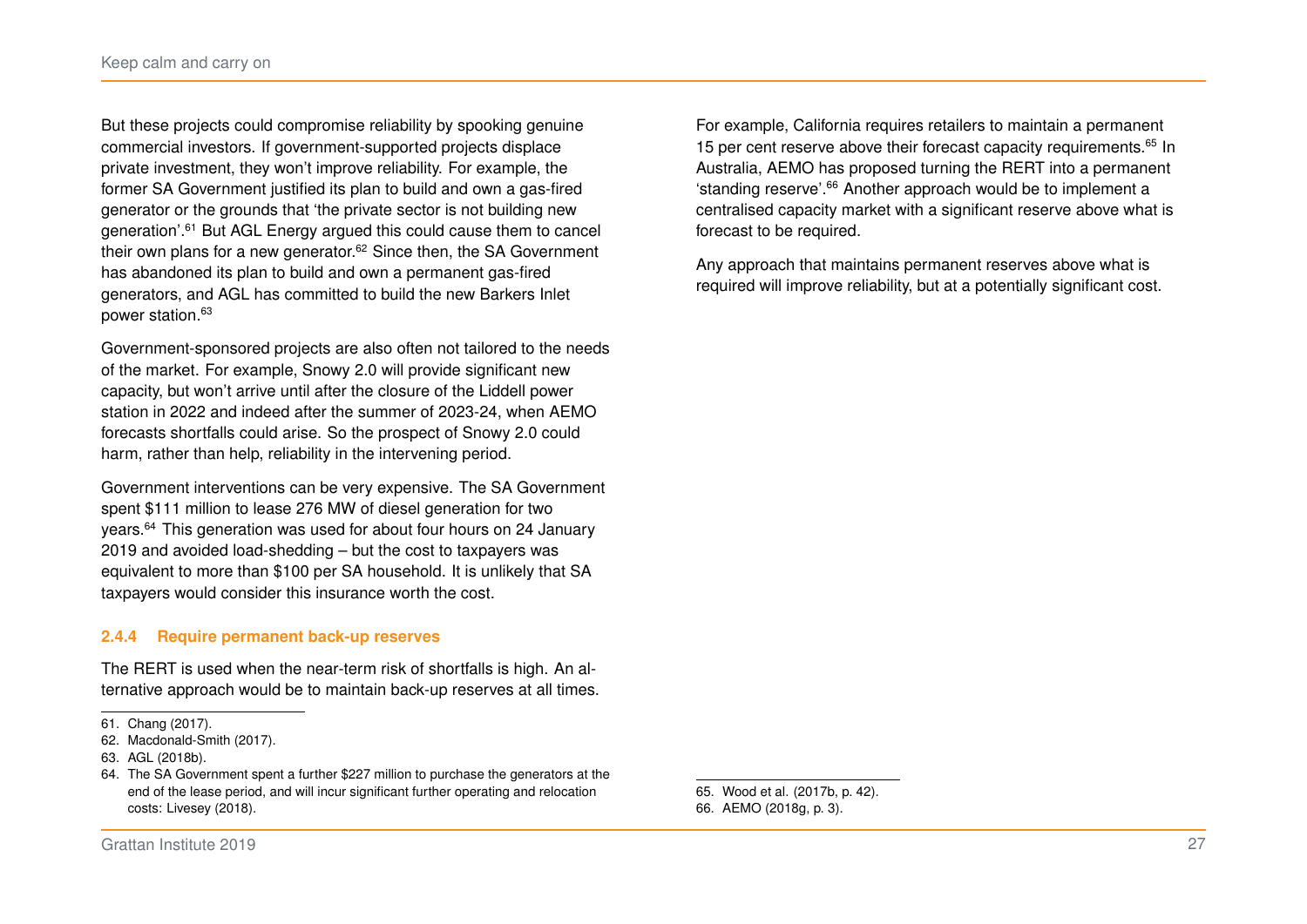But these projects could compromise reliability by spooking genuine commercial investors. If government-supported projects displace private investment, they won't improve reliability. For example, the former SA Government justified its plan to build and own a gas-fired generator or the grounds that 'the private sector is not building new generation'.[61] But AGL Energy argued this could cause them to cancel their own plans for a new generator.[62] Since then, the SA Government has abandoned its plan to build and own a permanent gas-fired generators, and AGL has committed to build the new Barkers Inlet power station.[63]

Government-sponsored projects are also often not tailored to the needs of the market. For example, Snowy 2.0 will provide significant new capacity, but won't arrive until after the closure of the Liddell power station in 2022 and indeed after the summer of 2023-24, when AEMO forecasts shortfalls could arise. So the prospect of Snowy 2.0 could harm, rather than help, reliability in the intervening period.

Government interventions can be very expensive. The SA Government spent $111 million to lease 276 MW of diesel generation for two years.[64] This generation was used for about four hours on 24 January 2019 and avoided load-shedding – but the cost to taxpayers was equivalent to more than $100 per SA household. It is unlikely that SA taxpayers would consider this insurance worth the cost.

#### 2.4.4 Require permanent back-up reserves

The RERT is used when the near-term risk of shortfalls is high. An alternative approach would be to maintain back-up reserves at all times. For example, California requires retailers to maintain a permanent 15 per cent reserve above their forecast capacity requirements.[65] In Australia, AEMO has proposed turning the RERT into a permanent 'standing reserve'.[66] Another approach would be to implement a centralised capacity market with a significant reserve above what is forecast to be required.

Any approach that maintains permanent reserves above what is required will improve reliability, but at a potentially significant cost.

---

61. Chang (2017).
62. Macdonald-Smith (2017).
63. AGL (2018b).
64. The SA Government spent a further $227 million to purchase the generators at the end of the lease period, and will incur significant further operating and relocation costs: Livesey (2018).
65. Wood et al. (2017b, p. 42).
66. AEMO (2018g, p. 3).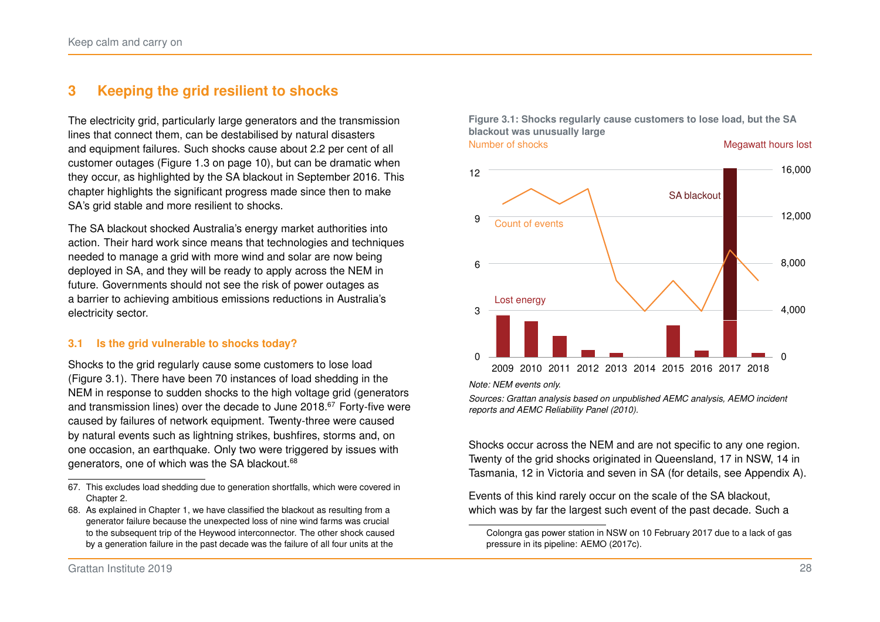## 3 Keeping the grid resilient to shocks

The electricity grid, particularly large generators and the transmission lines that connect them, can be destabilised by natural disasters and equipment failures. Such shocks cause about 2.2 per cent of all customer outages (Figure 1.3 on page 10), but can be dramatic when they occur, as highlighted by the SA blackout in September 2016. This chapter highlights the significant progress made since then to make SA's grid stable and more resilient to shocks.

The SA blackout shocked Australia's energy market authorities into action. Their hard work since means that technologies and techniques needed to manage a grid with more wind and solar are now being deployed in SA, and they will be ready to apply across the NEM in future. Governments should not see the risk of power outages as a barrier to achieving ambitious emissions reductions in Australia's electricity sector.

### 3.1 Is the grid vulnerable to shocks today?

Shocks to the grid regularly cause some customers to lose load (Figure 3.1). There have been 70 instances of load shedding in the NEM in response to sudden shocks to the high voltage grid (generators and transmission lines) over the decade to June 2018.[67] Forty-five were caused by failures of network equipment. Twenty-three were caused by natural events such as lightning strikes, bushfires, storms and, on one occasion, an earthquake. Only two were triggered by issues with generators, one of which was the SA blackout.[68]

**Figure 3.1: Shocks regularly cause customers to lose load, but the SA blackout was unusually large**

Number of shocks / Megawatt hours lost

Note: NEM events only.

*Sources: Grattan analysis based on unpublished AEMC analysis, AEMO incident reports and AEMC Reliability Panel (2010).*

Shocks occur across the NEM and are not specific to any one region. Twenty of the grid shocks originated in Queensland, 17 in NSW, 14 in Tasmania, 12 in Victoria and seven in SA (for details, see Appendix A).

Events of this kind rarely occur on the scale of the SA blackout, which was by far the largest such event of the past decade. Such a

---

67. This excludes load shedding due to generation shortfalls, which were covered in Chapter 2.

68. As explained in Chapter 1, we have classified the blackout as resulting from a generator failure because the unexpected loss of nine wind farms was crucial to the subsequent trip of the Heywood interconnector. The other shock caused by a generation failure in the past decade was the failure of all four units at the Colongra gas power station in NSW on 10 February 2017 due to a lack of gas pressure in its pipeline: AEMO (2017c).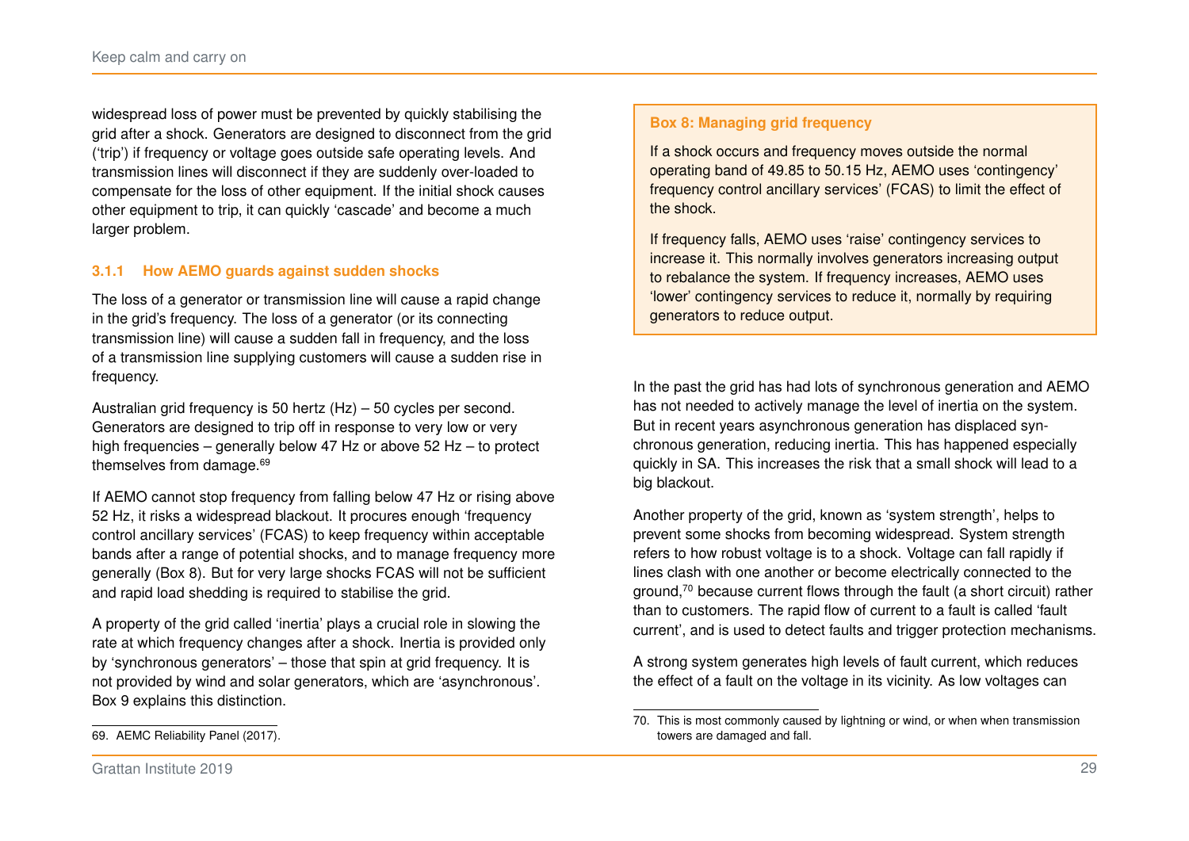widespread loss of power must be prevented by quickly stabilising the grid after a shock. Generators are designed to disconnect from the grid ('trip') if frequency or voltage goes outside safe operating levels. And transmission lines will disconnect if they are suddenly over-loaded to compensate for the loss of other equipment. If the initial shock causes other equipment to trip, it can quickly 'cascade' and become a much larger problem.

### 3.1.1 How AEMO guards against sudden shocks

The loss of a generator or transmission line will cause a rapid change in the grid's frequency. The loss of a generator (or its connecting transmission line) will cause a sudden fall in frequency, and the loss of a transmission line supplying customers will cause a sudden rise in frequency.

Australian grid frequency is 50 hertz (Hz) – 50 cycles per second. Generators are designed to trip off in response to very low or very high frequencies – generally below 47 Hz or above 52 Hz – to protect themselves from damage.[69]

If AEMO cannot stop frequency from falling below 47 Hz or rising above 52 Hz, it risks a widespread blackout. It procures enough 'frequency control ancillary services' (FCAS) to keep frequency within acceptable bands after a range of potential shocks, and to manage frequency more generally (Box 8). But for very large shocks FCAS will not be sufficient and rapid load shedding is required to stabilise the grid.

A property of the grid called 'inertia' plays a crucial role in slowing the rate at which frequency changes after a shock. Inertia is provided only by 'synchronous generators' – those that spin at grid frequency. It is not provided by wind and solar generators, which are 'asynchronous'. Box 9 explains this distinction.

> **Box 8: Managing grid frequency**
>
> If a shock occurs and frequency moves outside the normal operating band of 49.85 to 50.15 Hz, AEMO uses 'contingency' frequency control ancillary services' (FCAS) to limit the effect of the shock.
>
> If frequency falls, AEMO uses 'raise' contingency services to increase it. This normally involves generators increasing output to rebalance the system. If frequency increases, AEMO uses 'lower' contingency services to reduce it, normally by requiring generators to reduce output.

In the past the grid has had lots of synchronous generation and AEMO has not needed to actively manage the level of inertia on the system. But in recent years asynchronous generation has displaced synchronous generation, reducing inertia. This has happened especially quickly in SA. This increases the risk that a small shock will lead to a big blackout.

Another property of the grid, known as 'system strength', helps to prevent some shocks from becoming widespread. System strength refers to how robust voltage is to a shock. Voltage can fall rapidly if lines clash with one another or become electrically connected to the ground,[70] because current flows through the fault (a short circuit) rather than to customers. The rapid flow of current to a fault is called 'fault current', and is used to detect faults and trigger protection mechanisms.

A strong system generates high levels of fault current, which reduces the effect of a fault on the voltage in its vicinity. As low voltages can

69. AEMC Reliability Panel (2017).

70. This is most commonly caused by lightning or wind, or when when transmission towers are damaged and fall.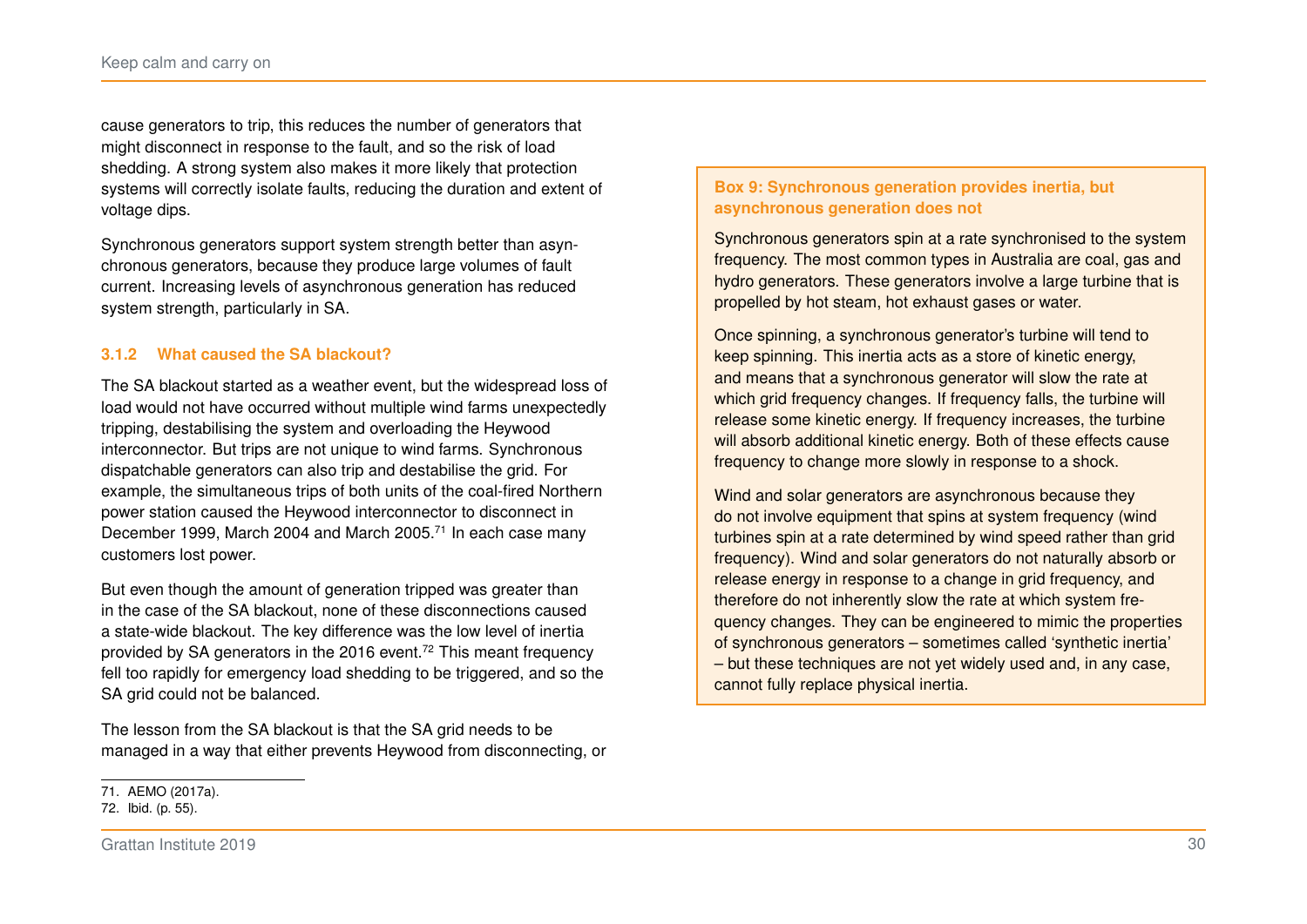cause generators to trip, this reduces the number of generators that might disconnect in response to the fault, and so the risk of load shedding. A strong system also makes it more likely that protection systems will correctly isolate faults, reducing the duration and extent of voltage dips.

Synchronous generators support system strength better than asynchronous generators, because they produce large volumes of fault current. Increasing levels of asynchronous generation has reduced system strength, particularly in SA.

### 3.1.2 What caused the SA blackout?

The SA blackout started as a weather event, but the widespread loss of load would not have occurred without multiple wind farms unexpectedly tripping, destabilising the system and overloading the Heywood interconnector. But trips are not unique to wind farms. Synchronous dispatchable generators can also trip and destabilise the grid. For example, the simultaneous trips of both units of the coal-fired Northern power station caused the Heywood interconnector to disconnect in December 1999, March 2004 and March 2005.[71] In each case many customers lost power.

But even though the amount of generation tripped was greater than in the case of the SA blackout, none of these disconnections caused a state-wide blackout. The key difference was the low level of inertia provided by SA generators in the 2016 event.[72] This meant frequency fell too rapidly for emergency load shedding to be triggered, and so the SA grid could not be balanced.

The lesson from the SA blackout is that the SA grid needs to be managed in a way that either prevents Heywood from disconnecting, or

71. AEMO (2017a).
72. Ibid. (p. 55).

**Box 9: Synchronous generation provides inertia, but asynchronous generation does not**

Synchronous generators spin at a rate synchronised to the system frequency. The most common types in Australia are coal, gas and hydro generators. These generators involve a large turbine that is propelled by hot steam, hot exhaust gases or water.

Once spinning, a synchronous generator's turbine will tend to keep spinning. This inertia acts as a store of kinetic energy, and means that a synchronous generator will slow the rate at which grid frequency changes. If frequency falls, the turbine will release some kinetic energy. If frequency increases, the turbine will absorb additional kinetic energy. Both of these effects cause frequency to change more slowly in response to a shock.

Wind and solar generators are asynchronous because they do not involve equipment that spins at system frequency (wind turbines spin at a rate determined by wind speed rather than grid frequency). Wind and solar generators do not naturally absorb or release energy in response to a change in grid frequency, and therefore do not inherently slow the rate at which system frequency changes. They can be engineered to mimic the properties of synchronous generators – sometimes called 'synthetic inertia' – but these techniques are not yet widely used and, in any case, cannot fully replace physical inertia.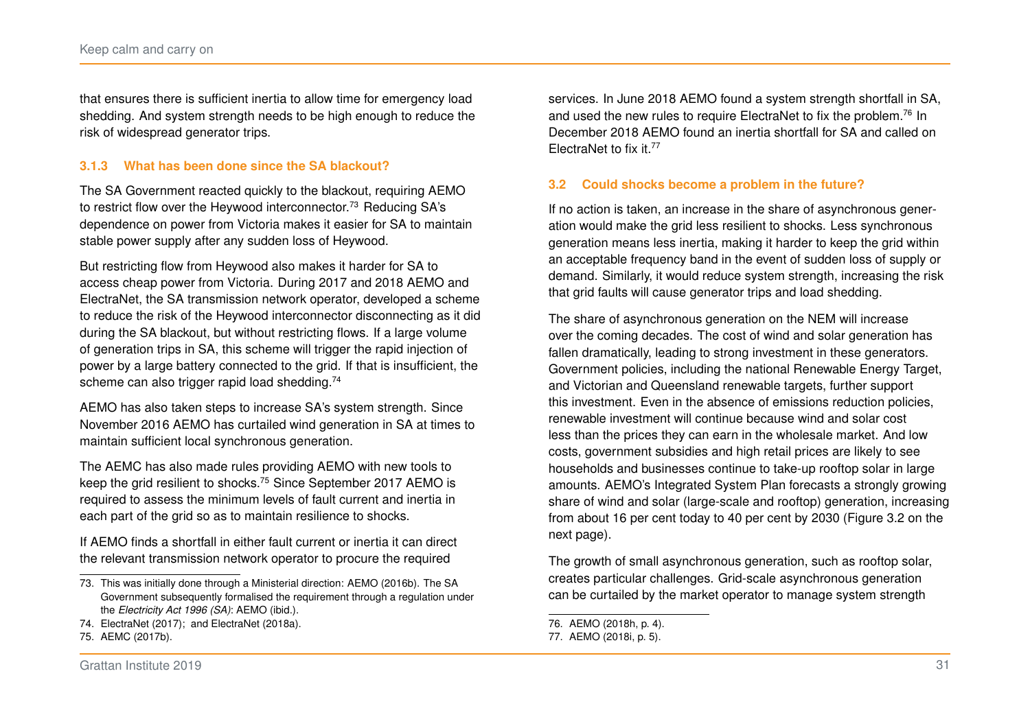that ensures there is sufficient inertia to allow time for emergency load shedding. And system strength needs to be high enough to reduce the risk of widespread generator trips.

### 3.1.3 What has been done since the SA blackout?

The SA Government reacted quickly to the blackout, requiring AEMO to restrict flow over the Heywood interconnector.[73] Reducing SA's dependence on power from Victoria makes it easier for SA to maintain stable power supply after any sudden loss of Heywood.

But restricting flow from Heywood also makes it harder for SA to access cheap power from Victoria. During 2017 and 2018 AEMO and ElectraNet, the SA transmission network operator, developed a scheme to reduce the risk of the Heywood interconnector disconnecting as it did during the SA blackout, but without restricting flows. If a large volume of generation trips in SA, this scheme will trigger the rapid injection of power by a large battery connected to the grid. If that is insufficient, the scheme can also trigger rapid load shedding.[74]

AEMO has also taken steps to increase SA's system strength. Since November 2016 AEMO has curtailed wind generation in SA at times to maintain sufficient local synchronous generation.

The AEMC has also made rules providing AEMO with new tools to keep the grid resilient to shocks.[75] Since September 2017 AEMO is required to assess the minimum levels of fault current and inertia in each part of the grid so as to maintain resilience to shocks.

If AEMO finds a shortfall in either fault current or inertia it can direct the relevant transmission network operator to procure the required services. In June 2018 AEMO found a system strength shortfall in SA, and used the new rules to require ElectraNet to fix the problem.[76] In December 2018 AEMO found an inertia shortfall for SA and called on ElectraNet to fix it.[77]

73. This was initially done through a Ministerial direction: AEMO (2016b). The SA Government subsequently formalised the requirement through a regulation under the *Electricity Act 1996 (SA)*: AEMO (ibid.).

74. ElectraNet (2017); and ElectraNet (2018a).

75. AEMC (2017b).

76. AEMO (2018h, p. 4).

77. AEMO (2018i, p. 5).

## 3.2 Could shocks become a problem in the future?

If no action is taken, an increase in the share of asynchronous generation would make the grid less resilient to shocks. Less synchronous generation means less inertia, making it harder to keep the grid within an acceptable frequency band in the event of sudden loss of supply or demand. Similarly, it would reduce system strength, increasing the risk that grid faults will cause generator trips and load shedding.

The share of asynchronous generation on the NEM will increase over the coming decades. The cost of wind and solar generation has fallen dramatically, leading to strong investment in these generators. Government policies, including the national Renewable Energy Target, and Victorian and Queensland renewable targets, further support this investment. Even in the absence of emissions reduction policies, renewable investment will continue because wind and solar cost less than the prices they can earn in the wholesale market. And low costs, government subsidies and high retail prices are likely to see households and businesses continue to take-up rooftop solar in large amounts. AEMO's Integrated System Plan forecasts a strongly growing share of wind and solar (large-scale and rooftop) generation, increasing from about 16 per cent today to 40 per cent by 2030 (Figure 3.2 on the next page).

The growth of small asynchronous generation, such as rooftop solar, creates particular challenges. Grid-scale asynchronous generation can be curtailed by the market operator to manage system strength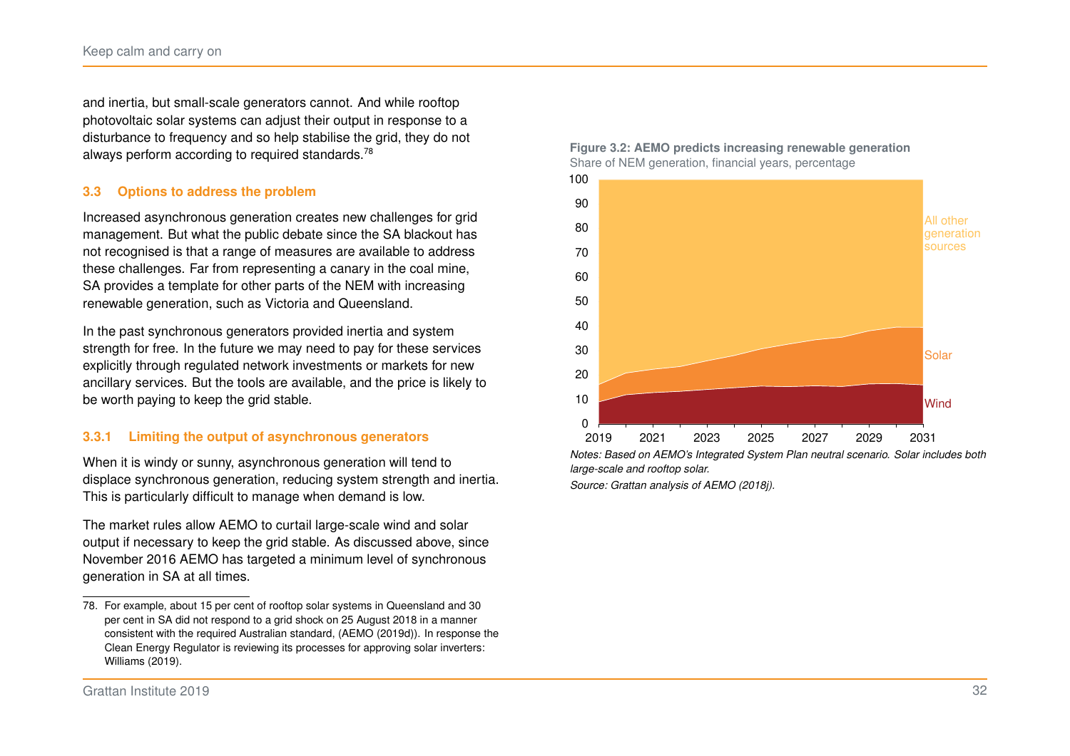and inertia, but small-scale generators cannot. And while rooftop photovoltaic solar systems can adjust their output in response to a disturbance to frequency and so help stabilise the grid, they do not always perform according to required standards.[78]

### 3.3 Options to address the problem

Increased asynchronous generation creates new challenges for grid management. But what the public debate since the SA blackout has not recognised is that a range of measures are available to address these challenges. Far from representing a canary in the coal mine, SA provides a template for other parts of the NEM with increasing renewable generation, such as Victoria and Queensland.

In the past synchronous generators provided inertia and system strength for free. In the future we may need to pay for these services explicitly through regulated network investments or markets for new ancillary services. But the tools are available, and the price is likely to be worth paying to keep the grid stable.

#### 3.3.1 Limiting the output of asynchronous generators

When it is windy or sunny, asynchronous generation will tend to displace synchronous generation, reducing system strength and inertia. This is particularly difficult to manage when demand is low.

The market rules allow AEMO to curtail large-scale wind and solar output if necessary to keep the grid stable. As discussed above, since November 2016 AEMO has targeted a minimum level of synchronous generation in SA at all times.

**Figure 3.2: AEMO predicts increasing renewable generation**
Share of NEM generation, financial years, percentage

*Notes: Based on AEMO's Integrated System Plan neutral scenario. Solar includes both large-scale and rooftop solar.*

*Source: Grattan analysis of AEMO (2018j).*

---

78. For example, about 15 per cent of rooftop solar systems in Queensland and 30 per cent in SA did not respond to a grid shock on 25 August 2018 in a manner consistent with the required Australian standard, (AEMO (2019d)). In response the Clean Energy Regulator is reviewing its processes for approving solar inverters: Williams (2019).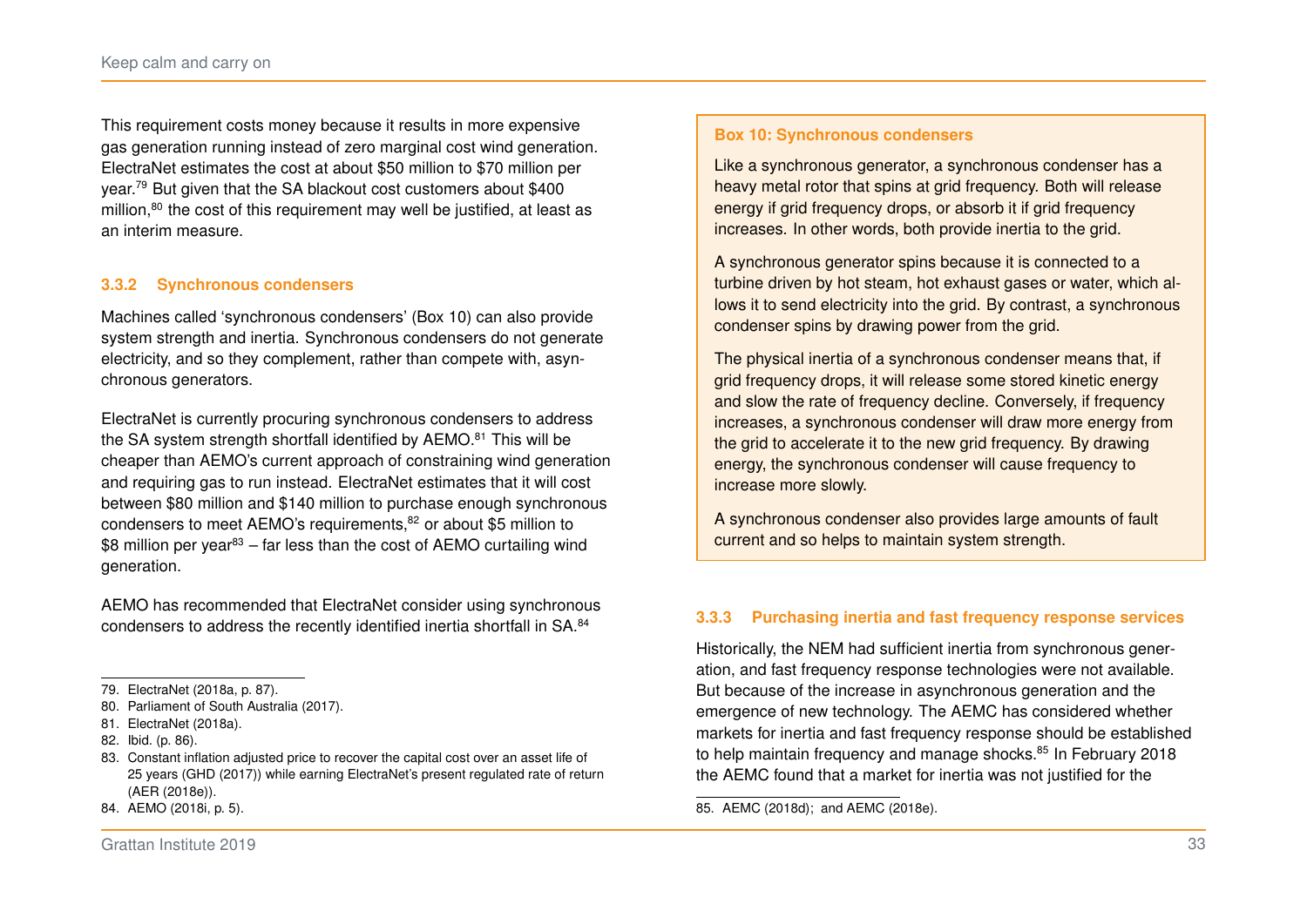This requirement costs money because it results in more expensive gas generation running instead of zero marginal cost wind generation. ElectraNet estimates the cost at about $50 million to $70 million per year.[79] But given that the SA blackout cost customers about $400 million,[80] the cost of this requirement may well be justified, at least as an interim measure.

### 3.3.2 Synchronous condensers

Machines called 'synchronous condensers' (Box 10) can also provide system strength and inertia. Synchronous condensers do not generate electricity, and so they complement, rather than compete with, asynchronous generators.

ElectraNet is currently procuring synchronous condensers to address the SA system strength shortfall identified by AEMO.[81] This will be cheaper than AEMO's current approach of constraining wind generation and requiring gas to run instead. ElectraNet estimates that it will cost between $80 million and $140 million to purchase enough synchronous condensers to meet AEMO's requirements,[82] or about $5 million to $8 million per year[83] – far less than the cost of AEMO curtailing wind generation.

AEMO has recommended that ElectraNet consider using synchronous condensers to address the recently identified inertia shortfall in SA.[84]

79. ElectraNet (2018a, p. 87).
80. Parliament of South Australia (2017).
81. ElectraNet (2018a).
82. Ibid. (p. 86).
83. Constant inflation adjusted price to recover the capital cost over an asset life of 25 years (GHD (2017)) while earning ElectraNet's present regulated rate of return (AER (2018e)).
84. AEMO (2018i, p. 5).

**Box 10: Synchronous condensers**

Like a synchronous generator, a synchronous condenser has a heavy metal rotor that spins at grid frequency. Both will release energy if grid frequency drops, or absorb it if grid frequency increases. In other words, both provide inertia to the grid.

A synchronous generator spins because it is connected to a turbine driven by hot steam, hot exhaust gases or water, which allows it to send electricity into the grid. By contrast, a synchronous condenser spins by drawing power from the grid.

The physical inertia of a synchronous condenser means that, if grid frequency drops, it will release some stored kinetic energy and slow the rate of frequency decline. Conversely, if frequency increases, a synchronous condenser will draw more energy from the grid to accelerate it to the new grid frequency. By drawing energy, the synchronous condenser will cause frequency to increase more slowly.

A synchronous condenser also provides large amounts of fault current and so helps to maintain system strength.

### 3.3.3 Purchasing inertia and fast frequency response services

Historically, the NEM had sufficient inertia from synchronous generation, and fast frequency response technologies were not available. But because of the increase in asynchronous generation and the emergence of new technology. The AEMC has considered whether markets for inertia and fast frequency response should be established to help maintain frequency and manage shocks.[85] In February 2018 the AEMC found that a market for inertia was not justified for the

85. AEMC (2018d); and AEMC (2018e).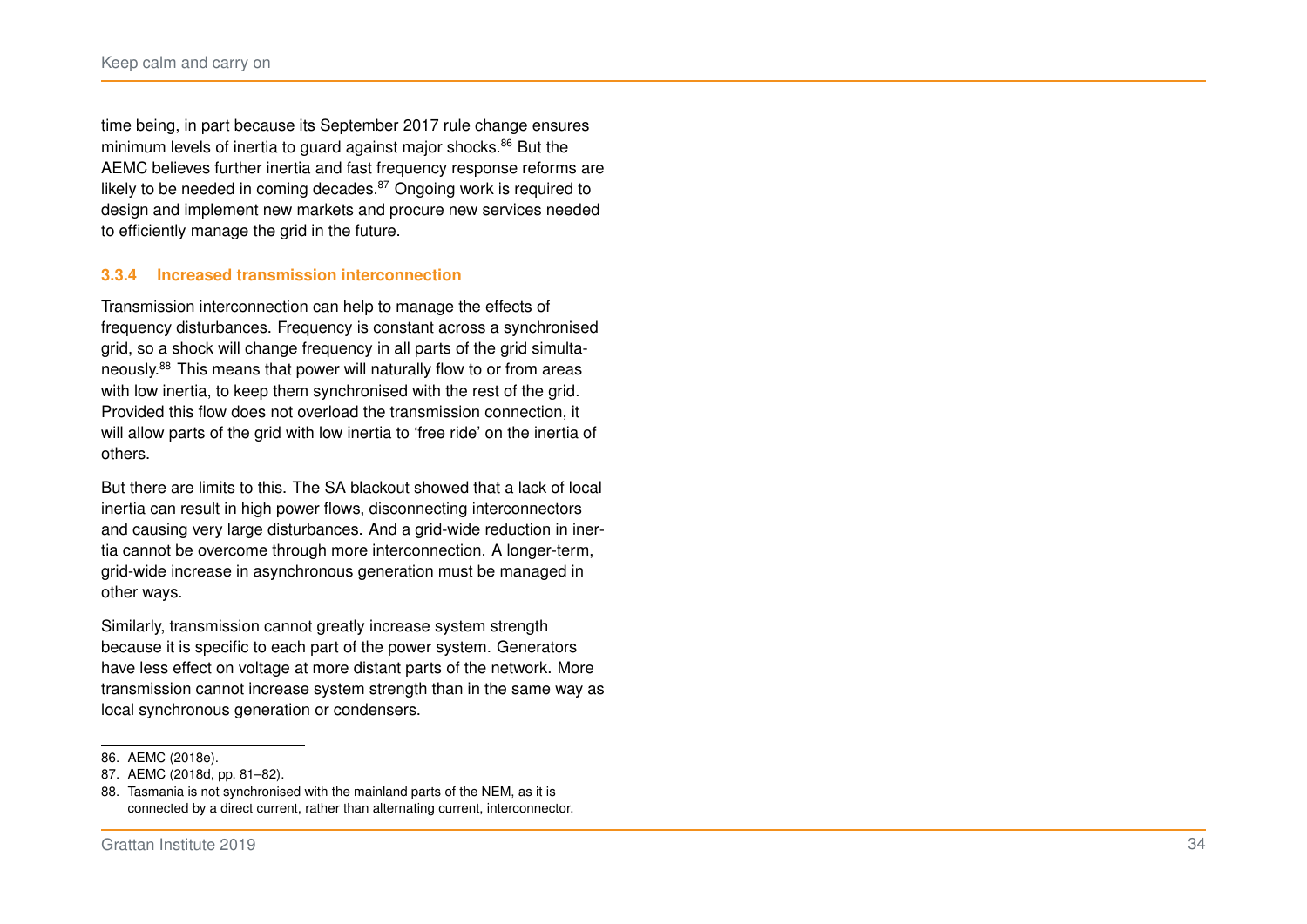time being, in part because its September 2017 rule change ensures minimum levels of inertia to guard against major shocks.[86] But the AEMC believes further inertia and fast frequency response reforms are likely to be needed in coming decades.[87] Ongoing work is required to design and implement new markets and procure new services needed to efficiently manage the grid in the future.

### 3.3.4 Increased transmission interconnection

Transmission interconnection can help to manage the effects of frequency disturbances. Frequency is constant across a synchronised grid, so a shock will change frequency in all parts of the grid simultaneously.[88] This means that power will naturally flow to or from areas with low inertia, to keep them synchronised with the rest of the grid. Provided this flow does not overload the transmission connection, it will allow parts of the grid with low inertia to 'free ride' on the inertia of others.

But there are limits to this. The SA blackout showed that a lack of local inertia can result in high power flows, disconnecting interconnectors and causing very large disturbances. And a grid-wide reduction in inertia cannot be overcome through more interconnection. A longer-term, grid-wide increase in asynchronous generation must be managed in other ways.

Similarly, transmission cannot greatly increase system strength because it is specific to each part of the power system. Generators have less effect on voltage at more distant parts of the network. More transmission cannot increase system strength than in the same way as local synchronous generation or condensers.

---

86. AEMC (2018e).

87. AEMC (2018d, pp. 81–82).

88. Tasmania is not synchronised with the mainland parts of the NEM, as it is connected by a direct current, rather than alternating current, interconnector.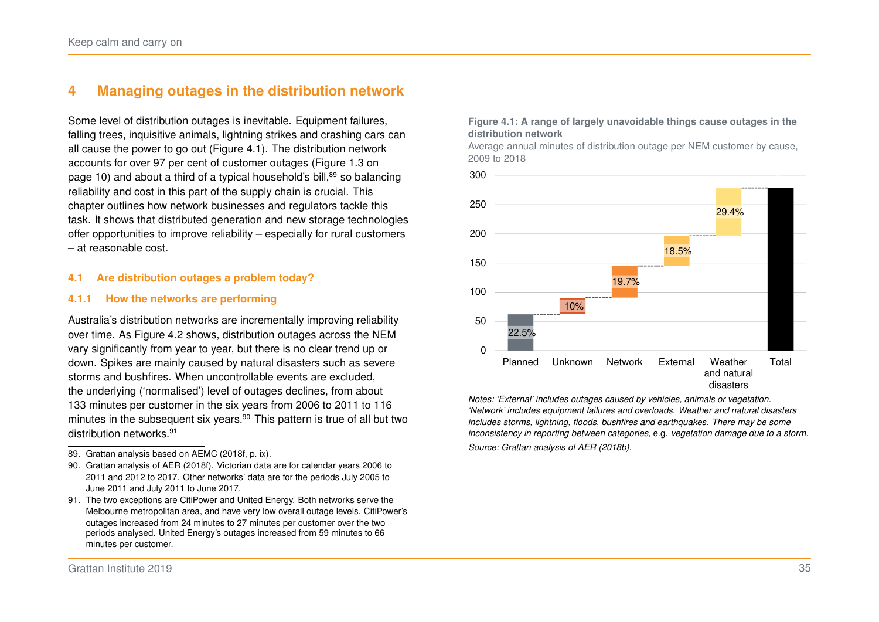# 4 Managing outages in the distribution network

Some level of distribution outages is inevitable. Equipment failures, falling trees, inquisitive animals, lightning strikes and crashing cars can all cause the power to go out (Figure 4.1). The distribution network accounts for over 97 per cent of customer outages (Figure 1.3 on page 10) and about a third of a typical household's bill,[89] so balancing reliability and cost in this part of the supply chain is crucial. This chapter outlines how network businesses and regulators tackle this task. It shows that distributed generation and new storage technologies offer opportunities to improve reliability – especially for rural customers – at reasonable cost.

## 4.1 Are distribution outages a problem today?

### 4.1.1 How the networks are performing

Australia's distribution networks are incrementally improving reliability over time. As Figure 4.2 shows, distribution outages across the NEM vary significantly from year to year, but there is no clear trend up or down. Spikes are mainly caused by natural disasters such as severe storms and bushfires. When uncontrollable events are excluded, the underlying ('normalised') level of outages declines, from about 133 minutes per customer in the six years from 2006 to 2011 to 116 minutes in the subsequent six years.[90] This pattern is true of all but two distribution networks.[91]

**Figure 4.1: A range of largely unavoidable things cause outages in the distribution network**

Average annual minutes of distribution outage per NEM customer by cause, 2009 to 2018

| Cause | Share |
|---|---|
| Planned | 22.5% |
| Unknown | 10% |
| Network | 19.7% |
| External | 18.5% |
| Weather and natural disasters | 29.4% |
| Total | (approx. 278 minutes) |

*Notes: 'External' includes outages caused by vehicles, animals or vegetation. 'Network' includes equipment failures and overloads. Weather and natural disasters includes storms, lightning, floods, bushfires and earthquakes. There may be some inconsistency in reporting between categories,* e.g. *vegetation damage due to a storm.*

*Source: Grattan analysis of AER (2018b).*

---

89. Grattan analysis based on AEMC (2018f, p. ix).

90. Grattan analysis of AER (2018f). Victorian data are for calendar years 2006 to 2011 and 2012 to 2017. Other networks' data are for the periods July 2005 to June 2011 and July 2011 to June 2017.

91. The two exceptions are CitiPower and United Energy. Both networks serve the Melbourne metropolitan area, and have very low overall outage levels. CitiPower's outages increased from 24 minutes to 27 minutes per customer over the two periods analysed. United Energy's outages increased from 59 minutes to 66 minutes per customer.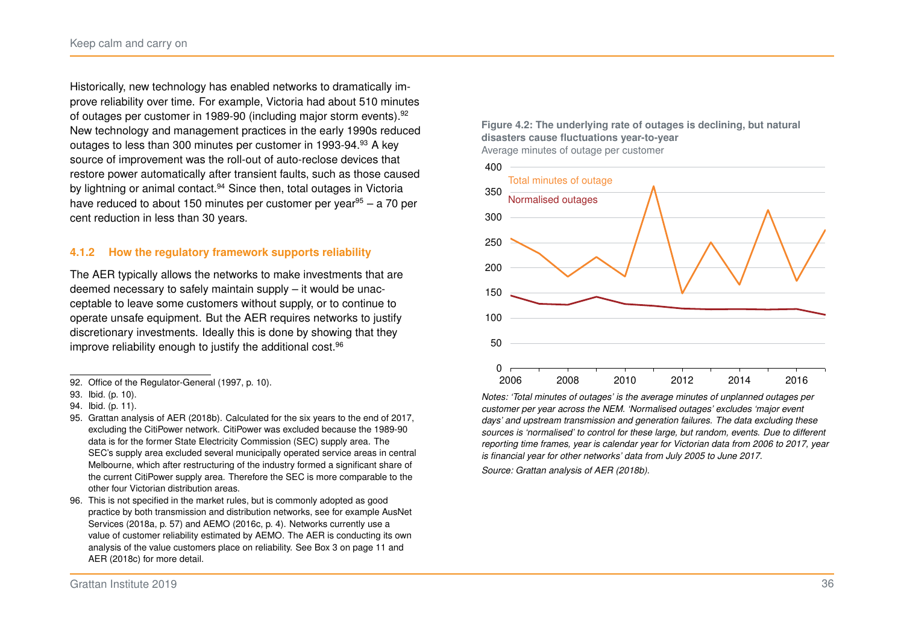Historically, new technology has enabled networks to dramatically improve reliability over time. For example, Victoria had about 510 minutes of outages per customer in 1989-90 (including major storm events).[92] New technology and management practices in the early 1990s reduced outages to less than 300 minutes per customer in 1993-94.[93] A key source of improvement was the roll-out of auto-reclose devices that restore power automatically after transient faults, such as those caused by lightning or animal contact.[94] Since then, total outages in Victoria have reduced to about 150 minutes per customer per year[95] – a 70 per cent reduction in less than 30 years.

### 4.1.2 How the regulatory framework supports reliability

The AER typically allows the networks to make investments that are deemed necessary to safely maintain supply – it would be unacceptable to leave some customers without supply, or to continue to operate unsafe equipment. But the AER requires networks to justify discretionary investments. Ideally this is done by showing that they improve reliability enough to justify the additional cost.[96]

**Figure 4.2: The underlying rate of outages is declining, but natural disasters cause fluctuations year-to-year**
Average minutes of outage per customer

*Notes: 'Total minutes of outages' is the average minutes of unplanned outages per customer per year across the NEM. 'Normalised outages' excludes 'major event days' and upstream transmission and generation failures. The data excluding these sources is 'normalised' to control for these large, but random, events. Due to different reporting time frames, year is calendar year for Victorian data from 2006 to 2017, year is financial year for other networks' data from July 2005 to June 2017.*

*Source: Grattan analysis of AER (2018b).*

---

92. Office of the Regulator-General (1997, p. 10).
93. Ibid. (p. 10).
94. Ibid. (p. 11).
95. Grattan analysis of AER (2018b). Calculated for the six years to the end of 2017, excluding the CitiPower network. CitiPower was excluded because the 1989-90 data is for the former State Electricity Commission (SEC) supply area. The SEC's supply area excluded several municipally operated service areas in central Melbourne, which after restructuring of the industry formed a significant share of the current CitiPower supply area. Therefore the SEC is more comparable to the other four Victorian distribution areas.
96. This is not specified in the market rules, but is commonly adopted as good practice by both transmission and distribution networks, see for example AusNet Services (2018a, p. 57) and AEMO (2016c, p. 4). Networks currently use a value of customer reliability estimated by AEMO. The AER is conducting its own analysis of the value customers place on reliability. See Box 3 on page 11 and AER (2018c) for more detail.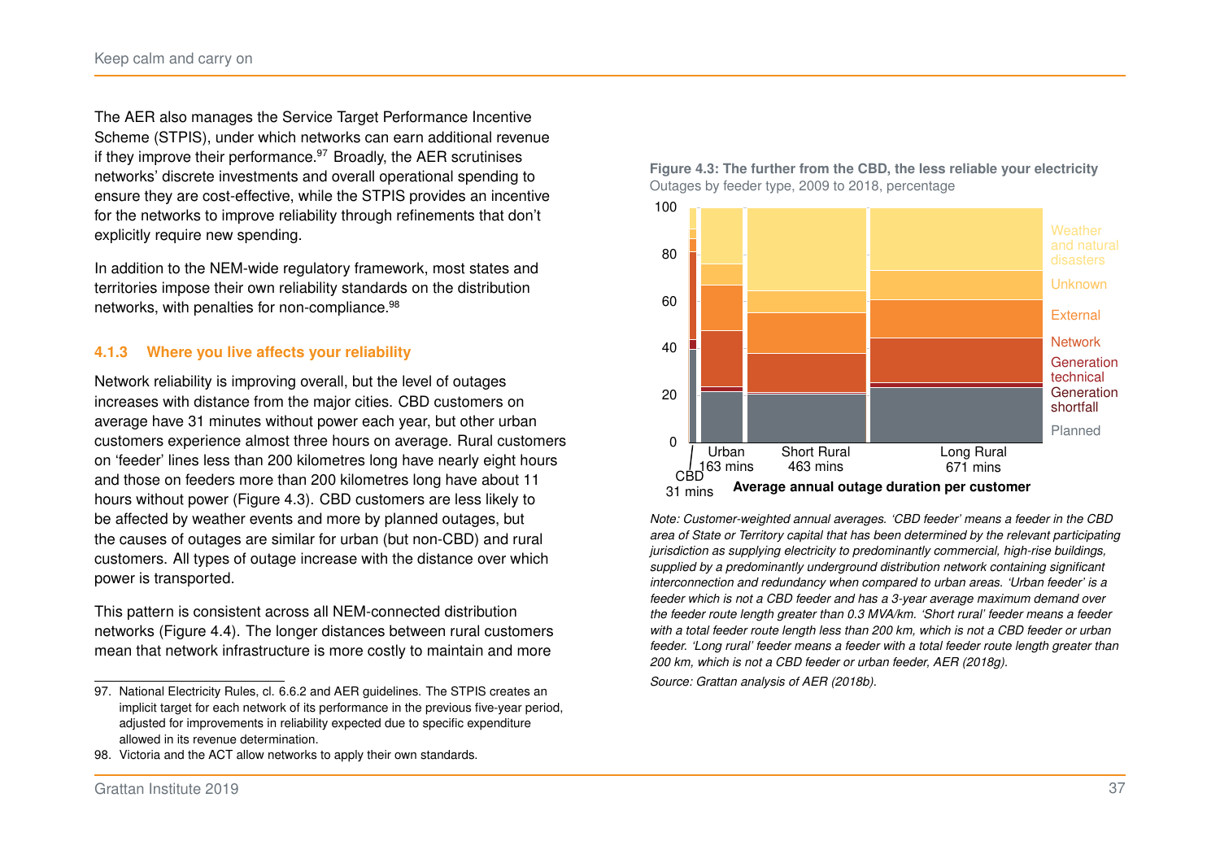The AER also manages the Service Target Performance Incentive Scheme (STPIS), under which networks can earn additional revenue if they improve their performance.[97] Broadly, the AER scrutinises networks' discrete investments and overall operational spending to ensure they are cost-effective, while the STPIS provides an incentive for the networks to improve reliability through refinements that don't explicitly require new spending.

In addition to the NEM-wide regulatory framework, most states and territories impose their own reliability standards on the distribution networks, with penalties for non-compliance.[98]

### 4.1.3 Where you live affects your reliability

Network reliability is improving overall, but the level of outages increases with distance from the major cities. CBD customers on average have 31 minutes without power each year, but other urban customers experience almost three hours on average. Rural customers on 'feeder' lines less than 200 kilometres long have nearly eight hours and those on feeders more than 200 kilometres long have about 11 hours without power (Figure 4.3). CBD customers are less likely to be affected by weather events and more by planned outages, but the causes of outages are similar for urban (but non-CBD) and rural customers. All types of outage increase with the distance over which power is transported.

This pattern is consistent across all NEM-connected distribution networks (Figure 4.4). The longer distances between rural customers mean that network infrastructure is more costly to maintain and more

**Figure 4.3: The further from the CBD, the less reliable your electricity**
Outages by feeder type, 2009 to 2018, percentage

*Note: Customer-weighted annual averages. 'CBD feeder' means a feeder in the CBD area of State or Territory capital that has been determined by the relevant participating jurisdiction as supplying electricity to predominantly commercial, high-rise buildings, supplied by a predominantly underground distribution network containing significant interconnection and redundancy when compared to urban areas. 'Urban feeder' is a feeder which is not a CBD feeder and has a 3-year average maximum demand over the feeder route length greater than 0.3 MVA/km. 'Short rural' feeder means a feeder with a total feeder route length less than 200 km, which is not a CBD feeder or urban feeder. 'Long rural' feeder means a feeder with a total feeder route length greater than 200 km, which is not a CBD feeder or urban feeder, AER (2018g).*

*Source: Grattan analysis of AER (2018b).*

97. National Electricity Rules, cl. 6.6.2 and AER guidelines. The STPIS creates an implicit target for each network of its performance in the previous five-year period, adjusted for improvements in reliability expected due to specific expenditure allowed in its revenue determination.

98. Victoria and the ACT allow networks to apply their own standards.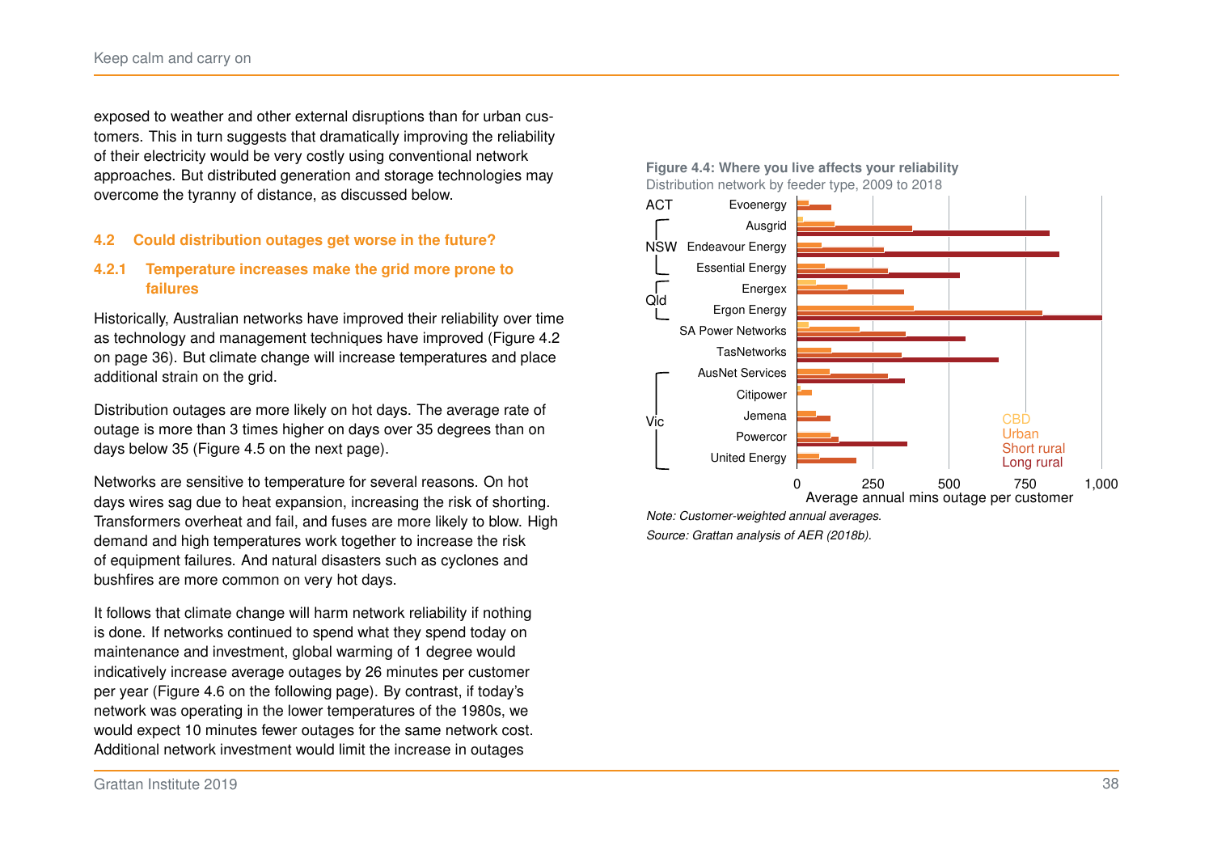exposed to weather and other external disruptions than for urban customers. This in turn suggests that dramatically improving the reliability of their electricity would be very costly using conventional network approaches. But distributed generation and storage technologies may overcome the tyranny of distance, as discussed below.

## 4.2 Could distribution outages get worse in the future?

### 4.2.1 Temperature increases make the grid more prone to failures

Historically, Australian networks have improved their reliability over time as technology and management techniques have improved (Figure 4.2 on page 36). But climate change will increase temperatures and place additional strain on the grid.

Distribution outages are more likely on hot days. The average rate of outage is more than 3 times higher on days over 35 degrees than on days below 35 (Figure 4.5 on the next page).

Networks are sensitive to temperature for several reasons. On hot days wires sag due to heat expansion, increasing the risk of shorting. Transformers overheat and fail, and fuses are more likely to blow. High demand and high temperatures work together to increase the risk of equipment failures. And natural disasters such as cyclones and bushfires are more common on very hot days.

It follows that climate change will harm network reliability if nothing is done. If networks continued to spend what they spend today on maintenance and investment, global warming of 1 degree would indicatively increase average outages by 26 minutes per customer per year (Figure 4.6 on the following page). By contrast, if today's network was operating in the lower temperatures of the 1980s, we would expect 10 minutes fewer outages for the same network cost. Additional network investment would limit the increase in outages

**Figure 4.4: Where you live affects your reliability**

Distribution network by feeder type, 2009 to 2018

*Note: Customer-weighted annual averages.*

*Source: Grattan analysis of AER (2018b).*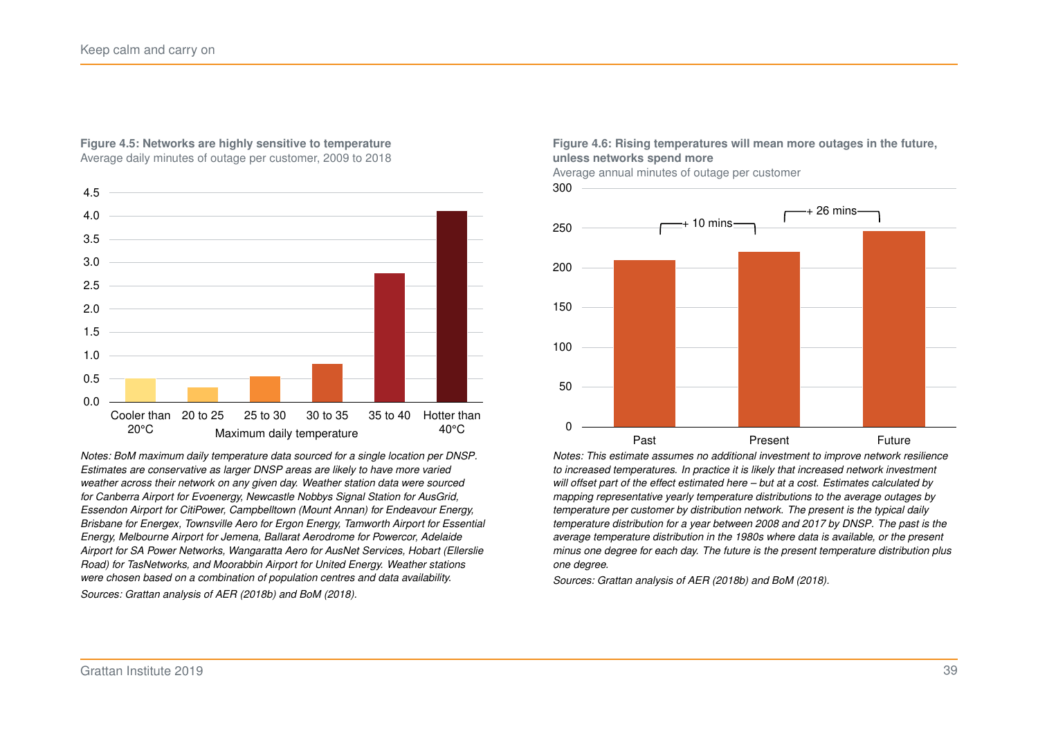**Figure 4.5: Networks are highly sensitive to temperature**

Average daily minutes of outage per customer, 2009 to 2018

*Notes: BoM maximum daily temperature data sourced for a single location per DNSP. Estimates are conservative as larger DNSP areas are likely to have more varied weather across their network on any given day. Weather station data were sourced for Canberra Airport for Evoenergy, Newcastle Nobbys Signal Station for AusGrid, Essendon Airport for CitiPower, Campbelltown (Mount Annan) for Endeavour Energy, Brisbane for Energex, Townsville Aero for Ergon Energy, Tamworth Airport for Essential Energy, Melbourne Airport for Jemena, Ballarat Aerodrome for Powercor, Adelaide Airport for SA Power Networks, Wangaratta Aero for AusNet Services, Hobart (Ellerslie Road) for TasNetworks, and Moorabbin Airport for United Energy. Weather stations were chosen based on a combination of population centres and data availability.*

*Sources: Grattan analysis of AER (2018b) and BoM (2018).*

**Figure 4.6: Rising temperatures will mean more outages in the future, unless networks spend more**

Average annual minutes of outage per customer

*Notes: This estimate assumes no additional investment to improve network resilience to increased temperatures. In practice it is likely that increased network investment will offset part of the effect estimated here – but at a cost. Estimates calculated by mapping representative yearly temperature distributions to the average outages by temperature per customer by distribution network. The present is the typical daily temperature distribution for a year between 2008 and 2017 by DNSP. The past is the average temperature distribution in the 1980s where data is available, or the present minus one degree for each day. The future is the present temperature distribution plus one degree.*

*Sources: Grattan analysis of AER (2018b) and BoM (2018).*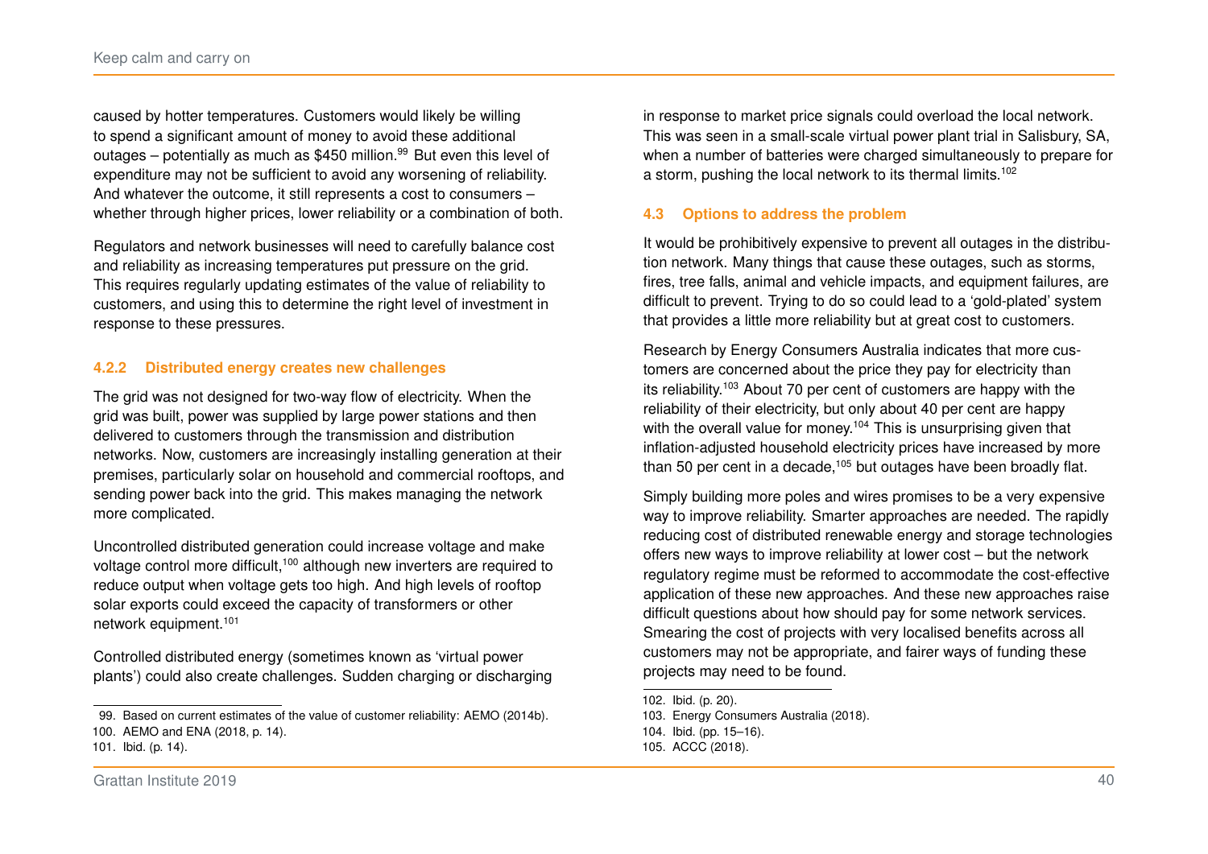caused by hotter temperatures. Customers would likely be willing to spend a significant amount of money to avoid these additional outages – potentially as much as $450 million.[99] But even this level of expenditure may not be sufficient to avoid any worsening of reliability. And whatever the outcome, it still represents a cost to consumers – whether through higher prices, lower reliability or a combination of both.

Regulators and network businesses will need to carefully balance cost and reliability as increasing temperatures put pressure on the grid. This requires regularly updating estimates of the value of reliability to customers, and using this to determine the right level of investment in response to these pressures.

#### 4.2.2 Distributed energy creates new challenges

The grid was not designed for two-way flow of electricity. When the grid was built, power was supplied by large power stations and then delivered to customers through the transmission and distribution networks. Now, customers are increasingly installing generation at their premises, particularly solar on household and commercial rooftops, and sending power back into the grid. This makes managing the network more complicated.

Uncontrolled distributed generation could increase voltage and make voltage control more difficult,[100] although new inverters are required to reduce output when voltage gets too high. And high levels of rooftop solar exports could exceed the capacity of transformers or other network equipment.[101]

Controlled distributed energy (sometimes known as 'virtual power plants') could also create challenges. Sudden charging or discharging in response to market price signals could overload the local network. This was seen in a small-scale virtual power plant trial in Salisbury, SA, when a number of batteries were charged simultaneously to prepare for a storm, pushing the local network to its thermal limits.[102]

### 4.3 Options to address the problem

It would be prohibitively expensive to prevent all outages in the distribution network. Many things that cause these outages, such as storms, fires, tree falls, animal and vehicle impacts, and equipment failures, are difficult to prevent. Trying to do so could lead to a 'gold-plated' system that provides a little more reliability but at great cost to customers.

Research by Energy Consumers Australia indicates that more customers are concerned about the price they pay for electricity than its reliability.[103] About 70 per cent of customers are happy with the reliability of their electricity, but only about 40 per cent are happy with the overall value for money.[104] This is unsurprising given that inflation-adjusted household electricity prices have increased by more than 50 per cent in a decade,[105] but outages have been broadly flat.

Simply building more poles and wires promises to be a very expensive way to improve reliability. Smarter approaches are needed. The rapidly reducing cost of distributed renewable energy and storage technologies offers new ways to improve reliability at lower cost – but the network regulatory regime must be reformed to accommodate the cost-effective application of these new approaches. And these new approaches raise difficult questions about how should pay for some network services. Smearing the cost of projects with very localised benefits across all customers may not be appropriate, and fairer ways of funding these projects may need to be found.

---

99. Based on current estimates of the value of customer reliability: AEMO (2014b).
100. AEMO and ENA (2018, p. 14).
101. Ibid. (p. 14).
102. Ibid. (p. 20).
103. Energy Consumers Australia (2018).
104. Ibid. (pp. 15–16).
105. ACCC (2018).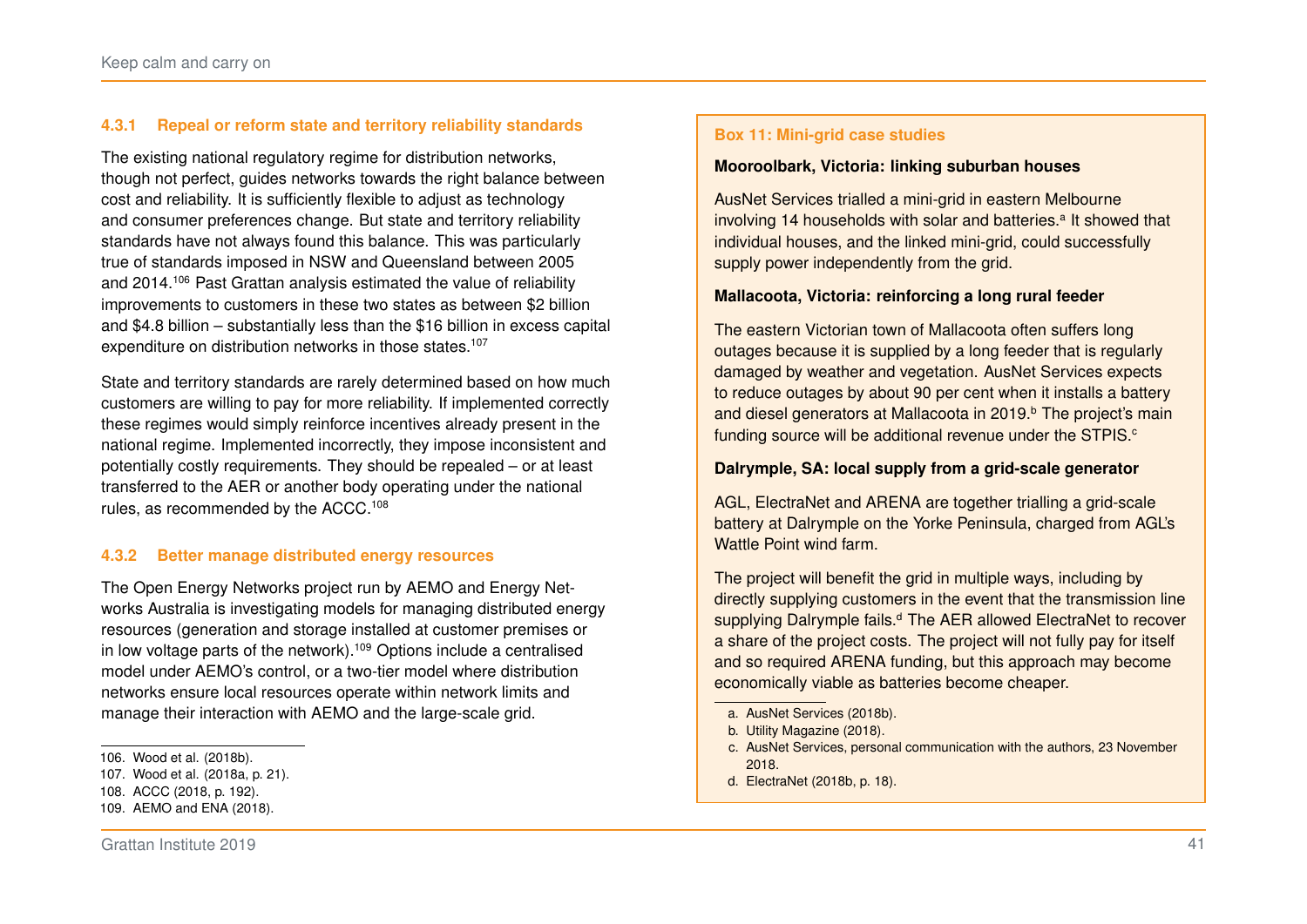### 4.3.1 Repeal or reform state and territory reliability standards

The existing national regulatory regime for distribution networks, though not perfect, guides networks towards the right balance between cost and reliability. It is sufficiently flexible to adjust as technology and consumer preferences change. But state and territory reliability standards have not always found this balance. This was particularly true of standards imposed in NSW and Queensland between 2005 and 2014.[106] Past Grattan analysis estimated the value of reliability improvements to customers in these two states as between $2 billion and $4.8 billion – substantially less than the $16 billion in excess capital expenditure on distribution networks in those states.[107]

State and territory standards are rarely determined based on how much customers are willing to pay for more reliability. If implemented correctly these regimes would simply reinforce incentives already present in the national regime. Implemented incorrectly, they impose inconsistent and potentially costly requirements. They should be repealed – or at least transferred to the AER or another body operating under the national rules, as recommended by the ACCC.[108]

### 4.3.2 Better manage distributed energy resources

The Open Energy Networks project run by AEMO and Energy Networks Australia is investigating models for managing distributed energy resources (generation and storage installed at customer premises or in low voltage parts of the network).[109] Options include a centralised model under AEMO's control, or a two-tier model where distribution networks ensure local resources operate within network limits and manage their interaction with AEMO and the large-scale grid.

106. Wood et al. (2018b).
107. Wood et al. (2018a, p. 21).
108. ACCC (2018, p. 192).
109. AEMO and ENA (2018).

**Box 11: Mini-grid case studies**

**Mooroolbark, Victoria: linking suburban houses**

AusNet Services trialled a mini-grid in eastern Melbourne involving 14 households with solar and batteries.[a] It showed that individual houses, and the linked mini-grid, could successfully supply power independently from the grid.

**Mallacoota, Victoria: reinforcing a long rural feeder**

The eastern Victorian town of Mallacoota often suffers long outages because it is supplied by a long feeder that is regularly damaged by weather and vegetation. AusNet Services expects to reduce outages by about 90 per cent when it installs a battery and diesel generators at Mallacoota in 2019.[b] The project's main funding source will be additional revenue under the STPIS.[c]

**Dalrymple, SA: local supply from a grid-scale generator**

AGL, ElectraNet and ARENA are together trialling a grid-scale battery at Dalrymple on the Yorke Peninsula, charged from AGL's Wattle Point wind farm.

The project will benefit the grid in multiple ways, including by directly supplying customers in the event that the transmission line supplying Dalrymple fails.[d] The AER allowed ElectraNet to recover a share of the project costs. The project will not fully pay for itself and so required ARENA funding, but this approach may become economically viable as batteries become cheaper.

a. AusNet Services (2018b).
b. Utility Magazine (2018).
c. AusNet Services, personal communication with the authors, 23 November 2018.
d. ElectraNet (2018b, p. 18).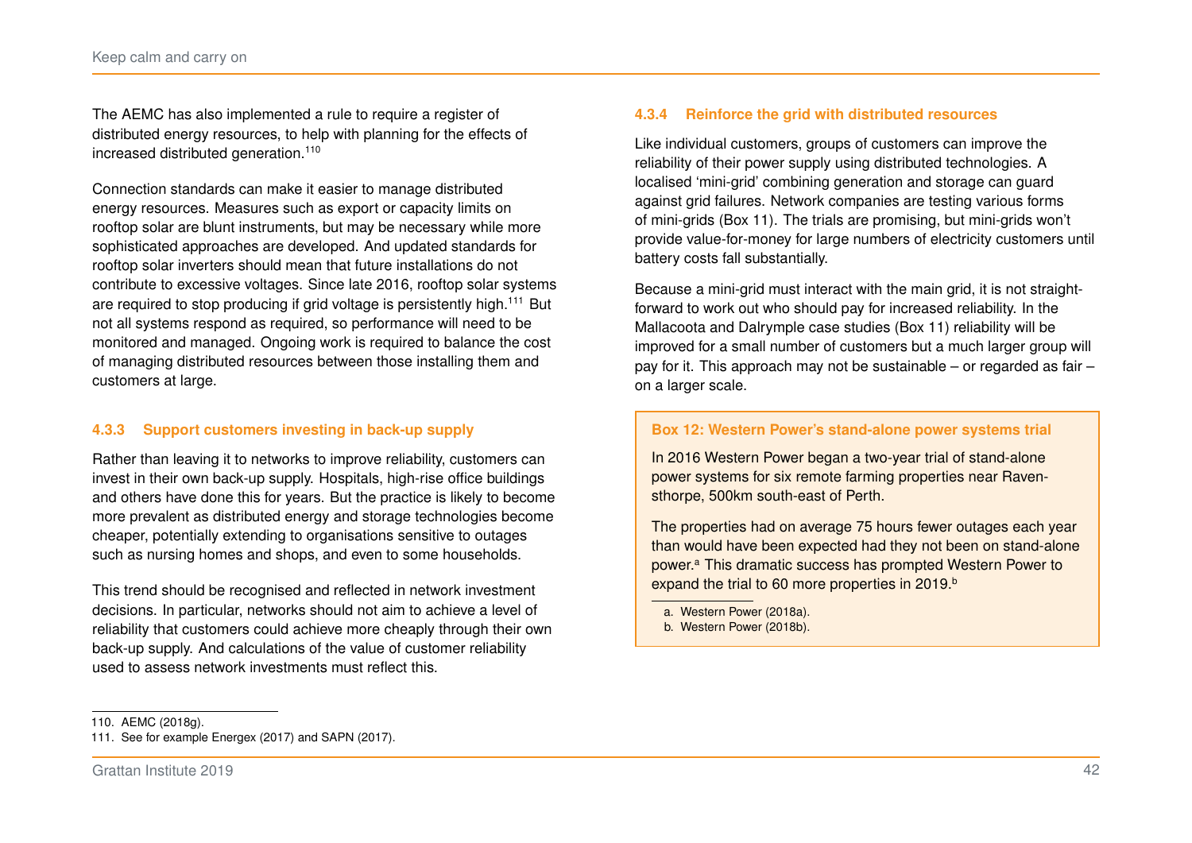The AEMC has also implemented a rule to require a register of distributed energy resources, to help with planning for the effects of increased distributed generation.[110]

Connection standards can make it easier to manage distributed energy resources. Measures such as export or capacity limits on rooftop solar are blunt instruments, but may be necessary while more sophisticated approaches are developed. And updated standards for rooftop solar inverters should mean that future installations do not contribute to excessive voltages. Since late 2016, rooftop solar systems are required to stop producing if grid voltage is persistently high.[111] But not all systems respond as required, so performance will need to be monitored and managed. Ongoing work is required to balance the cost of managing distributed resources between those installing them and customers at large.

### 4.3.3 Support customers investing in back-up supply

Rather than leaving it to networks to improve reliability, customers can invest in their own back-up supply. Hospitals, high-rise office buildings and others have done this for years. But the practice is likely to become more prevalent as distributed energy and storage technologies become cheaper, potentially extending to organisations sensitive to outages such as nursing homes and shops, and even to some households.

This trend should be recognised and reflected in network investment decisions. In particular, networks should not aim to achieve a level of reliability that customers could achieve more cheaply through their own back-up supply. And calculations of the value of customer reliability used to assess network investments must reflect this.

110. AEMC (2018g).

111. See for example Energex (2017) and SAPN (2017).

### 4.3.4 Reinforce the grid with distributed resources

Like individual customers, groups of customers can improve the reliability of their power supply using distributed technologies. A localised 'mini-grid' combining generation and storage can guard against grid failures. Network companies are testing various forms of mini-grids (Box 11). The trials are promising, but mini-grids won't provide value-for-money for large numbers of electricity customers until battery costs fall substantially.

Because a mini-grid must interact with the main grid, it is not straight-forward to work out who should pay for increased reliability. In the Mallacoota and Dalrymple case studies (Box 11) reliability will be improved for a small number of customers but a much larger group will pay for it. This approach may not be sustainable – or regarded as fair – on a larger scale.

**Box 12: Western Power's stand-alone power systems trial**

In 2016 Western Power began a two-year trial of stand-alone power systems for six remote farming properties near Ravensthorpe, 500km south-east of Perth.

The properties had on average 75 hours fewer outages each year than would have been expected had they not been on stand-alone power.[a] This dramatic success has prompted Western Power to expand the trial to 60 more properties in 2019.[b]

a. Western Power (2018a).

b. Western Power (2018b).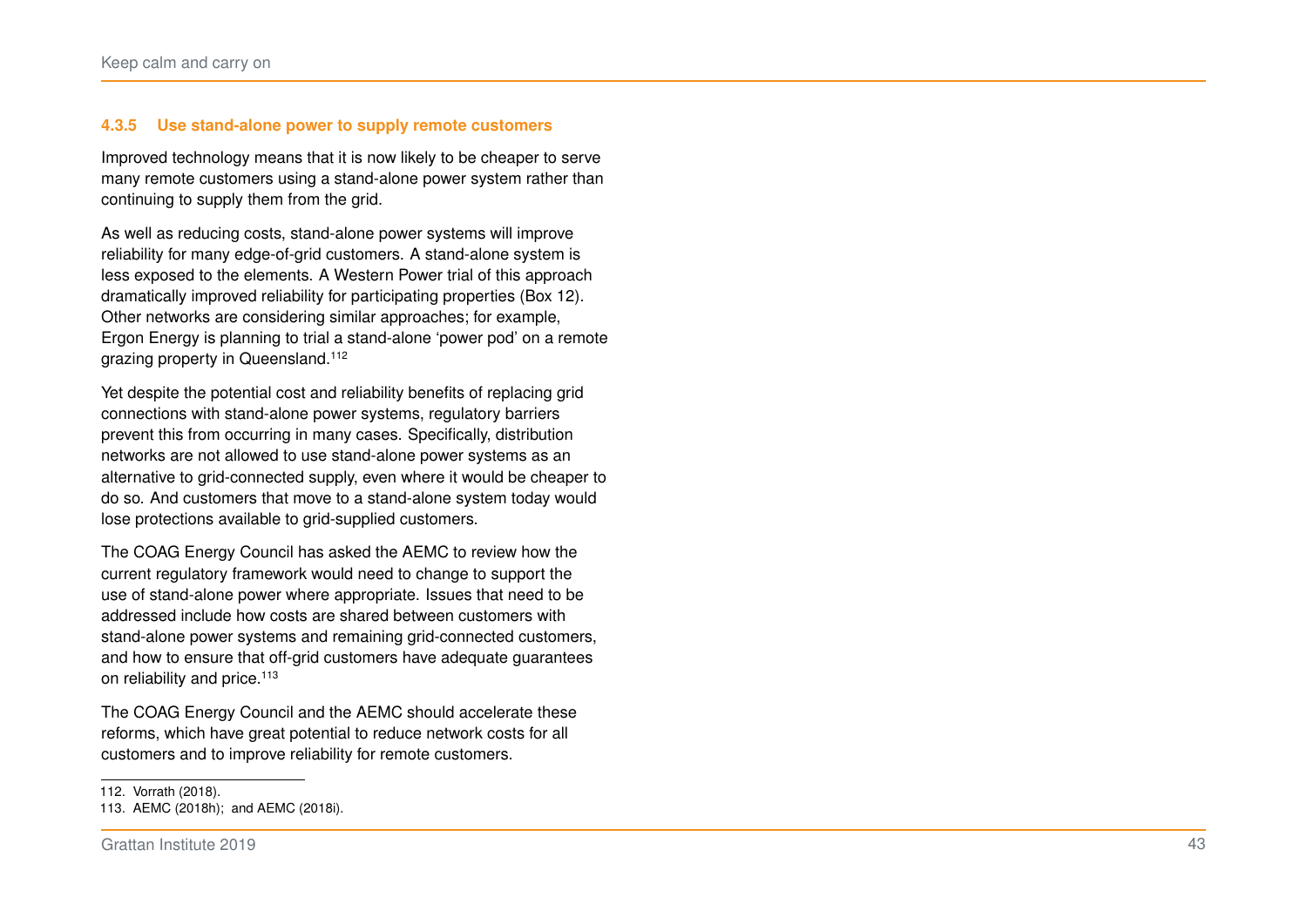#### 4.3.5 Use stand-alone power to supply remote customers

Improved technology means that it is now likely to be cheaper to serve many remote customers using a stand-alone power system rather than continuing to supply them from the grid.

As well as reducing costs, stand-alone power systems will improve reliability for many edge-of-grid customers. A stand-alone system is less exposed to the elements. A Western Power trial of this approach dramatically improved reliability for participating properties (Box 12). Other networks are considering similar approaches; for example, Ergon Energy is planning to trial a stand-alone 'power pod' on a remote grazing property in Queensland.[112]

Yet despite the potential cost and reliability benefits of replacing grid connections with stand-alone power systems, regulatory barriers prevent this from occurring in many cases. Specifically, distribution networks are not allowed to use stand-alone power systems as an alternative to grid-connected supply, even where it would be cheaper to do so. And customers that move to a stand-alone system today would lose protections available to grid-supplied customers.

The COAG Energy Council has asked the AEMC to review how the current regulatory framework would need to change to support the use of stand-alone power where appropriate. Issues that need to be addressed include how costs are shared between customers with stand-alone power systems and remaining grid-connected customers, and how to ensure that off-grid customers have adequate guarantees on reliability and price.[113]

The COAG Energy Council and the AEMC should accelerate these reforms, which have great potential to reduce network costs for all customers and to improve reliability for remote customers.

112. Vorrath (2018).
113. AEMC (2018h); and AEMC (2018i).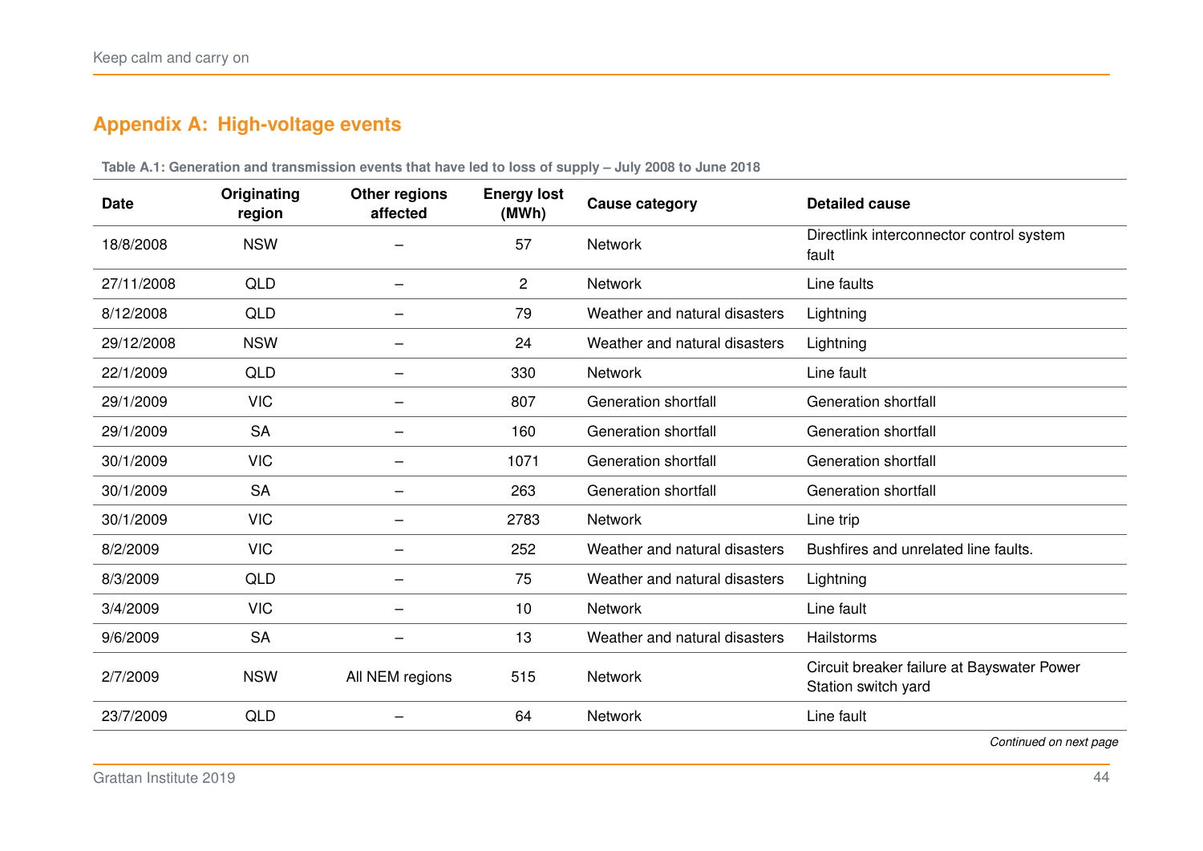## Appendix A: High-voltage events

**Table A.1: Generation and transmission events that have led to loss of supply – July 2008 to June 2018**

| Date | Originating region | Other regions affected | Energy lost (MWh) | Cause category | Detailed cause |
|---|---|---|---|---|---|
| 18/8/2008 | NSW | – | 57 | Network | Directlink interconnector control system fault |
| 27/11/2008 | QLD | – | 2 | Network | Line faults |
| 8/12/2008 | QLD | – | 79 | Weather and natural disasters | Lightning |
| 29/12/2008 | NSW | – | 24 | Weather and natural disasters | Lightning |
| 22/1/2009 | QLD | – | 330 | Network | Line fault |
| 29/1/2009 | VIC | – | 807 | Generation shortfall | Generation shortfall |
| 29/1/2009 | SA | – | 160 | Generation shortfall | Generation shortfall |
| 30/1/2009 | VIC | – | 1071 | Generation shortfall | Generation shortfall |
| 30/1/2009 | SA | – | 263 | Generation shortfall | Generation shortfall |
| 30/1/2009 | VIC | – | 2783 | Network | Line trip |
| 8/2/2009 | VIC | – | 252 | Weather and natural disasters | Bushfires and unrelated line faults. |
| 8/3/2009 | QLD | – | 75 | Weather and natural disasters | Lightning |
| 3/4/2009 | VIC | – | 10 | Network | Line fault |
| 9/6/2009 | SA | – | 13 | Weather and natural disasters | Hailstorms |
| 2/7/2009 | NSW | All NEM regions | 515 | Network | Circuit breaker failure at Bayswater Power Station switch yard |
| 23/7/2009 | QLD | – | 64 | Network | Line fault |

*Continued on next page*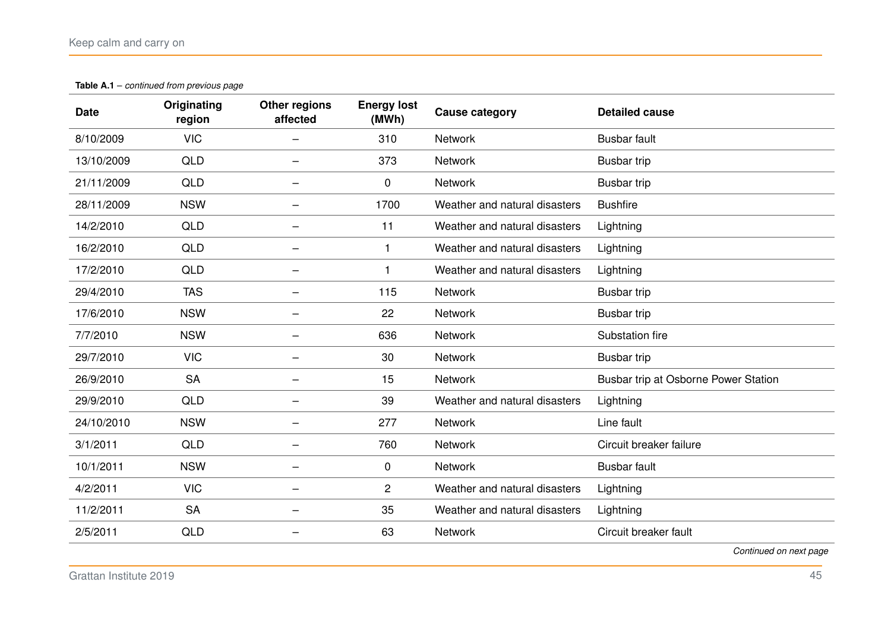**Table A.1** – *continued from previous page*

| Date | Originating region | Other regions affected | Energy lost (MWh) | Cause category | Detailed cause |
|---|---|---|---|---|---|
| 8/10/2009 | VIC | – | 310 | Network | Busbar fault |
| 13/10/2009 | QLD | – | 373 | Network | Busbar trip |
| 21/11/2009 | QLD | – | 0 | Network | Busbar trip |
| 28/11/2009 | NSW | – | 1700 | Weather and natural disasters | Bushfire |
| 14/2/2010 | QLD | – | 11 | Weather and natural disasters | Lightning |
| 16/2/2010 | QLD | – | 1 | Weather and natural disasters | Lightning |
| 17/2/2010 | QLD | – | 1 | Weather and natural disasters | Lightning |
| 29/4/2010 | TAS | – | 115 | Network | Busbar trip |
| 17/6/2010 | NSW | – | 22 | Network | Busbar trip |
| 7/7/2010 | NSW | – | 636 | Network | Substation fire |
| 29/7/2010 | VIC | – | 30 | Network | Busbar trip |
| 26/9/2010 | SA | – | 15 | Network | Busbar trip at Osborne Power Station |
| 29/9/2010 | QLD | – | 39 | Weather and natural disasters | Lightning |
| 24/10/2010 | NSW | – | 277 | Network | Line fault |
| 3/1/2011 | QLD | – | 760 | Network | Circuit breaker failure |
| 10/1/2011 | NSW | – | 0 | Network | Busbar fault |
| 4/2/2011 | VIC | – | 2 | Weather and natural disasters | Lightning |
| 11/2/2011 | SA | – | 35 | Weather and natural disasters | Lightning |
| 2/5/2011 | QLD | – | 63 | Network | Circuit breaker fault |

*Continued on next page*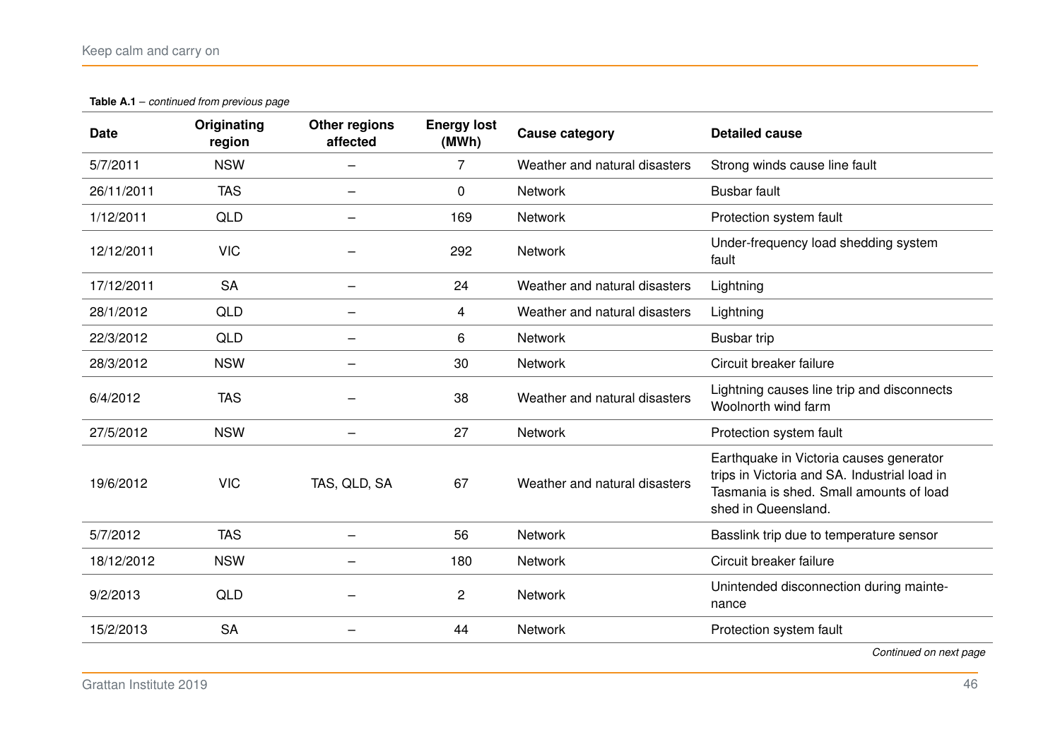**Table A.1** – *continued from previous page*

| Date | Originating region | Other regions affected | Energy lost (MWh) | Cause category | Detailed cause |
|---|---|---|---|---|---|
| 5/7/2011 | NSW | – | 7 | Weather and natural disasters | Strong winds cause line fault |
| 26/11/2011 | TAS | – | 0 | Network | Busbar fault |
| 1/12/2011 | QLD | – | 169 | Network | Protection system fault |
| 12/12/2011 | VIC | – | 292 | Network | Under-frequency load shedding system fault |
| 17/12/2011 | SA | – | 24 | Weather and natural disasters | Lightning |
| 28/1/2012 | QLD | – | 4 | Weather and natural disasters | Lightning |
| 22/3/2012 | QLD | – | 6 | Network | Busbar trip |
| 28/3/2012 | NSW | – | 30 | Network | Circuit breaker failure |
| 6/4/2012 | TAS | – | 38 | Weather and natural disasters | Lightning causes line trip and disconnects Woolnorth wind farm |
| 27/5/2012 | NSW | – | 27 | Network | Protection system fault |
| 19/6/2012 | VIC | TAS, QLD, SA | 67 | Weather and natural disasters | Earthquake in Victoria causes generator trips in Victoria and SA. Industrial load in Tasmania is shed. Small amounts of load shed in Queensland. |
| 5/7/2012 | TAS | – | 56 | Network | Basslink trip due to temperature sensor |
| 18/12/2012 | NSW | – | 180 | Network | Circuit breaker failure |
| 9/2/2013 | QLD | – | 2 | Network | Unintended disconnection during maintenance |
| 15/2/2013 | SA | – | 44 | Network | Protection system fault |

*Continued on next page*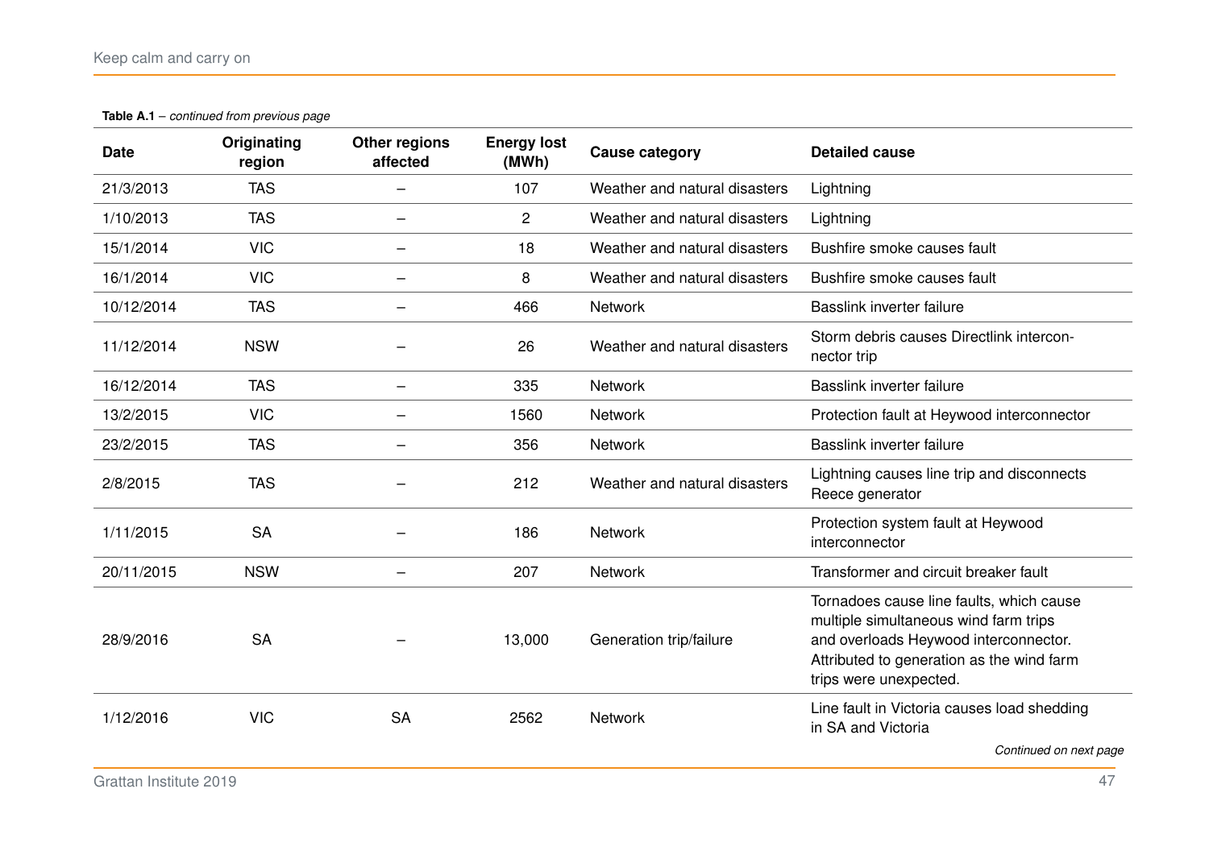**Table A.1** – *continued from previous page*

| Date | Originating region | Other regions affected | Energy lost (MWh) | Cause category | Detailed cause |
|---|---|---|---|---|---|
| 21/3/2013 | TAS | – | 107 | Weather and natural disasters | Lightning |
| 1/10/2013 | TAS | – | 2 | Weather and natural disasters | Lightning |
| 15/1/2014 | VIC | – | 18 | Weather and natural disasters | Bushfire smoke causes fault |
| 16/1/2014 | VIC | – | 8 | Weather and natural disasters | Bushfire smoke causes fault |
| 10/12/2014 | TAS | – | 466 | Network | Basslink inverter failure |
| 11/12/2014 | NSW | – | 26 | Weather and natural disasters | Storm debris causes Directlink interconnector trip |
| 16/12/2014 | TAS | – | 335 | Network | Basslink inverter failure |
| 13/2/2015 | VIC | – | 1560 | Network | Protection fault at Heywood interconnector |
| 23/2/2015 | TAS | – | 356 | Network | Basslink inverter failure |
| 2/8/2015 | TAS | – | 212 | Weather and natural disasters | Lightning causes line trip and disconnects Reece generator |
| 1/11/2015 | SA | – | 186 | Network | Protection system fault at Heywood interconnector |
| 20/11/2015 | NSW | – | 207 | Network | Transformer and circuit breaker fault |
| 28/9/2016 | SA | – | 13,000 | Generation trip/failure | Tornadoes cause line faults, which cause multiple simultaneous wind farm trips and overloads Heywood interconnector. Attributed to generation as the wind farm trips were unexpected. |
| 1/12/2016 | VIC | SA | 2562 | Network | Line fault in Victoria causes load shedding in SA and Victoria |

*Continued on next page*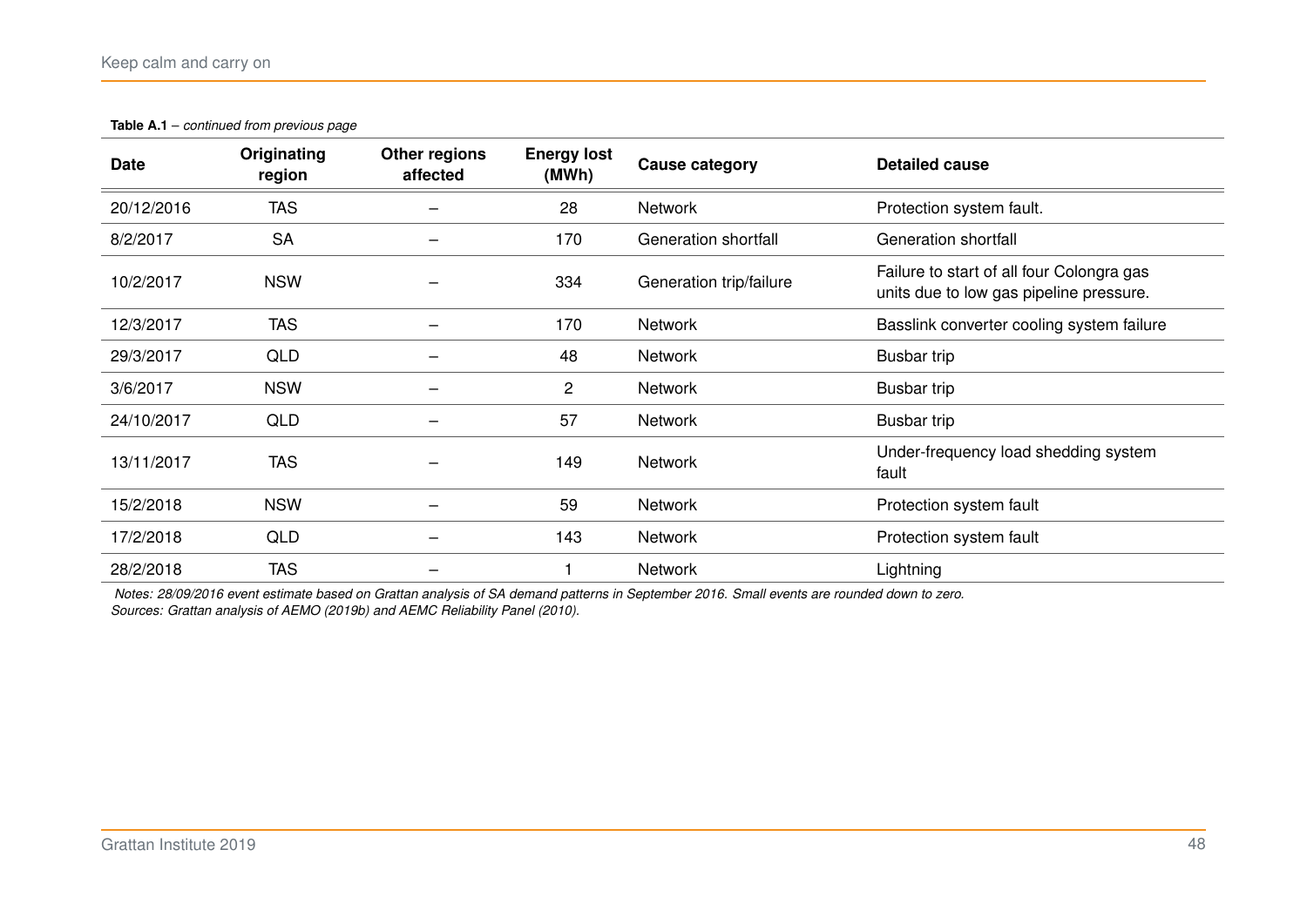**Table A.1** – *continued from previous page*

| Date | Originating region | Other regions affected | Energy lost (MWh) | Cause category | Detailed cause |
|---|---|---|---|---|---|
| 20/12/2016 | TAS | – | 28 | Network | Protection system fault. |
| 8/2/2017 | SA | – | 170 | Generation shortfall | Generation shortfall |
| 10/2/2017 | NSW | – | 334 | Generation trip/failure | Failure to start of all four Colongra gas units due to low gas pipeline pressure. |
| 12/3/2017 | TAS | – | 170 | Network | Basslink converter cooling system failure |
| 29/3/2017 | QLD | – | 48 | Network | Busbar trip |
| 3/6/2017 | NSW | – | 2 | Network | Busbar trip |
| 24/10/2017 | QLD | – | 57 | Network | Busbar trip |
| 13/11/2017 | TAS | – | 149 | Network | Under-frequency load shedding system fault |
| 15/2/2018 | NSW | – | 59 | Network | Protection system fault |
| 17/2/2018 | QLD | – | 143 | Network | Protection system fault |
| 28/2/2018 | TAS | – | 1 | Network | Lightning |

*Notes: 28/09/2016 event estimate based on Grattan analysis of SA demand patterns in September 2016. Small events are rounded down to zero.*
*Sources: Grattan analysis of AEMO (2019b) and AEMC Reliability Panel (2010).*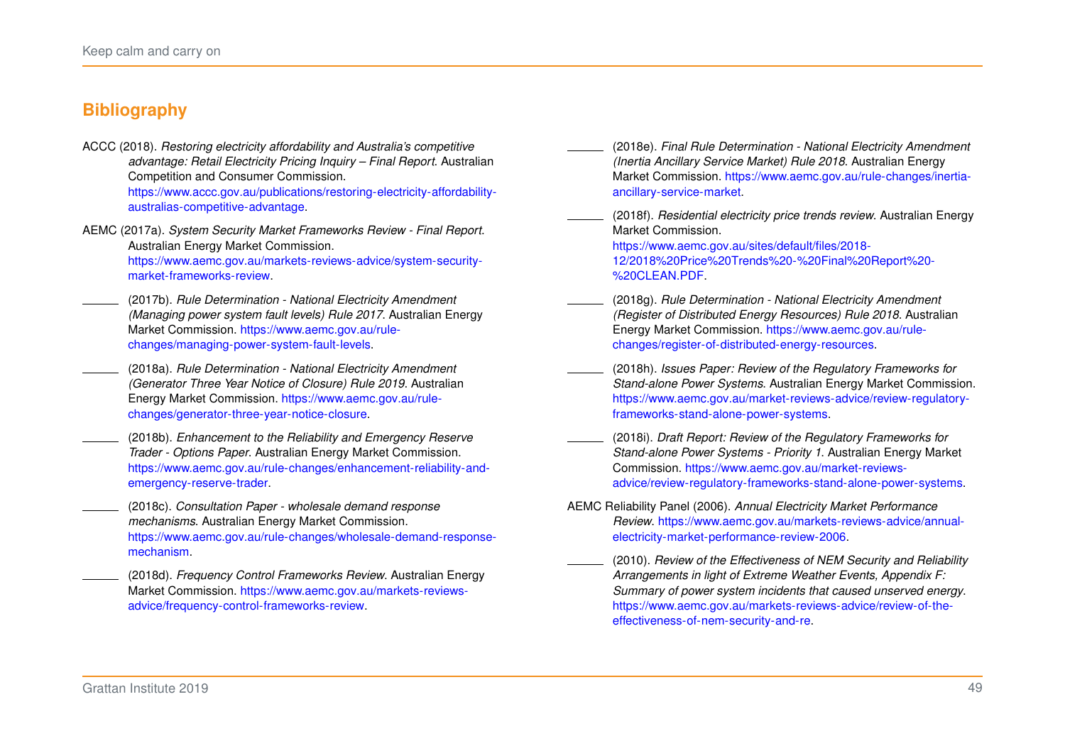## Bibliography

ACCC (2018). *Restoring electricity affordability and Australia's competitive advantage: Retail Electricity Pricing Inquiry – Final Report*. Australian Competition and Consumer Commission. https://www.accc.gov.au/publications/restoring-electricity-affordability-australias-competitive-advantage.

AEMC (2017a). *System Security Market Frameworks Review - Final Report*. Australian Energy Market Commission. https://www.aemc.gov.au/markets-reviews-advice/system-security-market-frameworks-review.

——— (2017b). *Rule Determination - National Electricity Amendment (Managing power system fault levels) Rule 2017*. Australian Energy Market Commission. https://www.aemc.gov.au/rule-changes/managing-power-system-fault-levels.

——— (2018a). *Rule Determination - National Electricity Amendment (Generator Three Year Notice of Closure) Rule 2019*. Australian Energy Market Commission. https://www.aemc.gov.au/rule-changes/generator-three-year-notice-closure.

——— (2018b). *Enhancement to the Reliability and Emergency Reserve Trader - Options Paper*. Australian Energy Market Commission. https://www.aemc.gov.au/rule-changes/enhancement-reliability-and-emergency-reserve-trader.

——— (2018c). *Consultation Paper - wholesale demand response mechanisms*. Australian Energy Market Commission. https://www.aemc.gov.au/rule-changes/wholesale-demand-response-mechanism.

——— (2018d). *Frequency Control Frameworks Review*. Australian Energy Market Commission. https://www.aemc.gov.au/markets-reviews-advice/frequency-control-frameworks-review.

——— (2018e). *Final Rule Determination - National Electricity Amendment (Inertia Ancillary Service Market) Rule 2018*. Australian Energy Market Commission. https://www.aemc.gov.au/rule-changes/inertia-ancillary-service-market.

——— (2018f). *Residential electricity price trends review*. Australian Energy Market Commission. https://www.aemc.gov.au/sites/default/files/2018-12/2018%20Price%20Trends%20-%20Final%20Report%20-%20CLEAN.PDF.

——— (2018g). *Rule Determination - National Electricity Amendment (Register of Distributed Energy Resources) Rule 2018*. Australian Energy Market Commission. https://www.aemc.gov.au/rule-changes/register-of-distributed-energy-resources.

——— (2018h). *Issues Paper: Review of the Regulatory Frameworks for Stand-alone Power Systems*. Australian Energy Market Commission. https://www.aemc.gov.au/market-reviews-advice/review-regulatory-frameworks-stand-alone-power-systems.

——— (2018i). *Draft Report: Review of the Regulatory Frameworks for Stand-alone Power Systems - Priority 1*. Australian Energy Market Commission. https://www.aemc.gov.au/market-reviews-advice/review-regulatory-frameworks-stand-alone-power-systems.

AEMC Reliability Panel (2006). *Annual Electricity Market Performance Review*. https://www.aemc.gov.au/markets-reviews-advice/annual-electricity-market-performance-review-2006.

——— (2010). *Review of the Effectiveness of NEM Security and Reliability Arrangements in light of Extreme Weather Events, Appendix F: Summary of power system incidents that caused unserved energy*. https://www.aemc.gov.au/markets-reviews-advice/review-of-the-effectiveness-of-nem-security-and-re.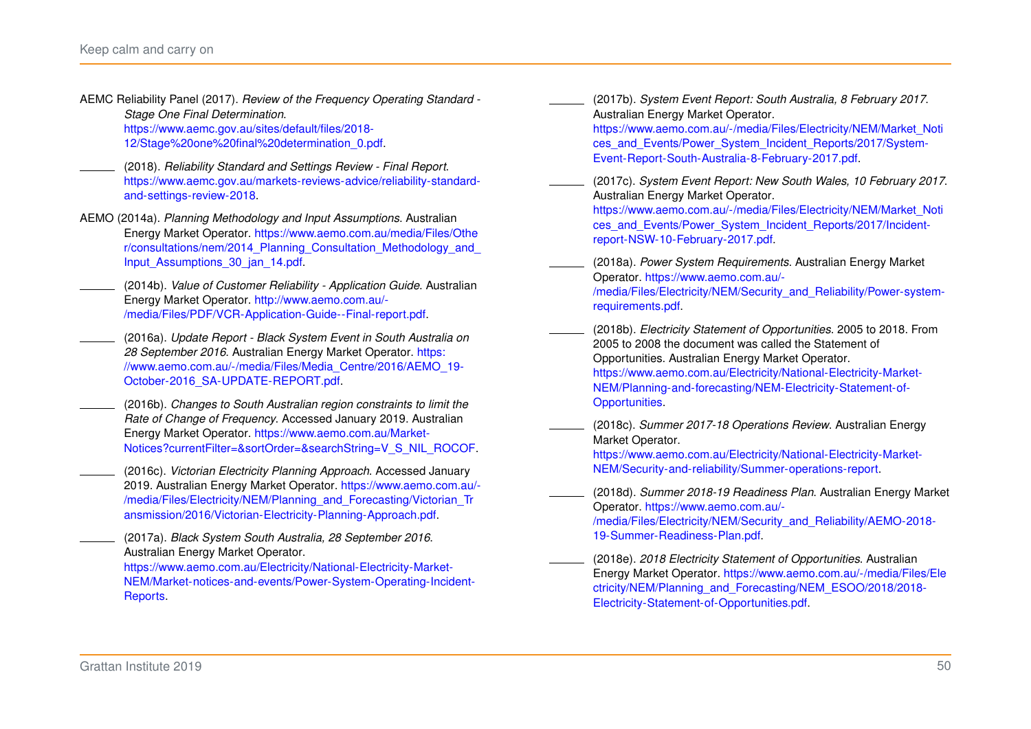AEMC Reliability Panel (2017). *Review of the Frequency Operating Standard - Stage One Final Determination*. https://www.aemc.gov.au/sites/default/files/2018-12/Stage%20one%20final%20determination_0.pdf.

——— (2018). *Reliability Standard and Settings Review - Final Report*. https://www.aemc.gov.au/markets-reviews-advice/reliability-standard-and-settings-review-2018.

AEMO (2014a). *Planning Methodology and Input Assumptions*. Australian Energy Market Operator. https://www.aemo.com.au/media/Files/Other/consultations/nem/2014_Planning_Consultation_Methodology_and_Input_Assumptions_30_jan_14.pdf.

——— (2014b). *Value of Customer Reliability - Application Guide*. Australian Energy Market Operator. http://www.aemo.com.au/-/media/Files/PDF/VCR-Application-Guide--Final-report.pdf.

——— (2016a). *Update Report - Black System Event in South Australia on 28 September 2016*. Australian Energy Market Operator. https://www.aemo.com.au/-/media/Files/Media_Centre/2016/AEMO_19-October-2016_SA-UPDATE-REPORT.pdf.

——— (2016b). *Changes to South Australian region constraints to limit the Rate of Change of Frequency*. Accessed January 2019. Australian Energy Market Operator. https://www.aemo.com.au/Market-Notices?currentFilter=&sortOrder=&searchString=V_S_NIL_ROCOF.

——— (2016c). *Victorian Electricity Planning Approach*. Accessed January 2019. Australian Energy Market Operator. https://www.aemo.com.au/-/media/Files/Electricity/NEM/Planning_and_Forecasting/Victorian_Transmission/2016/Victorian-Electricity-Planning-Approach.pdf.

——— (2017a). *Black System South Australia, 28 September 2016*. Australian Energy Market Operator. https://www.aemo.com.au/Electricity/National-Electricity-Market-NEM/Market-notices-and-events/Power-System-Operating-Incident-Reports.

——— (2017b). *System Event Report: South Australia, 8 February 2017*. Australian Energy Market Operator. https://www.aemo.com.au/-/media/Files/Electricity/NEM/Market_Notices_and_Events/Power_System_Incident_Reports/2017/System-Event-Report-South-Australia-8-February-2017.pdf.

——— (2017c). *System Event Report: New South Wales, 10 February 2017*. Australian Energy Market Operator. https://www.aemo.com.au/-/media/Files/Electricity/NEM/Market_Notices_and_Events/Power_System_Incident_Reports/2017/Incident-report-NSW-10-February-2017.pdf.

——— (2018a). *Power System Requirements*. Australian Energy Market Operator. https://www.aemo.com.au/-/media/Files/Electricity/NEM/Security_and_Reliability/Power-system-requirements.pdf.

——— (2018b). *Electricity Statement of Opportunities*. 2005 to 2018. From 2005 to 2008 the document was called the Statement of Opportunities. Australian Energy Market Operator. https://www.aemo.com.au/Electricity/National-Electricity-Market-NEM/Planning-and-forecasting/NEM-Electricity-Statement-of-Opportunities.

——— (2018c). *Summer 2017-18 Operations Review*. Australian Energy Market Operator. https://www.aemo.com.au/Electricity/National-Electricity-Market-NEM/Security-and-reliability/Summer-operations-report.

——— (2018d). *Summer 2018-19 Readiness Plan*. Australian Energy Market Operator. https://www.aemo.com.au/-/media/Files/Electricity/NEM/Security_and_Reliability/AEMO-2018-19-Summer-Readiness-Plan.pdf.

——— (2018e). *2018 Electricity Statement of Opportunities*. Australian Energy Market Operator. https://www.aemo.com.au/-/media/Files/Electricity/NEM/Planning_and_Forecasting/NEM_ESOO/2018/2018-Electricity-Statement-of-Opportunities.pdf.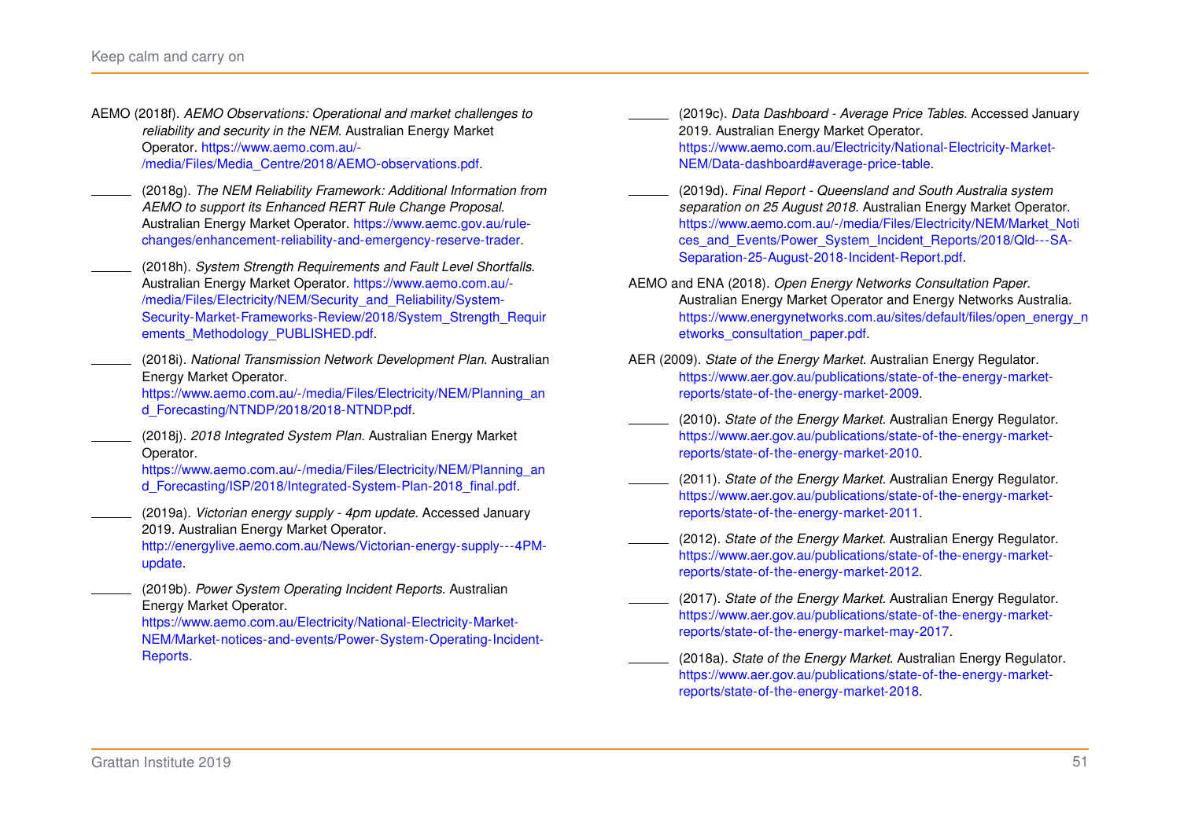AEMO (2018f). *AEMO Observations: Operational and market challenges to reliability and security in the NEM*. Australian Energy Market Operator. https://www.aemo.com.au/-/media/Files/Media_Centre/2018/AEMO-observations.pdf.

——— (2018g). *The NEM Reliability Framework: Additional Information from AEMO to support its Enhanced RERT Rule Change Proposal*. Australian Energy Market Operator. https://www.aemc.gov.au/rule-changes/enhancement-reliability-and-emergency-reserve-trader.

——— (2018h). *System Strength Requirements and Fault Level Shortfalls*. Australian Energy Market Operator. https://www.aemo.com.au/-/media/Files/Electricity/NEM/Security_and_Reliability/System-Security-Market-Frameworks-Review/2018/System_Strength_Requirements_Methodology_PUBLISHED.pdf.

——— (2018i). *National Transmission Network Development Plan*. Australian Energy Market Operator. https://www.aemo.com.au/-/media/Files/Electricity/NEM/Planning_and_Forecasting/NTNDP/2018/2018-NTNDP.pdf.

——— (2018j). *2018 Integrated System Plan*. Australian Energy Market Operator. https://www.aemo.com.au/-/media/Files/Electricity/NEM/Planning_and_Forecasting/ISP/2018/Integrated-System-Plan-2018_final.pdf.

——— (2019a). *Victorian energy supply - 4pm update*. Accessed January 2019. Australian Energy Market Operator. http://energylive.aemo.com.au/News/Victorian-energy-supply---4PM-update.

——— (2019b). *Power System Operating Incident Reports*. Australian Energy Market Operator. https://www.aemo.com.au/Electricity/National-Electricity-Market-NEM/Market-notices-and-events/Power-System-Operating-Incident-Reports.

——— (2019c). *Data Dashboard - Average Price Tables*. Accessed January 2019. Australian Energy Market Operator. https://www.aemo.com.au/Electricity/National-Electricity-Market-NEM/Data-dashboard#average-price-table.

——— (2019d). *Final Report - Queensland and South Australia system separation on 25 August 2018*. Australian Energy Market Operator. https://www.aemo.com.au/-/media/Files/Electricity/NEM/Market_Notices_and_Events/Power_System_Incident_Reports/2018/Qld---SA-Separation-25-August-2018-Incident-Report.pdf.

AEMO and ENA (2018). *Open Energy Networks Consultation Paper*. Australian Energy Market Operator and Energy Networks Australia. https://www.energynetworks.com.au/sites/default/files/open_energy_networks_consultation_paper.pdf.

AER (2009). *State of the Energy Market*. Australian Energy Regulator. https://www.aer.gov.au/publications/state-of-the-energy-market-reports/state-of-the-energy-market-2009.

——— (2010). *State of the Energy Market*. Australian Energy Regulator. https://www.aer.gov.au/publications/state-of-the-energy-market-reports/state-of-the-energy-market-2010.

——— (2011). *State of the Energy Market*. Australian Energy Regulator. https://www.aer.gov.au/publications/state-of-the-energy-market-reports/state-of-the-energy-market-2011.

——— (2012). *State of the Energy Market*. Australian Energy Regulator. https://www.aer.gov.au/publications/state-of-the-energy-market-reports/state-of-the-energy-market-2012.

——— (2017). *State of the Energy Market*. Australian Energy Regulator. https://www.aer.gov.au/publications/state-of-the-energy-market-reports/state-of-the-energy-market-may-2017.

——— (2018a). *State of the Energy Market*. Australian Energy Regulator. https://www.aer.gov.au/publications/state-of-the-energy-market-reports/state-of-the-energy-market-2018.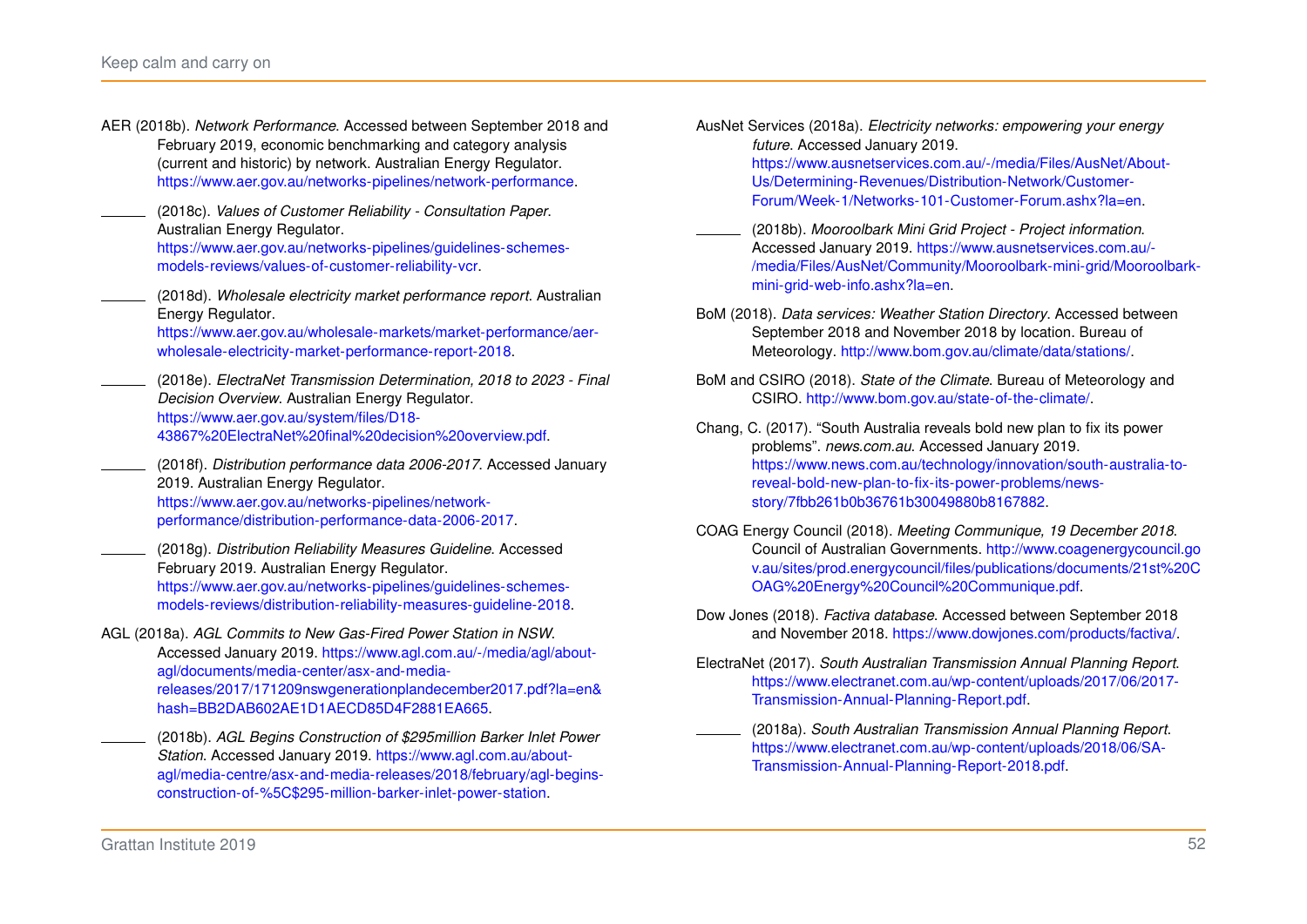AER (2018b). *Network Performance*. Accessed between September 2018 and February 2019, economic benchmarking and category analysis (current and historic) by network. Australian Energy Regulator. https://www.aer.gov.au/networks-pipelines/network-performance.

——— (2018c). *Values of Customer Reliability - Consultation Paper*. Australian Energy Regulator. https://www.aer.gov.au/networks-pipelines/guidelines-schemes-models-reviews/values-of-customer-reliability-vcr.

——— (2018d). *Wholesale electricity market performance report*. Australian Energy Regulator. https://www.aer.gov.au/wholesale-markets/market-performance/aer-wholesale-electricity-market-performance-report-2018.

——— (2018e). *ElectraNet Transmission Determination, 2018 to 2023 - Final Decision Overview*. Australian Energy Regulator. https://www.aer.gov.au/system/files/D18-43867%20ElectraNet%20final%20decision%20overview.pdf.

——— (2018f). *Distribution performance data 2006-2017*. Accessed January 2019. Australian Energy Regulator. https://www.aer.gov.au/networks-pipelines/network-performance/distribution-performance-data-2006-2017.

——— (2018g). *Distribution Reliability Measures Guideline*. Accessed February 2019. Australian Energy Regulator. https://www.aer.gov.au/networks-pipelines/guidelines-schemes-models-reviews/distribution-reliability-measures-guideline-2018.

AGL (2018a). *AGL Commits to New Gas-Fired Power Station in NSW*. Accessed January 2019. https://www.agl.com.au/-/media/agl/about-agl/documents/media-center/asx-and-media-releases/2017/171209nswgenerationplandecember2017.pdf?la=en&hash=BB2DAB602AE1D1AECD85D4F2881EA665.

——— (2018b). *AGL Begins Construction of $295million Barker Inlet Power Station*. Accessed January 2019. https://www.agl.com.au/about-agl/media-centre/asx-and-media-releases/2018/february/agl-begins-construction-of-%5C$295-million-barker-inlet-power-station.

AusNet Services (2018a). *Electricity networks: empowering your energy future*. Accessed January 2019. https://www.ausnetservices.com.au/-/media/Files/AusNet/About-Us/Determining-Revenues/Distribution-Network/Customer-Forum/Week-1/Networks-101-Customer-Forum.ashx?la=en.

——— (2018b). *Mooroolbark Mini Grid Project - Project information.* Accessed January 2019. https://www.ausnetservices.com.au/-/media/Files/AusNet/Community/Mooroolbark-mini-grid/Mooroolbark-mini-grid-web-info.ashx?la=en.

BoM (2018). *Data services: Weather Station Directory*. Accessed between September 2018 and November 2018 by location. Bureau of Meteorology. http://www.bom.gov.au/climate/data/stations/.

BoM and CSIRO (2018). *State of the Climate*. Bureau of Meteorology and CSIRO. http://www.bom.gov.au/state-of-the-climate/.

Chang, C. (2017). "South Australia reveals bold new plan to fix its power problems". *news.com.au*. Accessed January 2019. https://www.news.com.au/technology/innovation/south-australia-to-reveal-bold-new-plan-to-fix-its-power-problems/news-story/7fbb261b0b36761b30049880b8167882.

COAG Energy Council (2018). *Meeting Communique, 19 December 2018*. Council of Australian Governments. http://www.coagenergycouncil.gov.au/sites/prod.energycouncil/files/publications/documents/21st%20COAG%20Energy%20Council%20Communique.pdf.

Dow Jones (2018). *Factiva database*. Accessed between September 2018 and November 2018. https://www.dowjones.com/products/factiva/.

ElectraNet (2017). *South Australian Transmission Annual Planning Report*. https://www.electranet.com.au/wp-content/uploads/2017/06/2017-Transmission-Annual-Planning-Report.pdf.

——— (2018a). *South Australian Transmission Annual Planning Report*. https://www.electranet.com.au/wp-content/uploads/2018/06/SA-Transmission-Annual-Planning-Report-2018.pdf.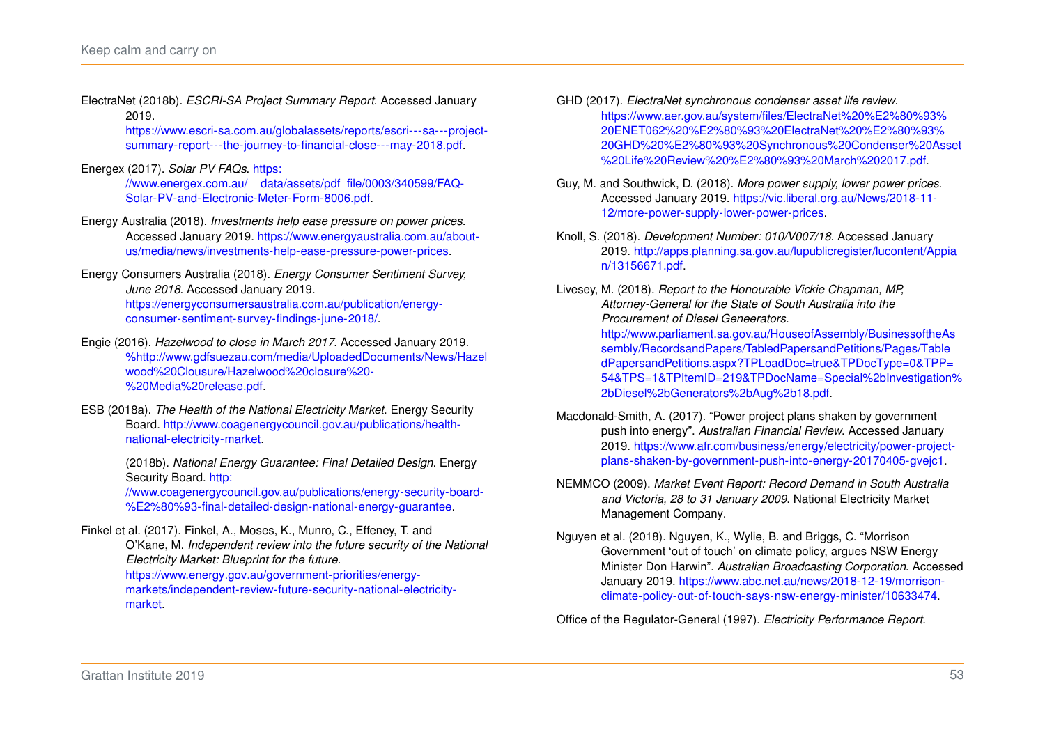ElectraNet (2018b). *ESCRI-SA Project Summary Report*. Accessed January 2019. https://www.escri-sa.com.au/globalassets/reports/escri---sa---project-summary-report---the-journey-to-financial-close---may-2018.pdf.

Energex (2017). *Solar PV FAQs*. https://www.energex.com.au/__data/assets/pdf_file/0003/340599/FAQ-Solar-PV-and-Electronic-Meter-Form-8006.pdf.

Energy Australia (2018). *Investments help ease pressure on power prices*. Accessed January 2019. https://www.energyaustralia.com.au/about-us/media/news/investments-help-ease-pressure-power-prices.

Energy Consumers Australia (2018). *Energy Consumer Sentiment Survey, June 2018*. Accessed January 2019. https://energyconsumersaustralia.com.au/publication/energy-consumer-sentiment-survey-findings-june-2018/.

Engie (2016). *Hazelwood to close in March 2017*. Accessed January 2019. %http://www.gdfsuezau.com/media/UploadedDocuments/News/Hazelwood%20Clousure/Hazelwood%20closure%20-%20Media%20release.pdf.

ESB (2018a). *The Health of the National Electricity Market*. Energy Security Board. http://www.coagenergycouncil.gov.au/publications/health-national-electricity-market.

______ (2018b). *National Energy Guarantee: Final Detailed Design*. Energy Security Board. http://www.coagenergycouncil.gov.au/publications/energy-security-board-%E2%80%93-final-detailed-design-national-energy-guarantee.

Finkel et al. (2017). Finkel, A., Moses, K., Munro, C., Effeney, T. and O'Kane, M. *Independent review into the future security of the National Electricity Market: Blueprint for the future*. https://www.energy.gov.au/government-priorities/energy-markets/independent-review-future-security-national-electricity-market.

GHD (2017). *ElectraNet synchronous condenser asset life review*. https://www.aer.gov.au/system/files/ElectraNet%20%E2%80%93%20ENET062%20%E2%80%93%20ElectraNet%20%E2%80%93%20GHD%20%E2%80%93%20Synchronous%20Condenser%20Asset%20Life%20Review%20%E2%80%93%20March%202017.pdf.

Guy, M. and Southwick, D. (2018). *More power supply, lower power prices*. Accessed January 2019. https://vic.liberal.org.au/News/2018-11-12/more-power-supply-lower-power-prices.

Knoll, S. (2018). *Development Number: 010/V007/18*. Accessed January 2019. http://apps.planning.sa.gov.au/lupublicregister/lucontent/Appian/13156671.pdf.

Livesey, M. (2018). *Report to the Honourable Vickie Chapman, MP, Attorney-General for the State of South Australia into the Procurement of Diesel Geneerators*. http://www.parliament.sa.gov.au/HouseofAssembly/BusinessoftheAssembly/RecordsandPapers/TabledPapersandPetitions/Pages/TabledPapersandPetitions.aspx?TPLoadDoc=true&TPDocType=0&TPP=54&TPS=1&TPItemID=219&TPDocName=Special%2bInvestigation%2bDiesel%2bGenerators%2bAug%2b18.pdf.

Macdonald-Smith, A. (2017). "Power project plans shaken by government push into energy". *Australian Financial Review*. Accessed January 2019. https://www.afr.com/business/energy/electricity/power-project-plans-shaken-by-government-push-into-energy-20170405-gvejc1.

NEMMCO (2009). *Market Event Report: Record Demand in South Australia and Victoria, 28 to 31 January 2009*. National Electricity Market Management Company.

Nguyen et al. (2018). Nguyen, K., Wylie, B. and Briggs, C. "Morrison Government 'out of touch' on climate policy, argues NSW Energy Minister Don Harwin". *Australian Broadcasting Corporation*. Accessed January 2019. https://www.abc.net.au/news/2018-12-19/morrison-climate-policy-out-of-touch-says-nsw-energy-minister/10633474.

Office of the Regulator-General (1997). *Electricity Performance Report*.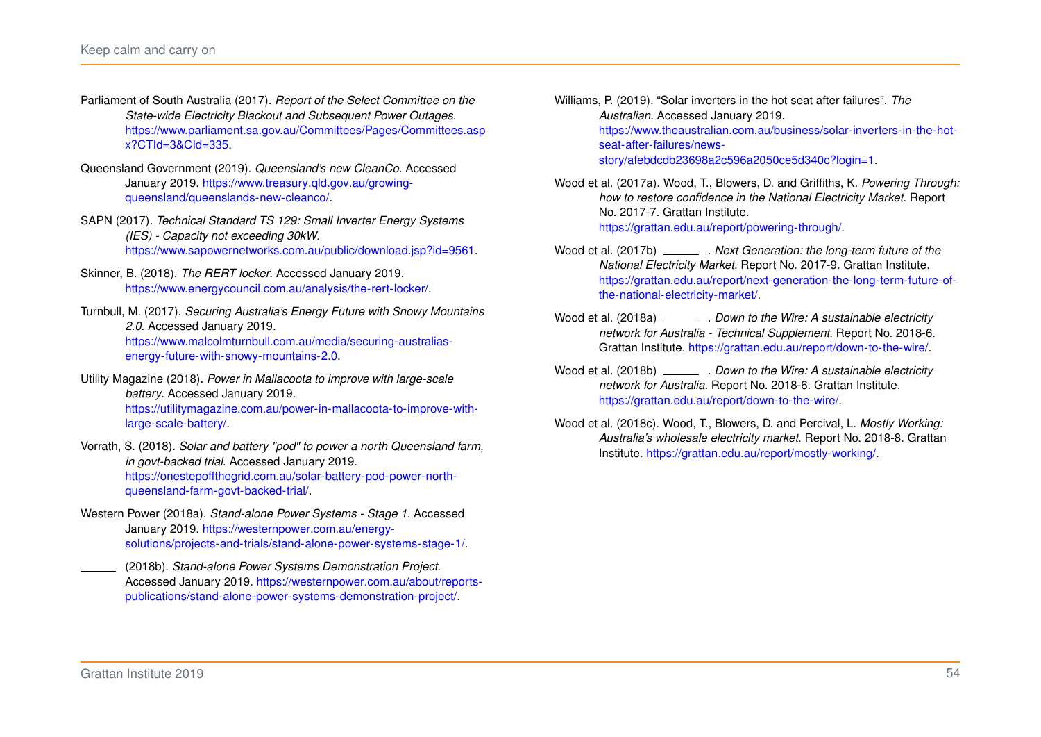Parliament of South Australia (2017). *Report of the Select Committee on the State-wide Electricity Blackout and Subsequent Power Outages*. https://www.parliament.sa.gov.au/Committees/Pages/Committees.aspx?CTId=3&CId=335.

Queensland Government (2019). *Queensland's new CleanCo*. Accessed January 2019. https://www.treasury.qld.gov.au/growing-queensland/queenslands-new-cleanco/.

SAPN (2017). *Technical Standard TS 129: Small Inverter Energy Systems (IES) - Capacity not exceeding 30kW*. https://www.sapowernetworks.com.au/public/download.jsp?id=9561.

Skinner, B. (2018). *The RERT locker*. Accessed January 2019. https://www.energycouncil.com.au/analysis/the-rert-locker/.

Turnbull, M. (2017). *Securing Australia's Energy Future with Snowy Mountains 2.0*. Accessed January 2019. https://www.malcolmturnbull.com.au/media/securing-australias-energy-future-with-snowy-mountains-2.0.

Utility Magazine (2018). *Power in Mallacoota to improve with large-scale battery*. Accessed January 2019. https://utilitymagazine.com.au/power-in-mallacoota-to-improve-with-large-scale-battery/.

Vorrath, S. (2018). *Solar and battery "pod" to power a north Queensland farm, in govt-backed trial*. Accessed January 2019. https://onestepoffthegrid.com.au/solar-battery-pod-power-north-queensland-farm-govt-backed-trial/.

Western Power (2018a). *Stand-alone Power Systems - Stage 1*. Accessed January 2019. https://westernpower.com.au/energy-solutions/projects-and-trials/stand-alone-power-systems-stage-1/.

\_\_\_\_\_\_ (2018b). *Stand-alone Power Systems Demonstration Project*. Accessed January 2019. https://westernpower.com.au/about/reports-publications/stand-alone-power-systems-demonstration-project/.

Williams, P. (2019). "Solar inverters in the hot seat after failures". *The Australian*. Accessed January 2019. https://www.theaustralian.com.au/business/solar-inverters-in-the-hot-seat-after-failures/news-story/afebdcdb23698a2c596a2050ce5d340c?login=1.

Wood et al. (2017a). Wood, T., Blowers, D. and Griffiths, K. *Powering Through: how to restore confidence in the National Electricity Market*. Report No. 2017-7. Grattan Institute. https://grattan.edu.au/report/powering-through/.

Wood et al. (2017b) \_\_\_\_\_\_ . *Next Generation: the long-term future of the National Electricity Market*. Report No. 2017-9. Grattan Institute. https://grattan.edu.au/report/next-generation-the-long-term-future-of-the-national-electricity-market/.

Wood et al. (2018a) \_\_\_\_\_\_ . *Down to the Wire: A sustainable electricity network for Australia - Technical Supplement*. Report No. 2018-6. Grattan Institute. https://grattan.edu.au/report/down-to-the-wire/.

Wood et al. (2018b) \_\_\_\_\_\_ . *Down to the Wire: A sustainable electricity network for Australia*. Report No. 2018-6. Grattan Institute. https://grattan.edu.au/report/down-to-the-wire/.

Wood et al. (2018c). Wood, T., Blowers, D. and Percival, L. *Mostly Working: Australia's wholesale electricity market*. Report No. 2018-8. Grattan Institute. https://grattan.edu.au/report/mostly-working/.